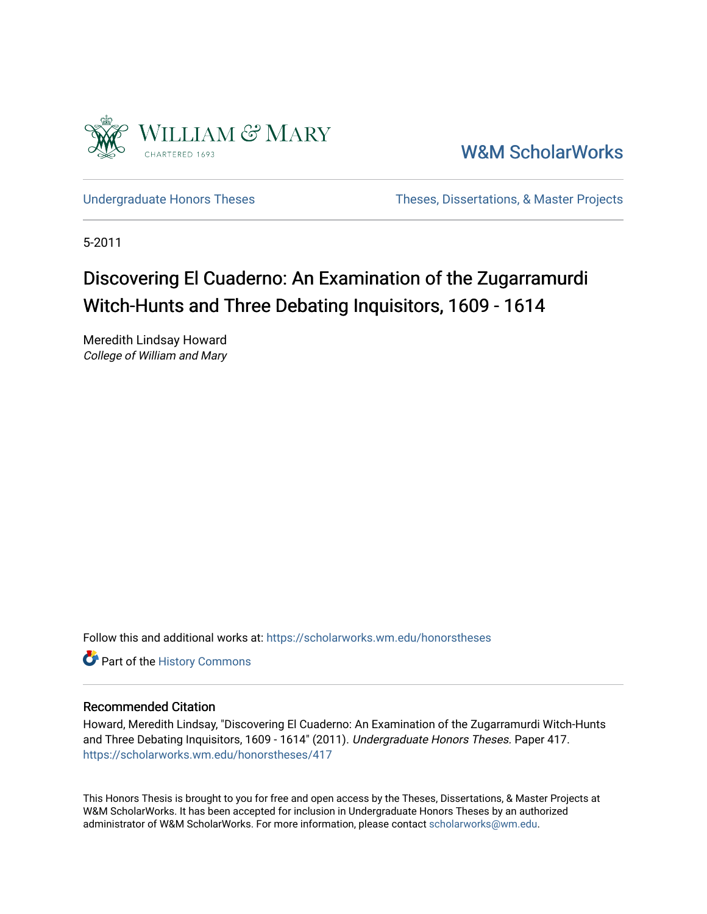William & Mary
CHARTERED 1693

W&M ScholarWorks

Undergraduate Honors Theses | Theses, Dissertations, & Master Projects

5-2011

# Discovering El Cuaderno: An Examination of the Zugarramurdi Witch-Hunts and Three Debating Inquisitors, 1609 - 1614

Meredith Lindsay Howard
*College of William and Mary*

Follow this and additional works at: https://scholarworks.wm.edu/honorstheses

Part of the History Commons

## Recommended Citation

Howard, Meredith Lindsay, "Discovering El Cuaderno: An Examination of the Zugarramurdi Witch-Hunts and Three Debating Inquisitors, 1609 - 1614" (2011). *Undergraduate Honors Theses.* Paper 417.
https://scholarworks.wm.edu/honorstheses/417

This Honors Thesis is brought to you for free and open access by the Theses, Dissertations, & Master Projects at W&M ScholarWorks. It has been accepted for inclusion in Undergraduate Honors Theses by an authorized administrator of W&M ScholarWorks. For more information, please contact scholarworks@wm.edu.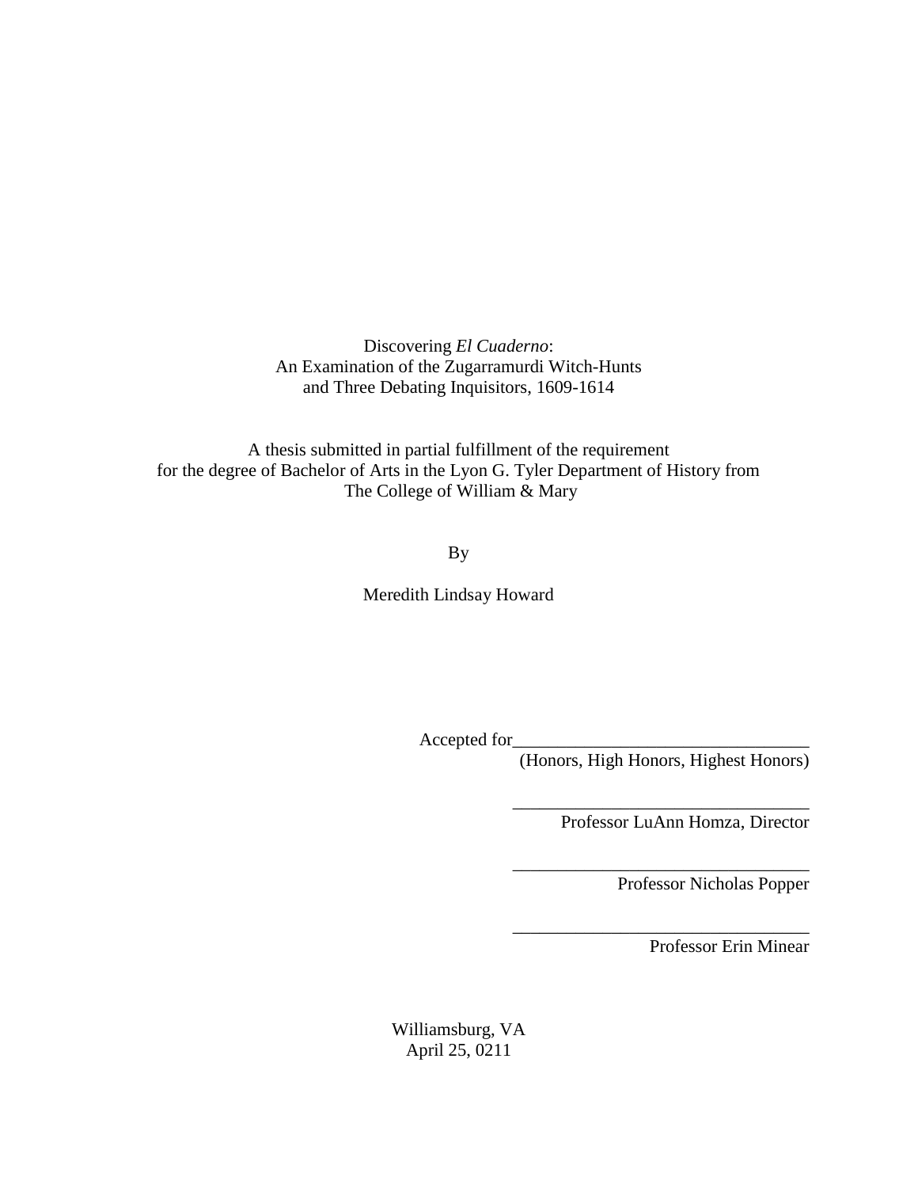Discovering *El Cuaderno*:
An Examination of the Zugarramurdi Witch-Hunts
and Three Debating Inquisitors, 1609-1614

A thesis submitted in partial fulfillment of the requirement
for the degree of Bachelor of Arts in the Lyon G. Tyler Department of History from
The College of William & Mary

By

Meredith Lindsay Howard

Accepted for___________________________________
(Honors, High Honors, Highest Honors)

___________________________________
Professor LuAnn Homza, Director

___________________________________
Professor Nicholas Popper

___________________________________
Professor Erin Minear

Williamsburg, VA
April 25, 0211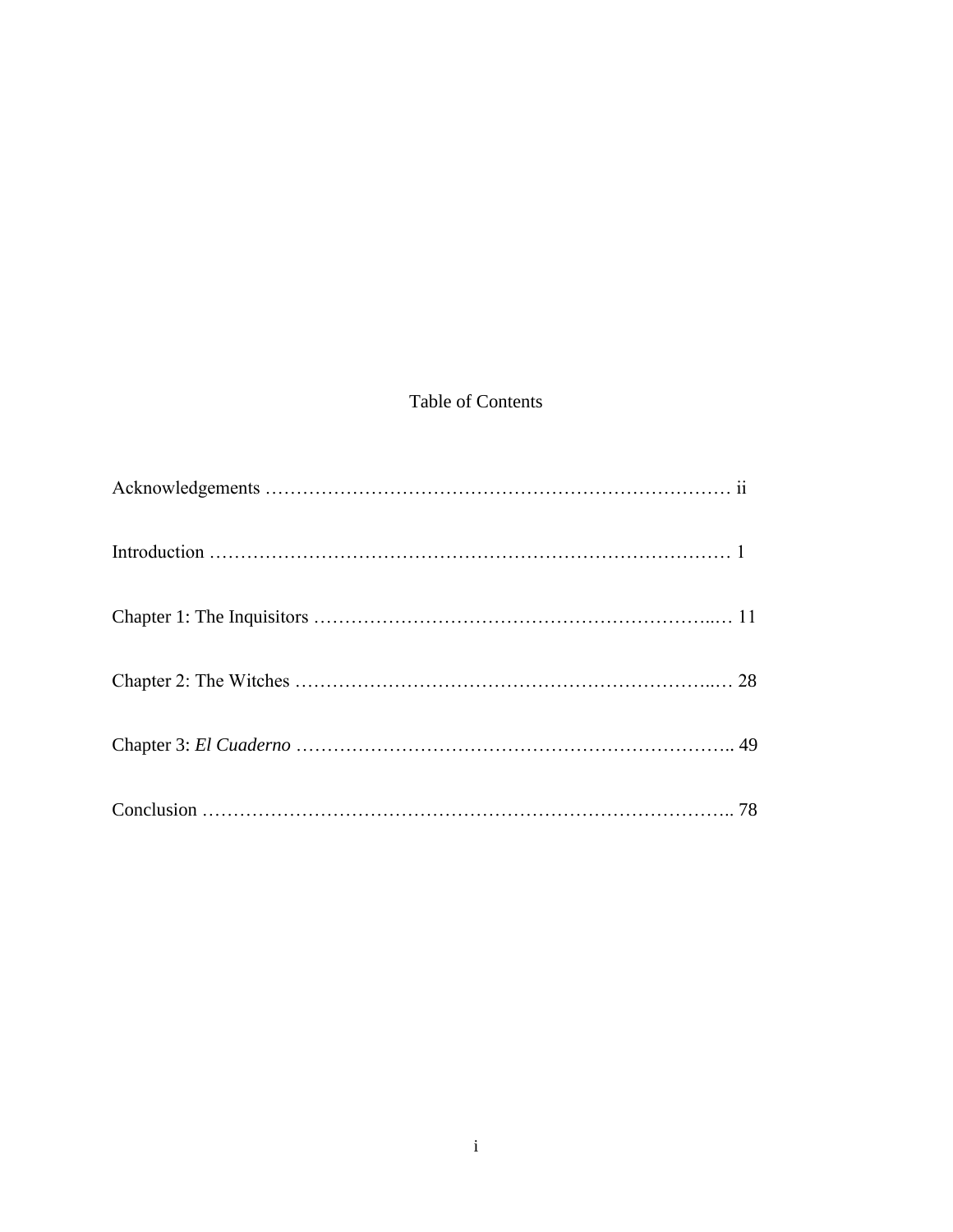# Table of Contents

Acknowledgements ………………………………………………………………… ii

Introduction ………………………………………………………………………… 1

Chapter 1: The Inquisitors ……………………………………………………..… 11

Chapter 2: The Witches ……………………………………………………...… 28

Chapter 3: *El Cuaderno* ……………………………………………………….. 49

Conclusion ……………………………………………………………………….. 78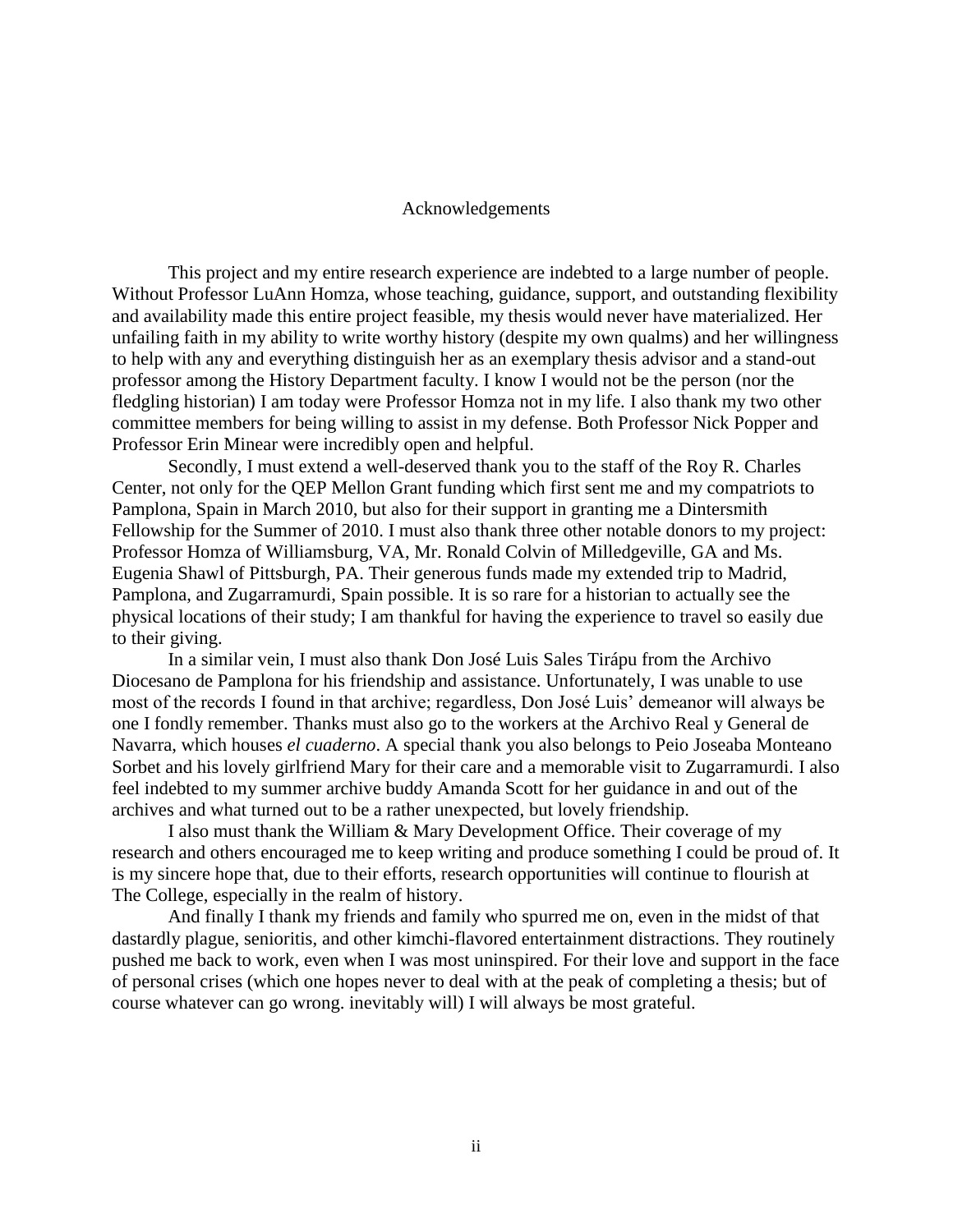# Acknowledgements

This project and my entire research experience are indebted to a large number of people. Without Professor LuAnn Homza, whose teaching, guidance, support, and outstanding flexibility and availability made this entire project feasible, my thesis would never have materialized. Her unfailing faith in my ability to write worthy history (despite my own qualms) and her willingness to help with any and everything distinguish her as an exemplary thesis advisor and a stand-out professor among the History Department faculty. I know I would not be the person (nor the fledgling historian) I am today were Professor Homza not in my life. I also thank my two other committee members for being willing to assist in my defense. Both Professor Nick Popper and Professor Erin Minear were incredibly open and helpful.

Secondly, I must extend a well-deserved thank you to the staff of the Roy R. Charles Center, not only for the QEP Mellon Grant funding which first sent me and my compatriots to Pamplona, Spain in March 2010, but also for their support in granting me a Dintersmith Fellowship for the Summer of 2010. I must also thank three other notable donors to my project: Professor Homza of Williamsburg, VA, Mr. Ronald Colvin of Milledgeville, GA and Ms. Eugenia Shawl of Pittsburgh, PA. Their generous funds made my extended trip to Madrid, Pamplona, and Zugarramurdi, Spain possible. It is so rare for a historian to actually see the physical locations of their study; I am thankful for having the experience to travel so easily due to their giving.

In a similar vein, I must also thank Don José Luis Sales Tirápu from the Archivo Diocesano de Pamplona for his friendship and assistance. Unfortunately, I was unable to use most of the records I found in that archive; regardless, Don José Luis' demeanor will always be one I fondly remember. Thanks must also go to the workers at the Archivo Real y General de Navarra, which houses *el cuaderno*. A special thank you also belongs to Peio Joseaba Monteano Sorbet and his lovely girlfriend Mary for their care and a memorable visit to Zugarramurdi. I also feel indebted to my summer archive buddy Amanda Scott for her guidance in and out of the archives and what turned out to be a rather unexpected, but lovely friendship.

I also must thank the William & Mary Development Office. Their coverage of my research and others encouraged me to keep writing and produce something I could be proud of. It is my sincere hope that, due to their efforts, research opportunities will continue to flourish at The College, especially in the realm of history.

And finally I thank my friends and family who spurred me on, even in the midst of that dastardly plague, senioritis, and other kimchi-flavored entertainment distractions. They routinely pushed me back to work, even when I was most uninspired. For their love and support in the face of personal crises (which one hopes never to deal with at the peak of completing a thesis; but of course whatever can go wrong. inevitably will) I will always be most grateful.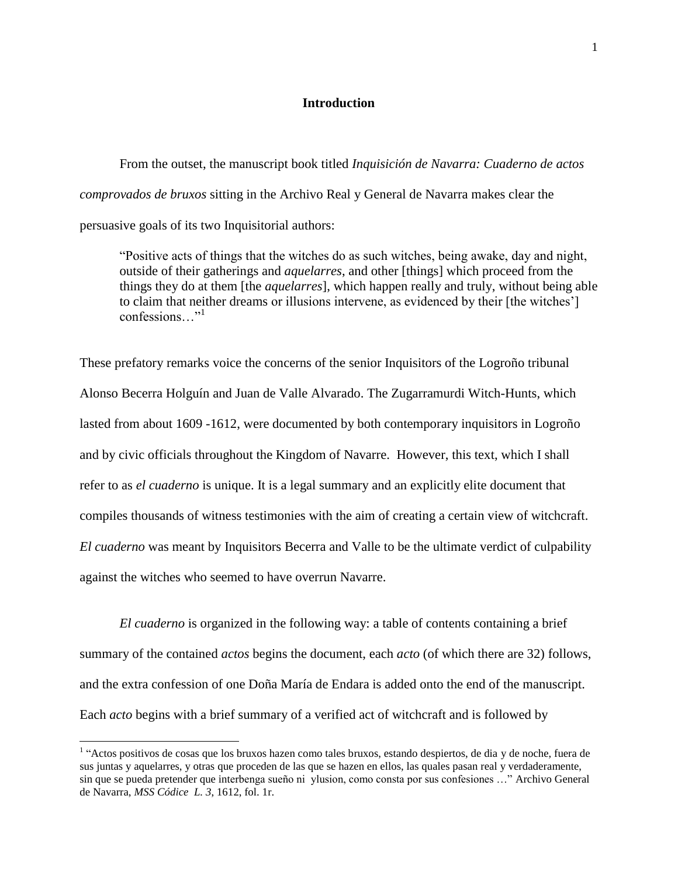## Introduction

From the outset, the manuscript book titled *Inquisición de Navarra: Cuaderno de actos comprovados de bruxos* sitting in the Archivo Real y General de Navarra makes clear the persuasive goals of its two Inquisitorial authors:

> "Positive acts of things that the witches do as such witches, being awake, day and night, outside of their gatherings and *aquelarres*, and other [things] which proceed from the things they do at them [the *aquelarres*], which happen really and truly, without being able to claim that neither dreams or illusions intervene, as evidenced by their [the witches'] confessions…"[1]

These prefatory remarks voice the concerns of the senior Inquisitors of the Logroño tribunal Alonso Becerra Holguín and Juan de Valle Alvarado. The Zugarramurdi Witch-Hunts, which lasted from about 1609 -1612, were documented by both contemporary inquisitors in Logroño and by civic officials throughout the Kingdom of Navarre. However, this text, which I shall refer to as *el cuaderno* is unique. It is a legal summary and an explicitly elite document that compiles thousands of witness testimonies with the aim of creating a certain view of witchcraft. *El cuaderno* was meant by Inquisitors Becerra and Valle to be the ultimate verdict of culpability against the witches who seemed to have overrun Navarre.

*El cuaderno* is organized in the following way: a table of contents containing a brief summary of the contained *actos* begins the document, each *acto* (of which there are 32) follows, and the extra confession of one Doña María de Endara is added onto the end of the manuscript. Each *acto* begins with a brief summary of a verified act of witchcraft and is followed by

[1] "Actos positivos de cosas que los bruxos hazen como tales bruxos, estando despiertos, de dia y de noche, fuera de sus juntas y aquelarres, y otras que proceden de las que se hazen en ellos, las quales pasan real y verdaderamente, sin que se pueda pretender que interbenga sueño ni ylusion, como consta por sus confesiones …" Archivo General de Navarra, *MSS Códice L. 3*, 1612, fol. 1r.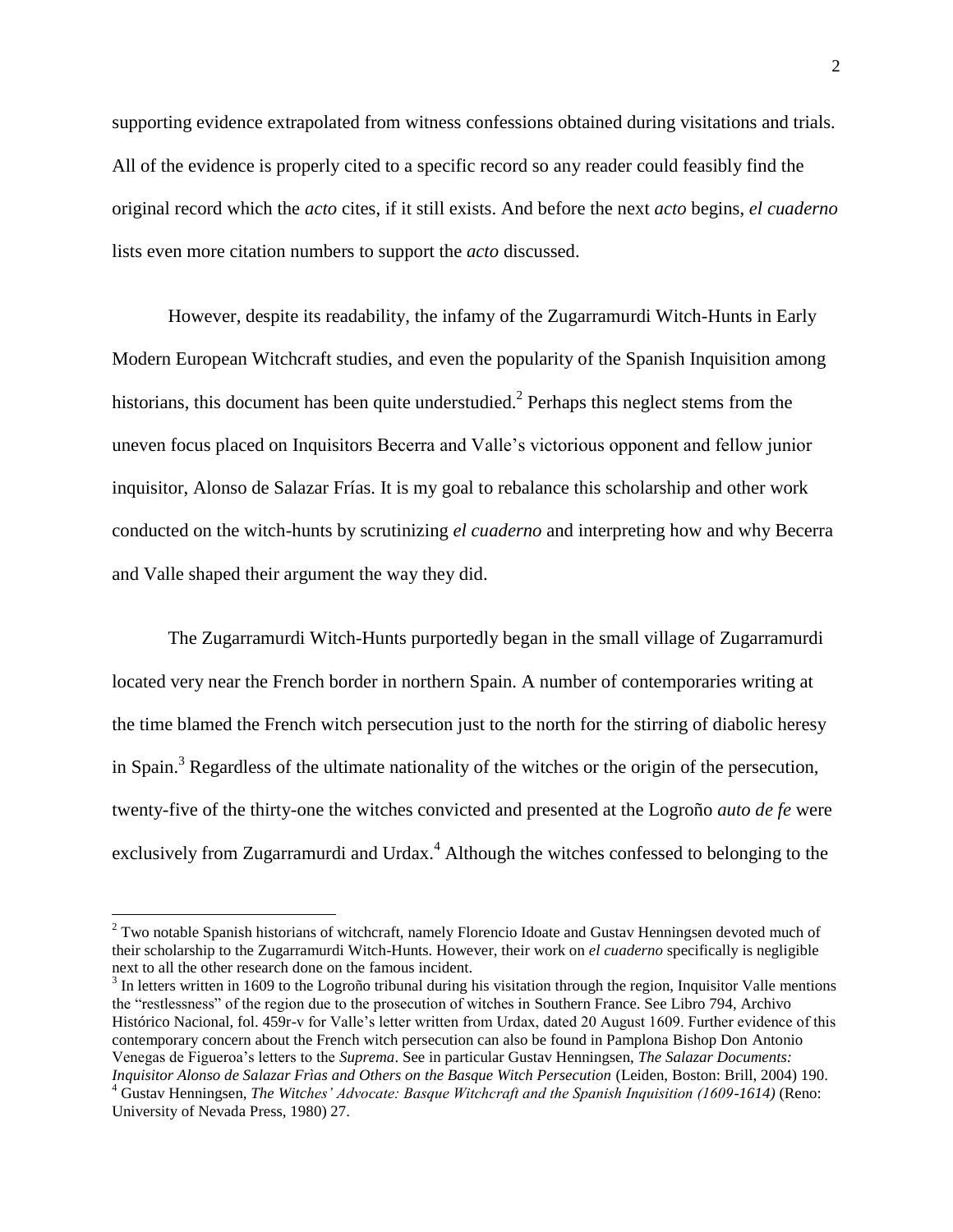supporting evidence extrapolated from witness confessions obtained during visitations and trials. All of the evidence is properly cited to a specific record so any reader could feasibly find the original record which the *acto* cites, if it still exists. And before the next *acto* begins, *el cuaderno* lists even more citation numbers to support the *acto* discussed.

However, despite its readability, the infamy of the Zugarramurdi Witch-Hunts in Early Modern European Witchcraft studies, and even the popularity of the Spanish Inquisition among historians, this document has been quite understudied.[2] Perhaps this neglect stems from the uneven focus placed on Inquisitors Becerra and Valle's victorious opponent and fellow junior inquisitor, Alonso de Salazar Frías. It is my goal to rebalance this scholarship and other work conducted on the witch-hunts by scrutinizing *el cuaderno* and interpreting how and why Becerra and Valle shaped their argument the way they did.

The Zugarramurdi Witch-Hunts purportedly began in the small village of Zugarramurdi located very near the French border in northern Spain. A number of contemporaries writing at the time blamed the French witch persecution just to the north for the stirring of diabolic heresy in Spain.[3] Regardless of the ultimate nationality of the witches or the origin of the persecution, twenty-five of the thirty-one the witches convicted and presented at the Logroño *auto de fe* were exclusively from Zugarramurdi and Urdax.[4] Although the witches confessed to belonging to the

---

[2] Two notable Spanish historians of witchcraft, namely Florencio Idoate and Gustav Henningsen devoted much of their scholarship to the Zugarramurdi Witch-Hunts. However, their work on *el cuaderno* specifically is negligible next to all the other research done on the famous incident.

[3] In letters written in 1609 to the Logroño tribunal during his visitation through the region, Inquisitor Valle mentions the "restlessness" of the region due to the prosecution of witches in Southern France. See Libro 794, Archivo Histórico Nacional, fol. 459r-v for Valle's letter written from Urdax, dated 20 August 1609. Further evidence of this contemporary concern about the French witch persecution can also be found in Pamplona Bishop Don Antonio Venegas de Figueroa's letters to the *Suprema*. See in particular Gustav Henningsen, *The Salazar Documents: Inquisitor Alonso de Salazar Frìas and Others on the Basque Witch Persecution* (Leiden, Boston: Brill, 2004) 190.

[4] Gustav Henningsen, *The Witches' Advocate: Basque Witchcraft and the Spanish Inquisition (1609-1614)* (Reno: University of Nevada Press, 1980) 27.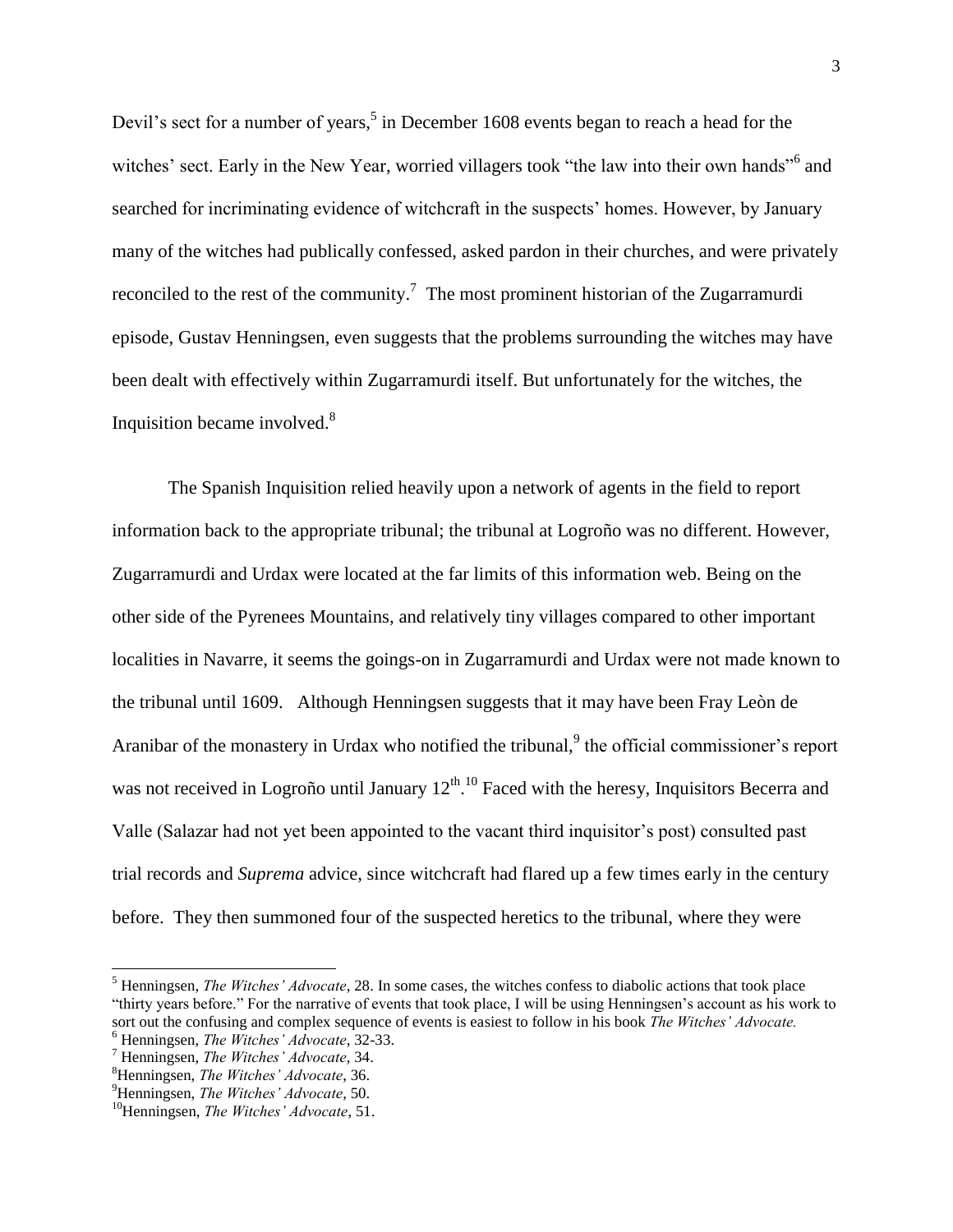Devil's sect for a number of years,[5] in December 1608 events began to reach a head for the witches' sect. Early in the New Year, worried villagers took "the law into their own hands"[6] and searched for incriminating evidence of witchcraft in the suspects' homes. However, by January many of the witches had publically confessed, asked pardon in their churches, and were privately reconciled to the rest of the community.[7] The most prominent historian of the Zugarramurdi episode, Gustav Henningsen, even suggests that the problems surrounding the witches may have been dealt with effectively within Zugarramurdi itself. But unfortunately for the witches, the Inquisition became involved.[8]

The Spanish Inquisition relied heavily upon a network of agents in the field to report information back to the appropriate tribunal; the tribunal at Logroño was no different. However, Zugarramurdi and Urdax were located at the far limits of this information web. Being on the other side of the Pyrenees Mountains, and relatively tiny villages compared to other important localities in Navarre, it seems the goings-on in Zugarramurdi and Urdax were not made known to the tribunal until 1609. Although Henningsen suggests that it may have been Fray Leòn de Aranibar of the monastery in Urdax who notified the tribunal,[9] the official commissioner's report was not received in Logroño until January 12th.[10] Faced with the heresy, Inquisitors Becerra and Valle (Salazar had not yet been appointed to the vacant third inquisitor's post) consulted past trial records and *Suprema* advice, since witchcraft had flared up a few times early in the century before. They then summoned four of the suspected heretics to the tribunal, where they were

---

[5] Henningsen, *The Witches' Advocate*, 28. In some cases, the witches confess to diabolic actions that took place "thirty years before." For the narrative of events that took place, I will be using Henningsen's account as his work to sort out the confusing and complex sequence of events is easiest to follow in his book *The Witches' Advocate.*

[6] Henningsen, *The Witches' Advocate*, 32-33.

[7] Henningsen, *The Witches' Advocate*, 34.

[8] Henningsen, *The Witches' Advocate*, 36.

[9] Henningsen, *The Witches' Advocate*, 50.

[10] Henningsen, *The Witches' Advocate*, 51.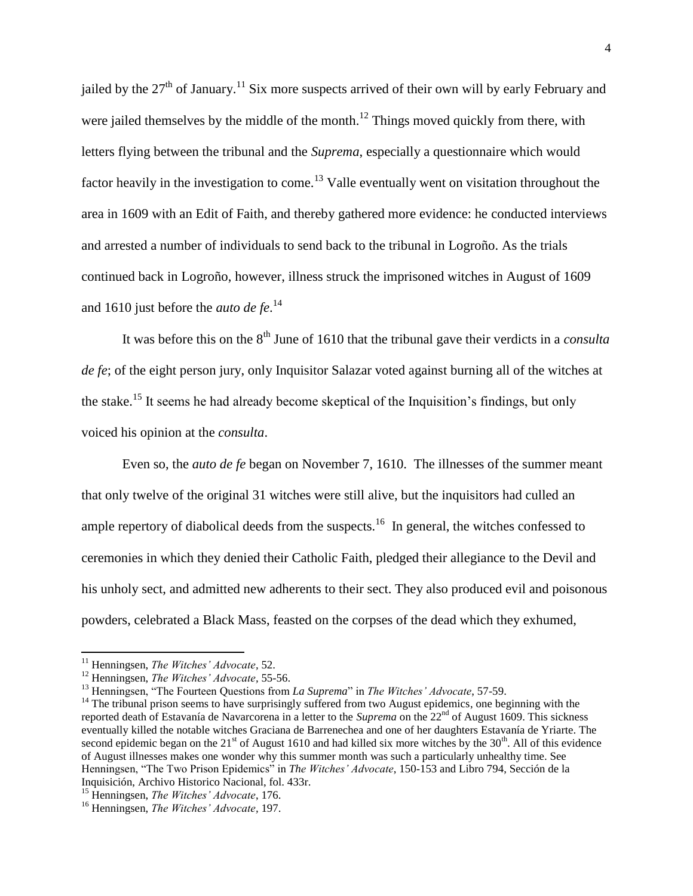jailed by the 27th of January.[11] Six more suspects arrived of their own will by early February and were jailed themselves by the middle of the month.[12] Things moved quickly from there, with letters flying between the tribunal and the *Suprema*, especially a questionnaire which would factor heavily in the investigation to come.[13] Valle eventually went on visitation throughout the area in 1609 with an Edit of Faith, and thereby gathered more evidence: he conducted interviews and arrested a number of individuals to send back to the tribunal in Logroño. As the trials continued back in Logroño, however, illness struck the imprisoned witches in August of 1609 and 1610 just before the *auto de fe*.[14]

It was before this on the 8th June of 1610 that the tribunal gave their verdicts in a *consulta de fe*; of the eight person jury, only Inquisitor Salazar voted against burning all of the witches at the stake.[15] It seems he had already become skeptical of the Inquisition's findings, but only voiced his opinion at the *consulta*.

Even so, the *auto de fe* began on November 7, 1610. The illnesses of the summer meant that only twelve of the original 31 witches were still alive, but the inquisitors had culled an ample repertory of diabolical deeds from the suspects.[16] In general, the witches confessed to ceremonies in which they denied their Catholic Faith, pledged their allegiance to the Devil and his unholy sect, and admitted new adherents to their sect. They also produced evil and poisonous powders, celebrated a Black Mass, feasted on the corpses of the dead which they exhumed,

---

[11] Henningsen, *The Witches' Advocate*, 52.

[12] Henningsen, *The Witches' Advocate*, 55-56.

[13] Henningsen, "The Fourteen Questions from *La Suprema*" in *The Witches' Advocate*, 57-59.

[14] The tribunal prison seems to have surprisingly suffered from two August epidemics, one beginning with the reported death of Estavanía de Navarcorena in a letter to the *Suprema* on the 22nd of August 1609. This sickness eventually killed the notable witches Graciana de Barrenechea and one of her daughters Estavanía de Yriarte. The second epidemic began on the 21st of August 1610 and had killed six more witches by the 30th. All of this evidence of August illnesses makes one wonder why this summer month was such a particularly unhealthy time. See Henningsen, "The Two Prison Epidemics" in *The Witches' Advocate*, 150-153 and Libro 794, Sección de la Inquisición, Archivo Historico Nacional, fol. 433r.

[15] Henningsen, *The Witches' Advocate*, 176.

[16] Henningsen, *The Witches' Advocate*, 197.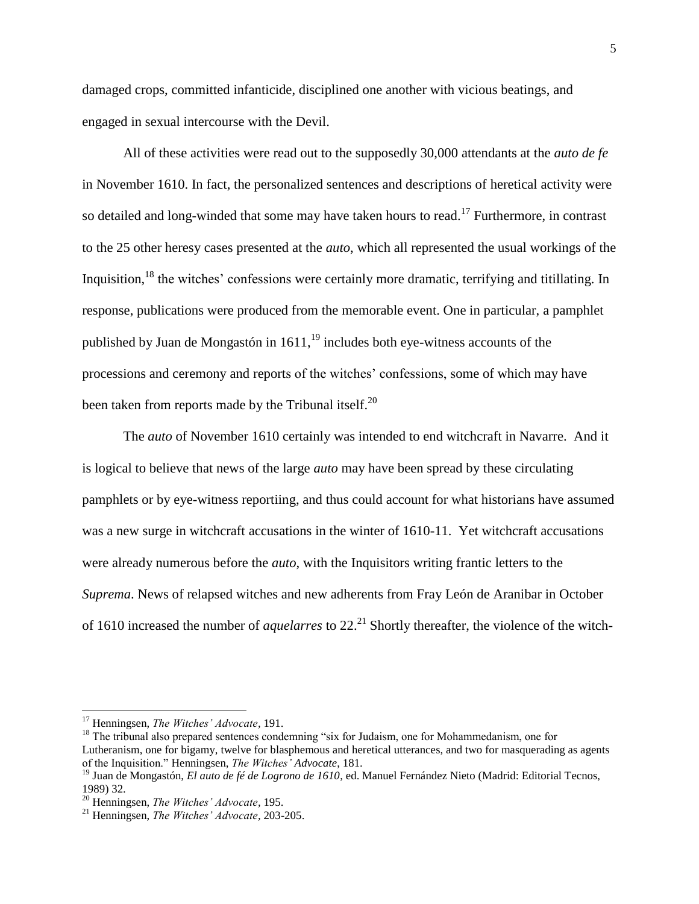damaged crops, committed infanticide, disciplined one another with vicious beatings, and engaged in sexual intercourse with the Devil.

All of these activities were read out to the supposedly 30,000 attendants at the *auto de fe* in November 1610. In fact, the personalized sentences and descriptions of heretical activity were so detailed and long-winded that some may have taken hours to read.[17] Furthermore, in contrast to the 25 other heresy cases presented at the *auto*, which all represented the usual workings of the Inquisition,[18] the witches' confessions were certainly more dramatic, terrifying and titillating. In response, publications were produced from the memorable event. One in particular, a pamphlet published by Juan de Mongastón in 1611,[19] includes both eye-witness accounts of the processions and ceremony and reports of the witches' confessions, some of which may have been taken from reports made by the Tribunal itself.[20]

The *auto* of November 1610 certainly was intended to end witchcraft in Navarre. And it is logical to believe that news of the large *auto* may have been spread by these circulating pamphlets or by eye-witness reportiing, and thus could account for what historians have assumed was a new surge in witchcraft accusations in the winter of 1610-11. Yet witchcraft accusations were already numerous before the *auto*, with the Inquisitors writing frantic letters to the *Suprema*. News of relapsed witches and new adherents from Fray León de Aranibar in October of 1610 increased the number of *aquelarres* to 22.[21] Shortly thereafter, the violence of the witch-

---

[17] Henningsen, *The Witches' Advocate*, 191.

[18] The tribunal also prepared sentences condemning "six for Judaism, one for Mohammedanism, one for Lutheranism, one for bigamy, twelve for blasphemous and heretical utterances, and two for masquerading as agents of the Inquisition." Henningsen, *The Witches' Advocate*, 181.

[19] Juan de Mongastón, *El auto de fé de Logrono de 1610*, ed. Manuel Fernández Nieto (Madrid: Editorial Tecnos, 1989) 32.

[20] Henningsen, *The Witches' Advocate*, 195.

[21] Henningsen, *The Witches' Advocate*, 203-205.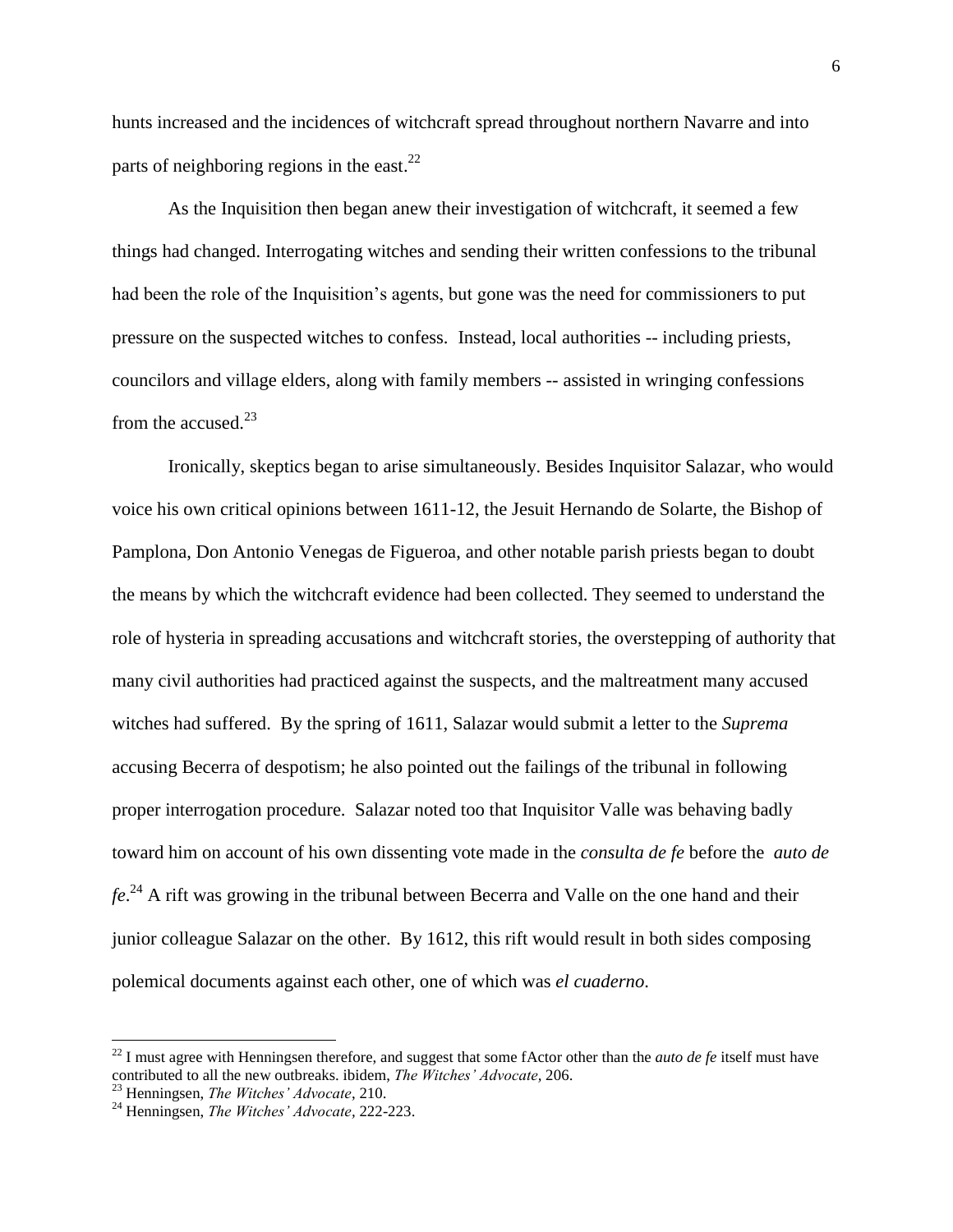hunts increased and the incidences of witchcraft spread throughout northern Navarre and into parts of neighboring regions in the east.[22]

As the Inquisition then began anew their investigation of witchcraft, it seemed a few things had changed. Interrogating witches and sending their written confessions to the tribunal had been the role of the Inquisition's agents, but gone was the need for commissioners to put pressure on the suspected witches to confess. Instead, local authorities -- including priests, councilors and village elders, along with family members -- assisted in wringing confessions from the accused.[23]

Ironically, skeptics began to arise simultaneously. Besides Inquisitor Salazar, who would voice his own critical opinions between 1611-12, the Jesuit Hernando de Solarte, the Bishop of Pamplona, Don Antonio Venegas de Figueroa, and other notable parish priests began to doubt the means by which the witchcraft evidence had been collected. They seemed to understand the role of hysteria in spreading accusations and witchcraft stories, the overstepping of authority that many civil authorities had practiced against the suspects, and the maltreatment many accused witches had suffered. By the spring of 1611, Salazar would submit a letter to the *Suprema* accusing Becerra of despotism; he also pointed out the failings of the tribunal in following proper interrogation procedure. Salazar noted too that Inquisitor Valle was behaving badly toward him on account of his own dissenting vote made in the *consulta de fe* before the *auto de fe*.[24] A rift was growing in the tribunal between Becerra and Valle on the one hand and their junior colleague Salazar on the other. By 1612, this rift would result in both sides composing polemical documents against each other, one of which was *el cuaderno.*

---

[22] I must agree with Henningsen therefore, and suggest that some fActor other than the *auto de fe* itself must have contributed to all the new outbreaks. ibidem, *The Witches' Advocate*, 206.

[23] Henningsen, *The Witches' Advocate*, 210.

[24] Henningsen, *The Witches' Advocate*, 222-223.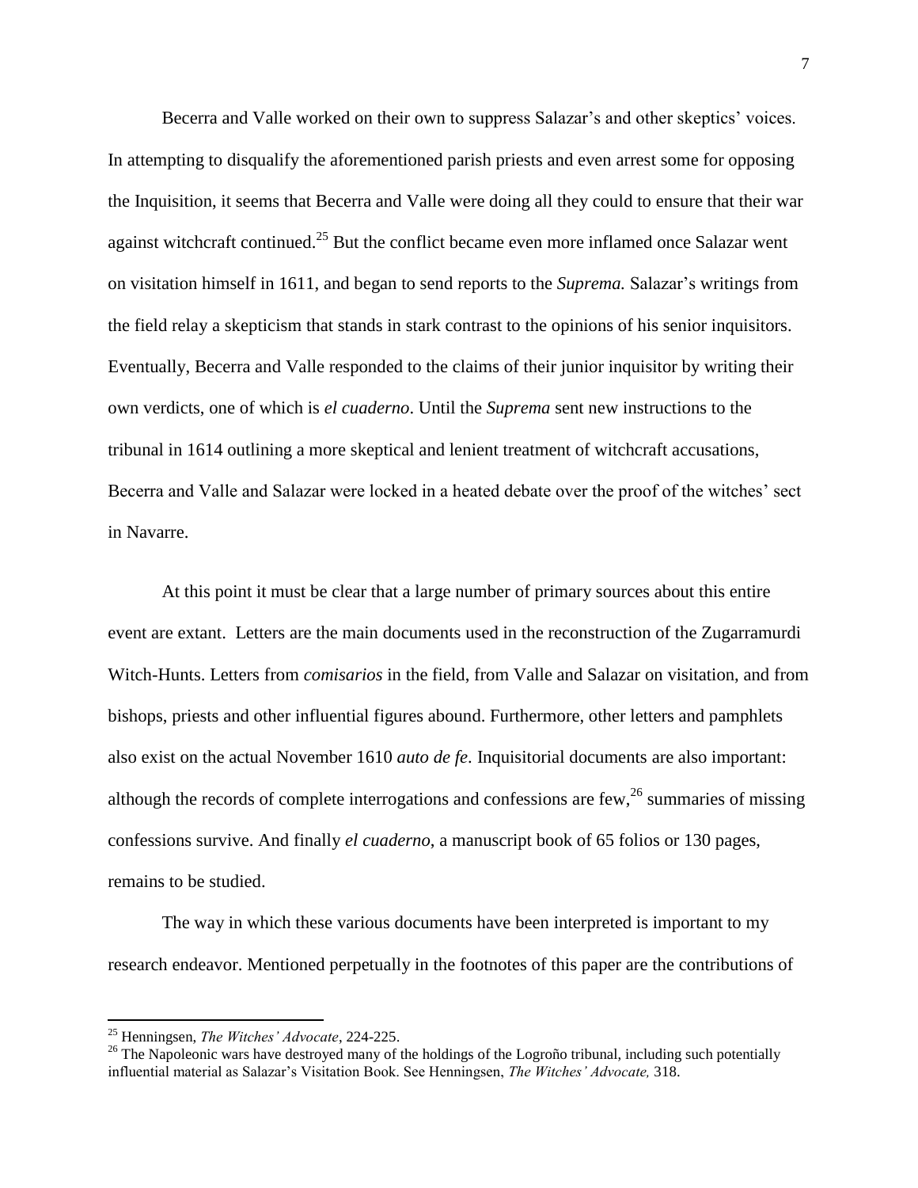Becerra and Valle worked on their own to suppress Salazar's and other skeptics' voices. In attempting to disqualify the aforementioned parish priests and even arrest some for opposing the Inquisition, it seems that Becerra and Valle were doing all they could to ensure that their war against witchcraft continued.[25] But the conflict became even more inflamed once Salazar went on visitation himself in 1611, and began to send reports to the *Suprema.* Salazar's writings from the field relay a skepticism that stands in stark contrast to the opinions of his senior inquisitors. Eventually, Becerra and Valle responded to the claims of their junior inquisitor by writing their own verdicts, one of which is *el cuaderno*. Until the *Suprema* sent new instructions to the tribunal in 1614 outlining a more skeptical and lenient treatment of witchcraft accusations, Becerra and Valle and Salazar were locked in a heated debate over the proof of the witches' sect in Navarre.

At this point it must be clear that a large number of primary sources about this entire event are extant. Letters are the main documents used in the reconstruction of the Zugarramurdi Witch-Hunts. Letters from *comisarios* in the field, from Valle and Salazar on visitation, and from bishops, priests and other influential figures abound. Furthermore, other letters and pamphlets also exist on the actual November 1610 *auto de fe*. Inquisitorial documents are also important: although the records of complete interrogations and confessions are few,[26] summaries of missing confessions survive. And finally *el cuaderno,* a manuscript book of 65 folios or 130 pages, remains to be studied.

The way in which these various documents have been interpreted is important to my research endeavor. Mentioned perpetually in the footnotes of this paper are the contributions of

---

[25] Henningsen, *The Witches' Advocate*, 224-225.

[26] The Napoleonic wars have destroyed many of the holdings of the Logroño tribunal, including such potentially influential material as Salazar's Visitation Book. See Henningsen, *The Witches' Advocate,* 318.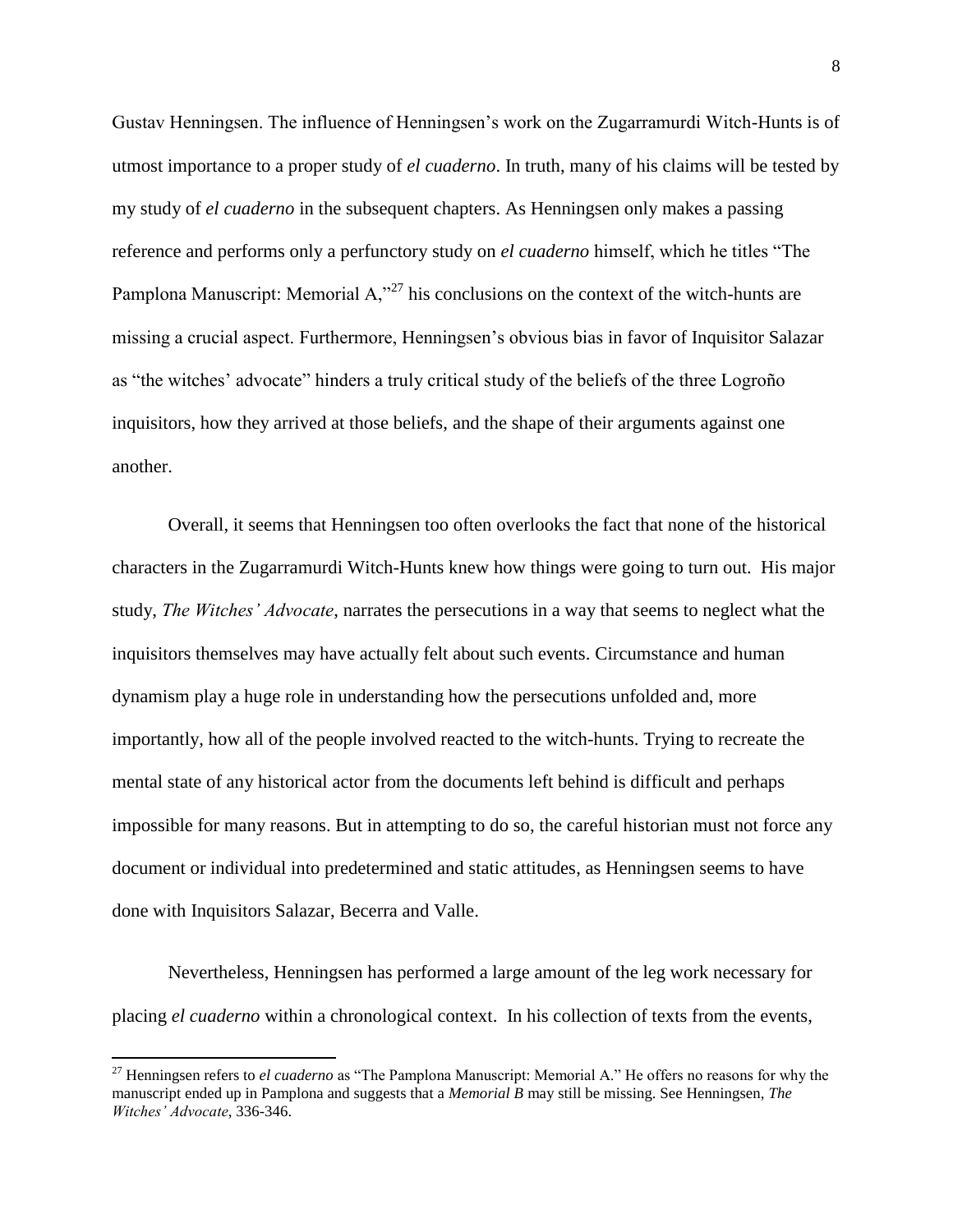Gustav Henningsen. The influence of Henningsen's work on the Zugarramurdi Witch-Hunts is of utmost importance to a proper study of *el cuaderno*. In truth, many of his claims will be tested by my study of *el cuaderno* in the subsequent chapters. As Henningsen only makes a passing reference and performs only a perfunctory study on *el cuaderno* himself, which he titles "The Pamplona Manuscript: Memorial A,"[27] his conclusions on the context of the witch-hunts are missing a crucial aspect. Furthermore, Henningsen's obvious bias in favor of Inquisitor Salazar as "the witches' advocate" hinders a truly critical study of the beliefs of the three Logroño inquisitors, how they arrived at those beliefs, and the shape of their arguments against one another.

Overall, it seems that Henningsen too often overlooks the fact that none of the historical characters in the Zugarramurdi Witch-Hunts knew how things were going to turn out. His major study, *The Witches' Advocate*, narrates the persecutions in a way that seems to neglect what the inquisitors themselves may have actually felt about such events. Circumstance and human dynamism play a huge role in understanding how the persecutions unfolded and, more importantly, how all of the people involved reacted to the witch-hunts. Trying to recreate the mental state of any historical actor from the documents left behind is difficult and perhaps impossible for many reasons. But in attempting to do so, the careful historian must not force any document or individual into predetermined and static attitudes, as Henningsen seems to have done with Inquisitors Salazar, Becerra and Valle.

Nevertheless, Henningsen has performed a large amount of the leg work necessary for placing *el cuaderno* within a chronological context. In his collection of texts from the events,

[27] Henningsen refers to *el cuaderno* as "The Pamplona Manuscript: Memorial A." He offers no reasons for why the manuscript ended up in Pamplona and suggests that a *Memorial B* may still be missing. See Henningsen, *The Witches' Advocate*, 336-346.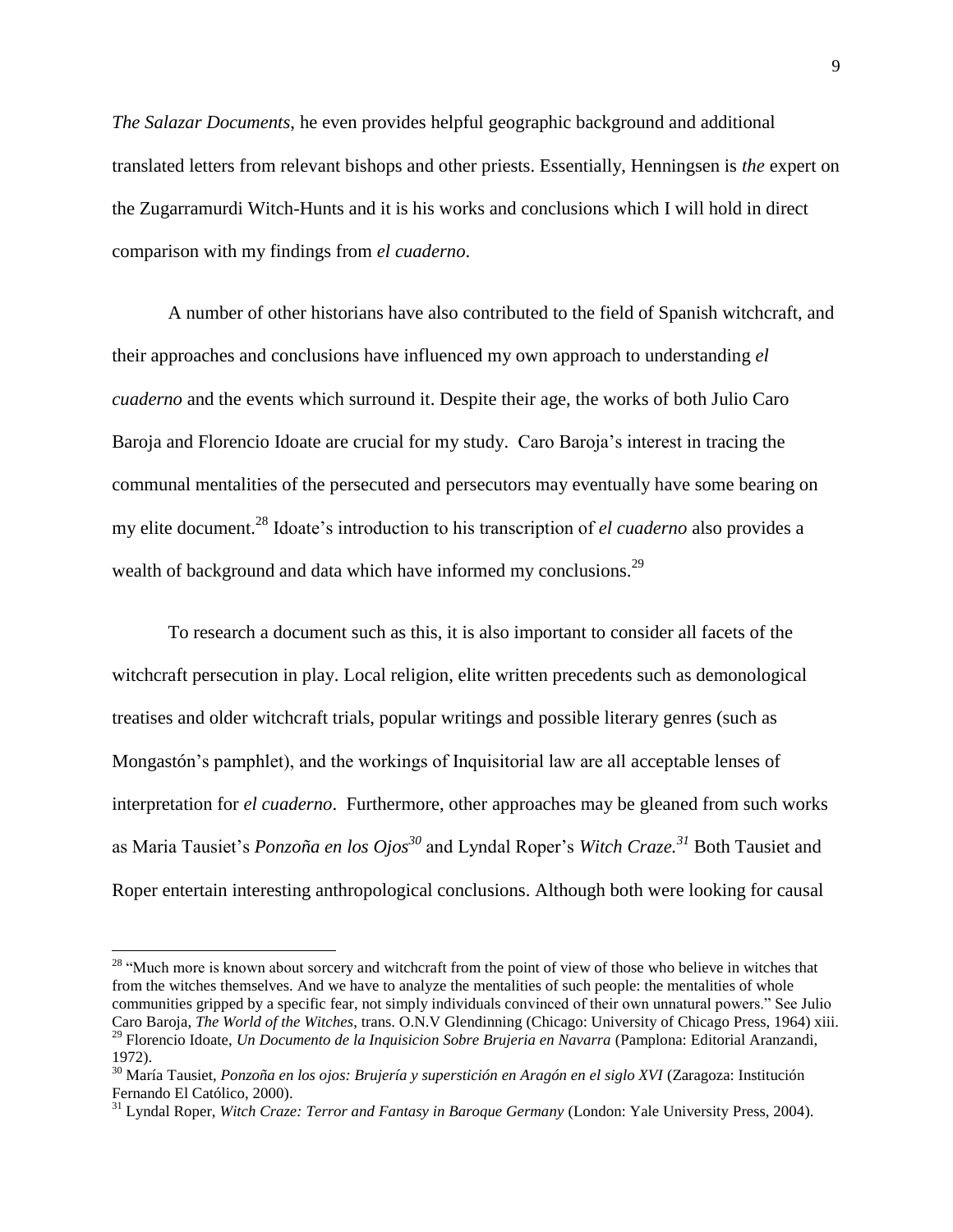*The Salazar Documents*, he even provides helpful geographic background and additional translated letters from relevant bishops and other priests. Essentially, Henningsen is *the* expert on the Zugarramurdi Witch-Hunts and it is his works and conclusions which I will hold in direct comparison with my findings from *el cuaderno*.

A number of other historians have also contributed to the field of Spanish witchcraft, and their approaches and conclusions have influenced my own approach to understanding *el cuaderno* and the events which surround it. Despite their age, the works of both Julio Caro Baroja and Florencio Idoate are crucial for my study. Caro Baroja's interest in tracing the communal mentalities of the persecuted and persecutors may eventually have some bearing on my elite document.[28] Idoate's introduction to his transcription of *el cuaderno* also provides a wealth of background and data which have informed my conclusions.[29]

To research a document such as this, it is also important to consider all facets of the witchcraft persecution in play. Local religion, elite written precedents such as demonological treatises and older witchcraft trials, popular writings and possible literary genres (such as Mongastón's pamphlet), and the workings of Inquisitorial law are all acceptable lenses of interpretation for *el cuaderno*. Furthermore, other approaches may be gleaned from such works as Maria Tausiet's *Ponzoña en los Ojos*[30] and Lyndal Roper's *Witch Craze.*[31] Both Tausiet and Roper entertain interesting anthropological conclusions. Although both were looking for causal

---

[28] "Much more is known about sorcery and witchcraft from the point of view of those who believe in witches that from the witches themselves. And we have to analyze the mentalities of such people: the mentalities of whole communities gripped by a specific fear, not simply individuals convinced of their own unnatural powers." See Julio Caro Baroja, *The World of the Witches*, trans. O.N.V Glendinning (Chicago: University of Chicago Press, 1964) xiii.

[29] Florencio Idoate, *Un Documento de la Inquisicion Sobre Brujeria en Navarra* (Pamplona: Editorial Aranzandi, 1972).

[30] María Tausiet, *Ponzoña en los ojos: Brujería y superstición en Aragón en el siglo XVI* (Zaragoza: Institución Fernando El Católico, 2000).

[31] Lyndal Roper, *Witch Craze: Terror and Fantasy in Baroque Germany* (London: Yale University Press, 2004).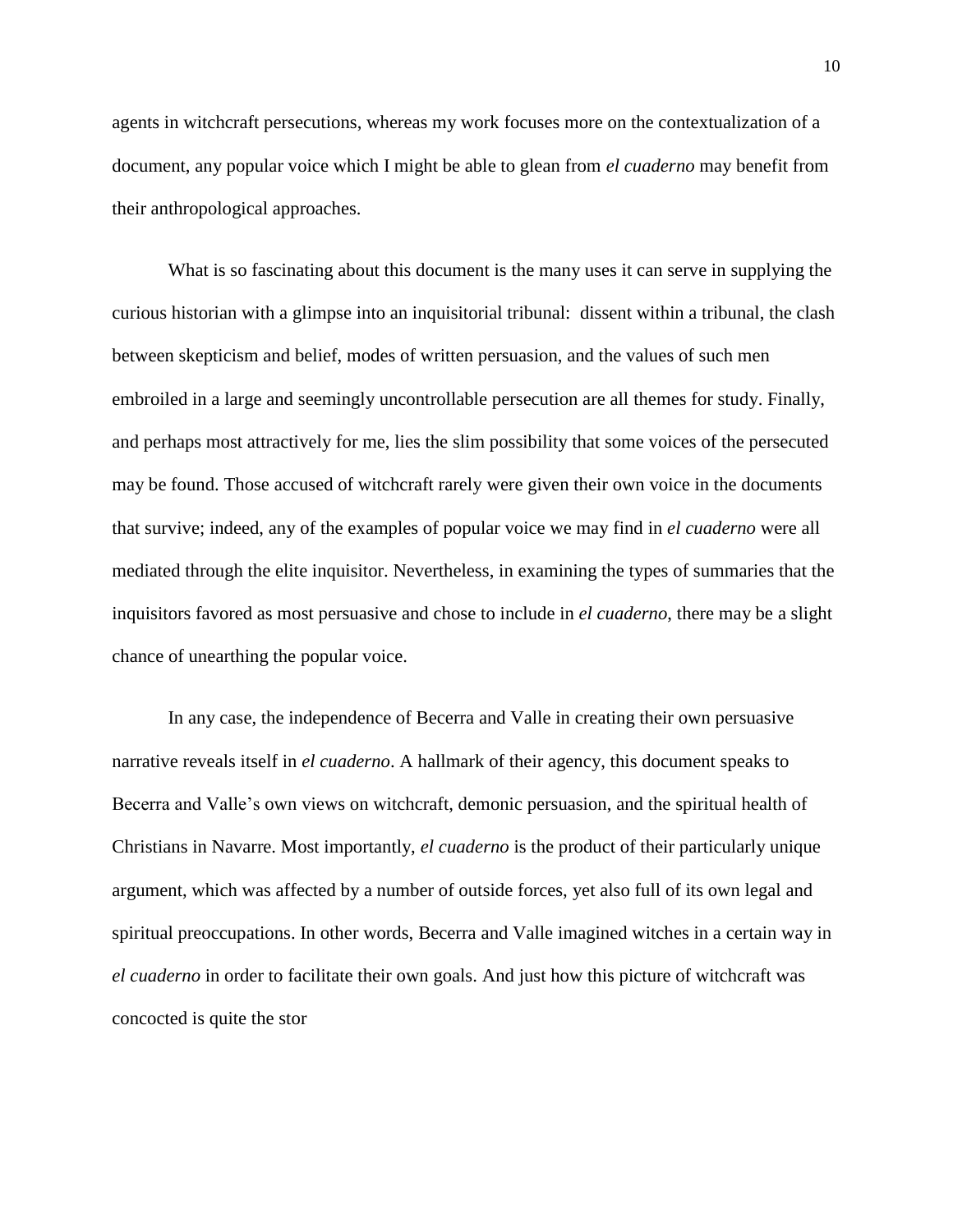agents in witchcraft persecutions, whereas my work focuses more on the contextualization of a document, any popular voice which I might be able to glean from *el cuaderno* may benefit from their anthropological approaches.

What is so fascinating about this document is the many uses it can serve in supplying the curious historian with a glimpse into an inquisitorial tribunal: dissent within a tribunal, the clash between skepticism and belief, modes of written persuasion, and the values of such men embroiled in a large and seemingly uncontrollable persecution are all themes for study. Finally, and perhaps most attractively for me, lies the slim possibility that some voices of the persecuted may be found. Those accused of witchcraft rarely were given their own voice in the documents that survive; indeed, any of the examples of popular voice we may find in *el cuaderno* were all mediated through the elite inquisitor. Nevertheless, in examining the types of summaries that the inquisitors favored as most persuasive and chose to include in *el cuaderno*, there may be a slight chance of unearthing the popular voice.

In any case, the independence of Becerra and Valle in creating their own persuasive narrative reveals itself in *el cuaderno*. A hallmark of their agency, this document speaks to Becerra and Valle's own views on witchcraft, demonic persuasion, and the spiritual health of Christians in Navarre. Most importantly, *el cuaderno* is the product of their particularly unique argument, which was affected by a number of outside forces, yet also full of its own legal and spiritual preoccupations. In other words, Becerra and Valle imagined witches in a certain way in *el cuaderno* in order to facilitate their own goals. And just how this picture of witchcraft was concocted is quite the stor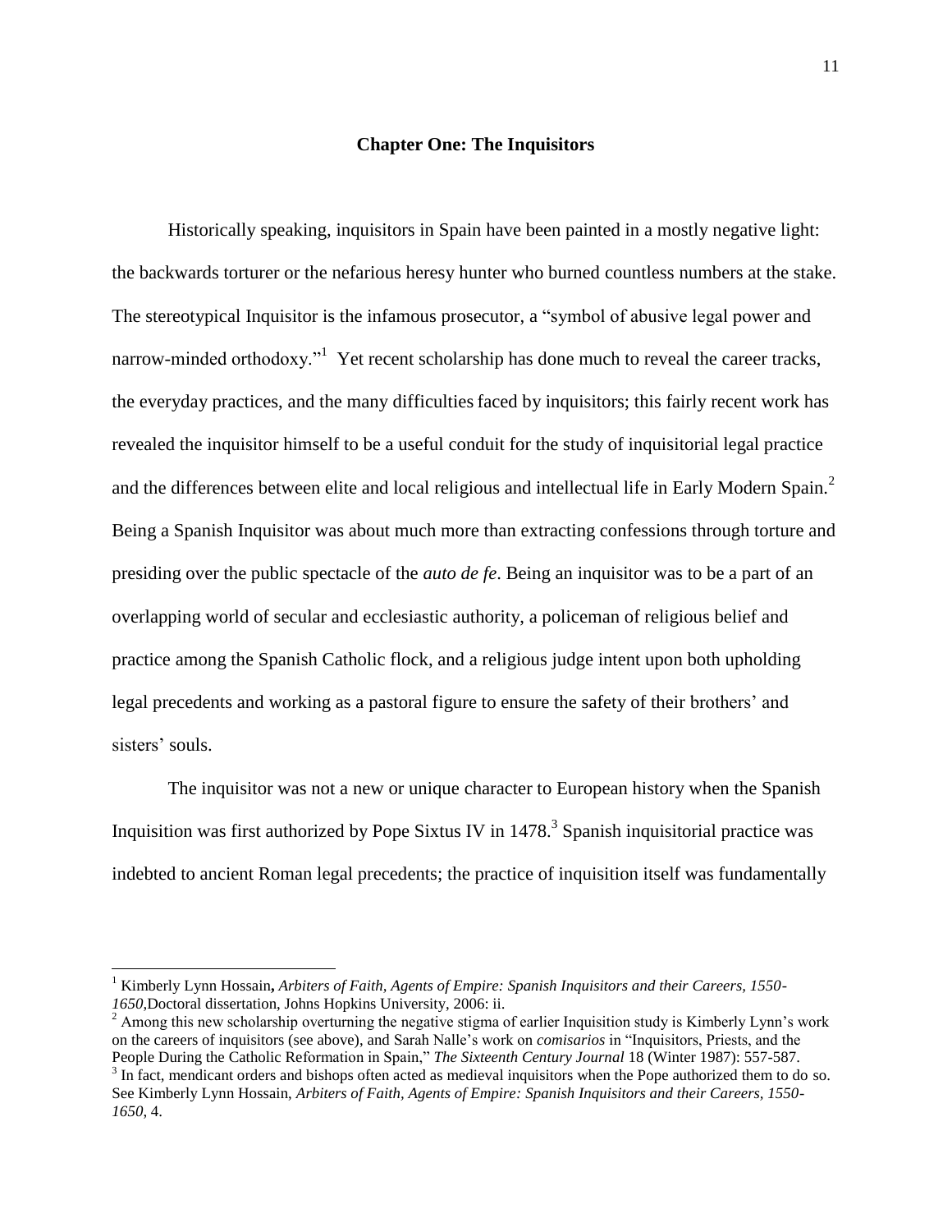## Chapter One: The Inquisitors

Historically speaking, inquisitors in Spain have been painted in a mostly negative light: the backwards torturer or the nefarious heresy hunter who burned countless numbers at the stake. The stereotypical Inquisitor is the infamous prosecutor, a "symbol of abusive legal power and narrow-minded orthodoxy."[1] Yet recent scholarship has done much to reveal the career tracks, the everyday practices, and the many difficulties faced by inquisitors; this fairly recent work has revealed the inquisitor himself to be a useful conduit for the study of inquisitorial legal practice and the differences between elite and local religious and intellectual life in Early Modern Spain.[2] Being a Spanish Inquisitor was about much more than extracting confessions through torture and presiding over the public spectacle of the *auto de fe*. Being an inquisitor was to be a part of an overlapping world of secular and ecclesiastic authority, a policeman of religious belief and practice among the Spanish Catholic flock, and a religious judge intent upon both upholding legal precedents and working as a pastoral figure to ensure the safety of their brothers' and sisters' souls.

The inquisitor was not a new or unique character to European history when the Spanish Inquisition was first authorized by Pope Sixtus IV in 1478.[3] Spanish inquisitorial practice was indebted to ancient Roman legal precedents; the practice of inquisition itself was fundamentally

---

[1] Kimberly Lynn Hossain**,** *Arbiters of Faith, Agents of Empire: Spanish Inquisitors and their Careers, 1550-1650,*Doctoral dissertation, Johns Hopkins University, 2006: ii.

[2] Among this new scholarship overturning the negative stigma of earlier Inquisition study is Kimberly Lynn's work on the careers of inquisitors (see above), and Sarah Nalle's work on *comisarios* in "Inquisitors, Priests, and the People During the Catholic Reformation in Spain," *The Sixteenth Century Journal* 18 (Winter 1987): 557-587.

[3] In fact, mendicant orders and bishops often acted as medieval inquisitors when the Pope authorized them to do so. See Kimberly Lynn Hossain, *Arbiters of Faith, Agents of Empire: Spanish Inquisitors and their Careers, 1550-1650,* 4.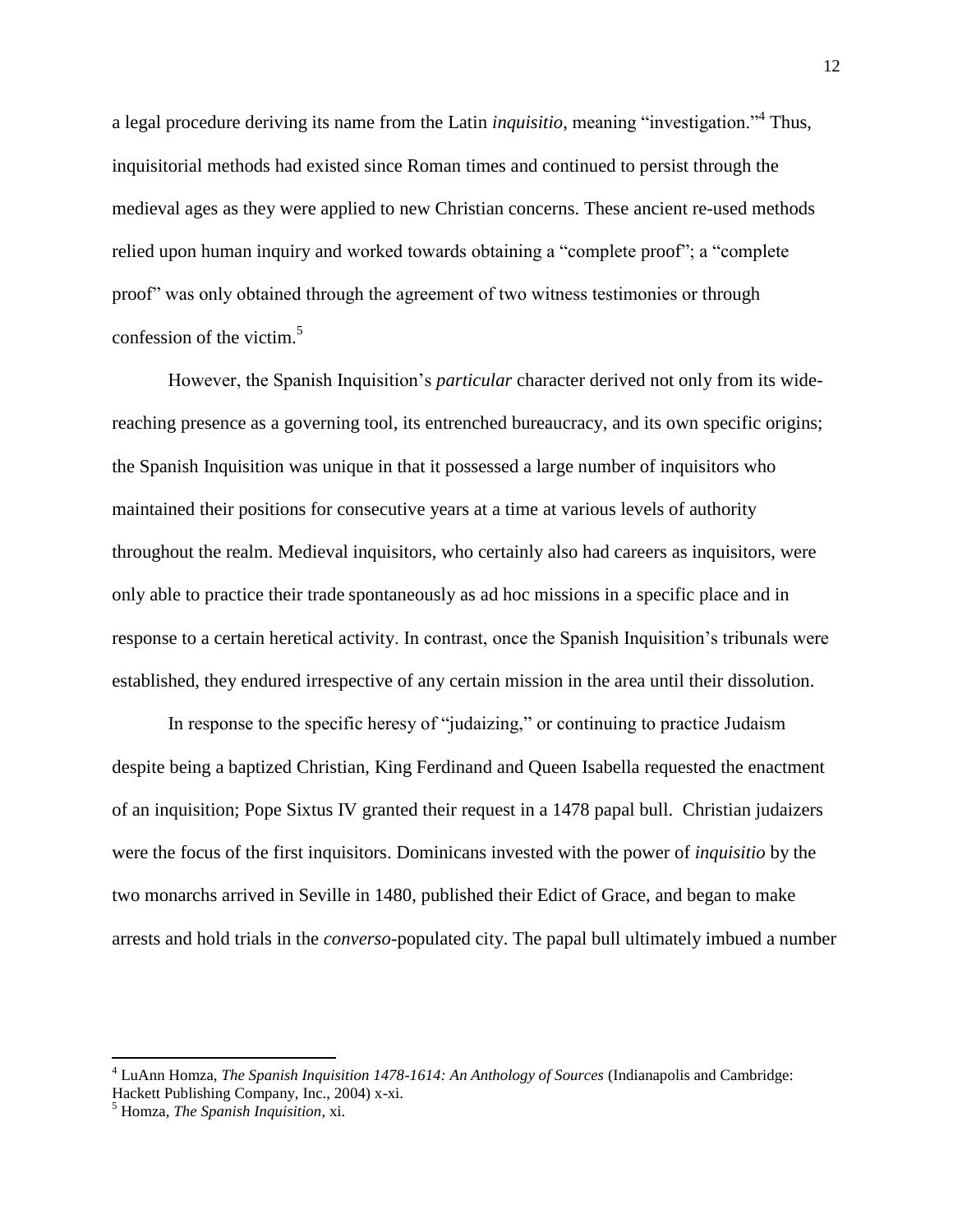a legal procedure deriving its name from the Latin *inquisitio*, meaning "investigation."[4] Thus, inquisitorial methods had existed since Roman times and continued to persist through the medieval ages as they were applied to new Christian concerns. These ancient re-used methods relied upon human inquiry and worked towards obtaining a "complete proof"; a "complete proof" was only obtained through the agreement of two witness testimonies or through confession of the victim.[5]

However, the Spanish Inquisition's *particular* character derived not only from its wide-reaching presence as a governing tool, its entrenched bureaucracy, and its own specific origins; the Spanish Inquisition was unique in that it possessed a large number of inquisitors who maintained their positions for consecutive years at a time at various levels of authority throughout the realm. Medieval inquisitors, who certainly also had careers as inquisitors, were only able to practice their trade spontaneously as ad hoc missions in a specific place and in response to a certain heretical activity. In contrast, once the Spanish Inquisition's tribunals were established, they endured irrespective of any certain mission in the area until their dissolution.

In response to the specific heresy of "judaizing," or continuing to practice Judaism despite being a baptized Christian, King Ferdinand and Queen Isabella requested the enactment of an inquisition; Pope Sixtus IV granted their request in a 1478 papal bull. Christian judaizers were the focus of the first inquisitors. Dominicans invested with the power of *inquisitio* by the two monarchs arrived in Seville in 1480, published their Edict of Grace, and began to make arrests and hold trials in the *converso*-populated city. The papal bull ultimately imbued a number

---

[4] LuAnn Homza, *The Spanish Inquisition 1478-1614: An Anthology of Sources* (Indianapolis and Cambridge: Hackett Publishing Company, Inc., 2004) x-xi.

[5] Homza, *The Spanish Inquisition*, xi.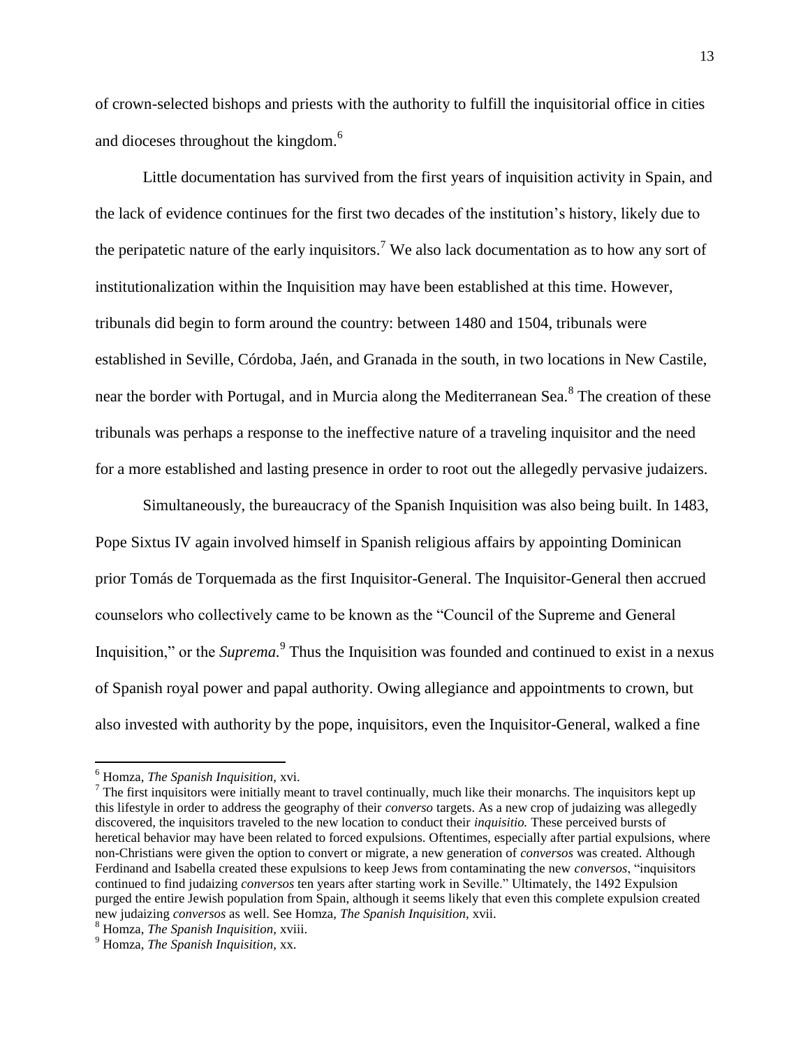of crown-selected bishops and priests with the authority to fulfill the inquisitorial office in cities and dioceses throughout the kingdom.[6]

Little documentation has survived from the first years of inquisition activity in Spain, and the lack of evidence continues for the first two decades of the institution's history, likely due to the peripatetic nature of the early inquisitors.[7] We also lack documentation as to how any sort of institutionalization within the Inquisition may have been established at this time. However, tribunals did begin to form around the country: between 1480 and 1504, tribunals were established in Seville, Córdoba, Jaén, and Granada in the south, in two locations in New Castile, near the border with Portugal, and in Murcia along the Mediterranean Sea.[8] The creation of these tribunals was perhaps a response to the ineffective nature of a traveling inquisitor and the need for a more established and lasting presence in order to root out the allegedly pervasive judaizers.

Simultaneously, the bureaucracy of the Spanish Inquisition was also being built. In 1483, Pope Sixtus IV again involved himself in Spanish religious affairs by appointing Dominican prior Tomás de Torquemada as the first Inquisitor-General. The Inquisitor-General then accrued counselors who collectively came to be known as the "Council of the Supreme and General Inquisition," or the *Suprema*.[9] Thus the Inquisition was founded and continued to exist in a nexus of Spanish royal power and papal authority. Owing allegiance and appointments to crown, but also invested with authority by the pope, inquisitors, even the Inquisitor-General, walked a fine

---

[6] Homza, *The Spanish Inquisition,* xvi.

[7] The first inquisitors were initially meant to travel continually, much like their monarchs. The inquisitors kept up this lifestyle in order to address the geography of their *converso* targets. As a new crop of judaizing was allegedly discovered, the inquisitors traveled to the new location to conduct their *inquisitio.* These perceived bursts of heretical behavior may have been related to forced expulsions. Oftentimes, especially after partial expulsions, where non-Christians were given the option to convert or migrate, a new generation of *conversos* was created. Although Ferdinand and Isabella created these expulsions to keep Jews from contaminating the new *conversos*, "inquisitors continued to find judaizing *conversos* ten years after starting work in Seville." Ultimately, the 1492 Expulsion purged the entire Jewish population from Spain, although it seems likely that even this complete expulsion created new judaizing *conversos* as well. See Homza, *The Spanish Inquisition,* xvii.

[8] Homza, *The Spanish Inquisition,* xviii.

[9] Homza, *The Spanish Inquisition,* xx.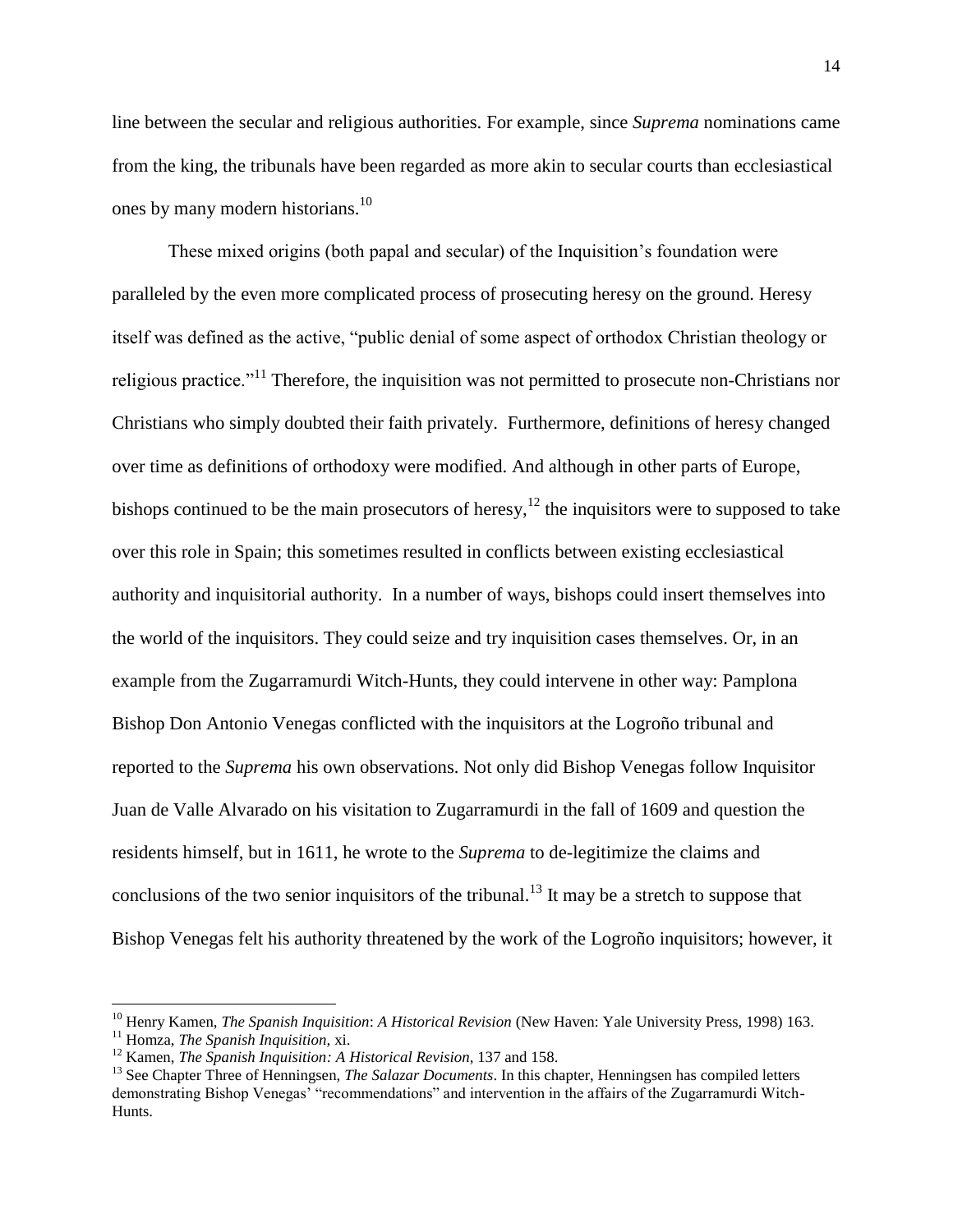line between the secular and religious authorities. For example, since *Suprema* nominations came from the king, the tribunals have been regarded as more akin to secular courts than ecclesiastical ones by many modern historians.[10]

These mixed origins (both papal and secular) of the Inquisition's foundation were paralleled by the even more complicated process of prosecuting heresy on the ground. Heresy itself was defined as the active, "public denial of some aspect of orthodox Christian theology or religious practice."[11] Therefore, the inquisition was not permitted to prosecute non-Christians nor Christians who simply doubted their faith privately. Furthermore, definitions of heresy changed over time as definitions of orthodoxy were modified. And although in other parts of Europe, bishops continued to be the main prosecutors of heresy,[12] the inquisitors were to supposed to take over this role in Spain; this sometimes resulted in conflicts between existing ecclesiastical authority and inquisitorial authority. In a number of ways, bishops could insert themselves into the world of the inquisitors. They could seize and try inquisition cases themselves. Or, in an example from the Zugarramurdi Witch-Hunts, they could intervene in other way: Pamplona Bishop Don Antonio Venegas conflicted with the inquisitors at the Logroño tribunal and reported to the *Suprema* his own observations. Not only did Bishop Venegas follow Inquisitor Juan de Valle Alvarado on his visitation to Zugarramurdi in the fall of 1609 and question the residents himself, but in 1611, he wrote to the *Suprema* to de-legitimize the claims and conclusions of the two senior inquisitors of the tribunal.[13] It may be a stretch to suppose that Bishop Venegas felt his authority threatened by the work of the Logroño inquisitors; however, it

---

[10] Henry Kamen, *The Spanish Inquisition*: *A Historical Revision* (New Haven: Yale University Press, 1998) 163.

[11] Homza, *The Spanish Inquisition*, xi.

[12] Kamen, *The Spanish Inquisition: A Historical Revision*, 137 and 158.

[13] See Chapter Three of Henningsen, *The Salazar Documents*. In this chapter, Henningsen has compiled letters demonstrating Bishop Venegas' "recommendations" and intervention in the affairs of the Zugarramurdi Witch-Hunts.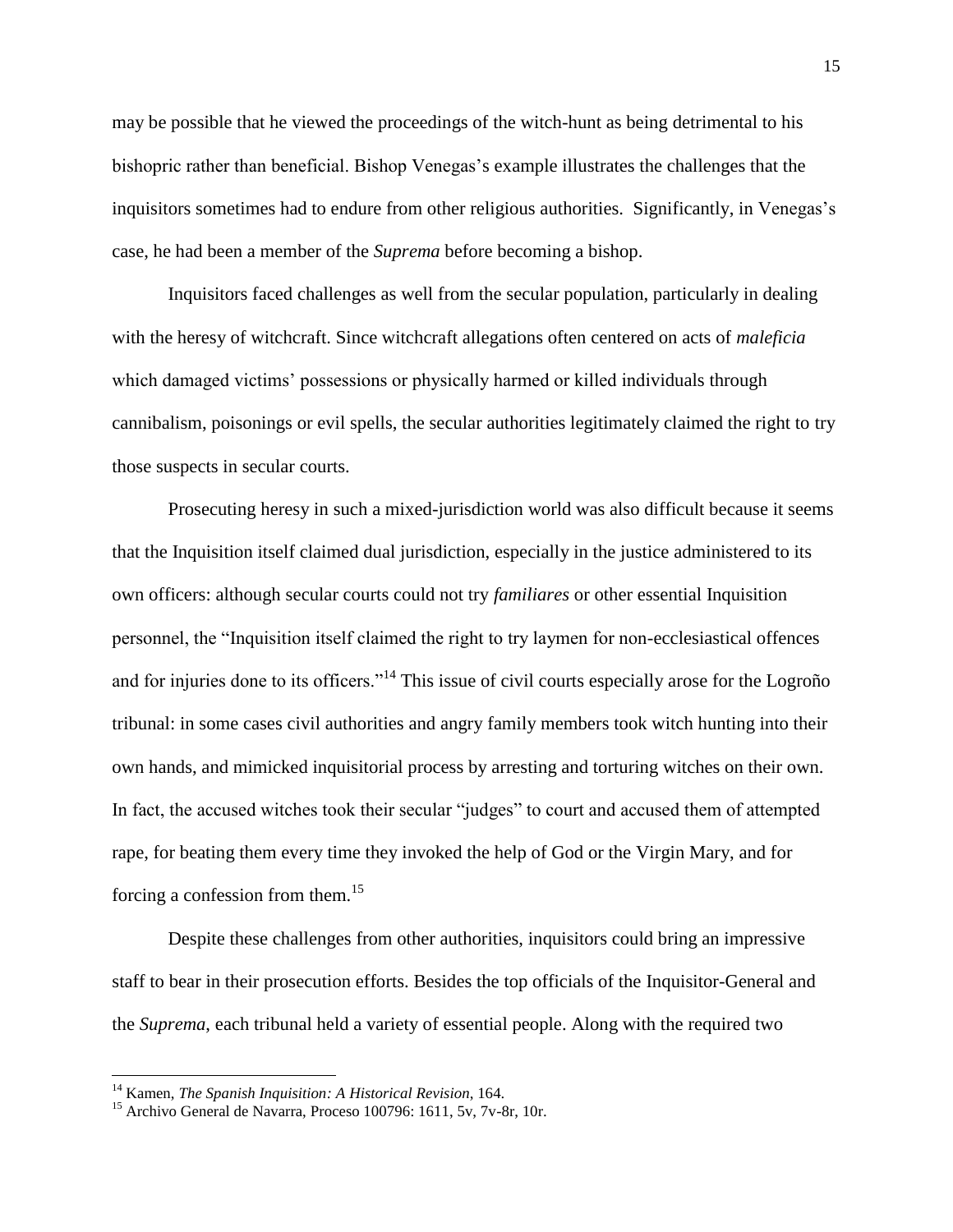may be possible that he viewed the proceedings of the witch-hunt as being detrimental to his bishopric rather than beneficial. Bishop Venegas's example illustrates the challenges that the inquisitors sometimes had to endure from other religious authorities. Significantly, in Venegas's case, he had been a member of the *Suprema* before becoming a bishop.

Inquisitors faced challenges as well from the secular population, particularly in dealing with the heresy of witchcraft. Since witchcraft allegations often centered on acts of *maleficia* which damaged victims' possessions or physically harmed or killed individuals through cannibalism, poisonings or evil spells, the secular authorities legitimately claimed the right to try those suspects in secular courts.

Prosecuting heresy in such a mixed-jurisdiction world was also difficult because it seems that the Inquisition itself claimed dual jurisdiction, especially in the justice administered to its own officers: although secular courts could not try *familiares* or other essential Inquisition personnel, the "Inquisition itself claimed the right to try laymen for non-ecclesiastical offences and for injuries done to its officers."[14] This issue of civil courts especially arose for the Logroño tribunal: in some cases civil authorities and angry family members took witch hunting into their own hands, and mimicked inquisitorial process by arresting and torturing witches on their own. In fact, the accused witches took their secular "judges" to court and accused them of attempted rape, for beating them every time they invoked the help of God or the Virgin Mary, and for forcing a confession from them.[15]

Despite these challenges from other authorities, inquisitors could bring an impressive staff to bear in their prosecution efforts. Besides the top officials of the Inquisitor-General and the *Suprema*, each tribunal held a variety of essential people. Along with the required two

---

[14] Kamen, *The Spanish Inquisition: A Historical Revision*, 164.

[15] Archivo General de Navarra, Proceso 100796: 1611, 5v, 7v-8r, 10r.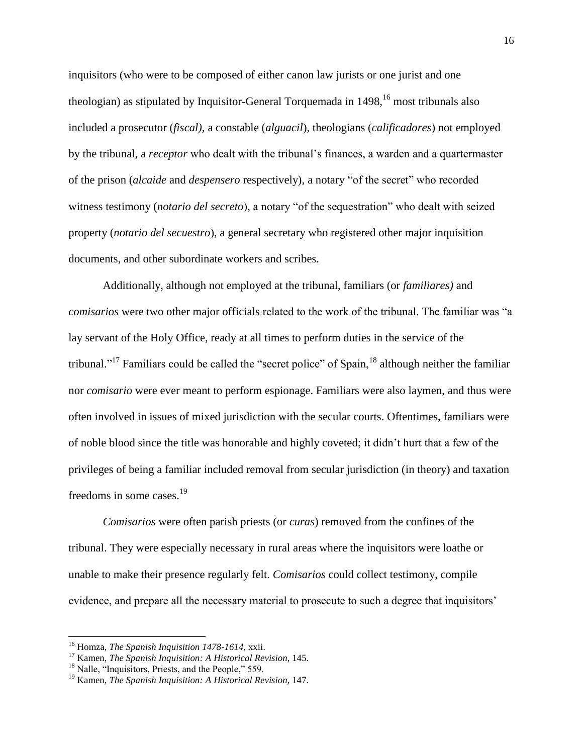inquisitors (who were to be composed of either canon law jurists or one jurist and one theologian) as stipulated by Inquisitor-General Torquemada in 1498,[16] most tribunals also included a prosecutor (*fiscal),* a constable (*alguacil*), theologians (*calificadores*) not employed by the tribunal, a *receptor* who dealt with the tribunal's finances, a warden and a quartermaster of the prison (*alcaide* and *despensero* respectively), a notary "of the secret" who recorded witness testimony (*notario del secreto*), a notary "of the sequestration" who dealt with seized property (*notario del secuestro*), a general secretary who registered other major inquisition documents, and other subordinate workers and scribes.

Additionally, although not employed at the tribunal, familiars (or *familiares)* and *comisarios* were two other major officials related to the work of the tribunal. The familiar was "a lay servant of the Holy Office, ready at all times to perform duties in the service of the tribunal."[17] Familiars could be called the "secret police" of Spain,[18] although neither the familiar nor *comisario* were ever meant to perform espionage. Familiars were also laymen, and thus were often involved in issues of mixed jurisdiction with the secular courts. Oftentimes, familiars were of noble blood since the title was honorable and highly coveted; it didn't hurt that a few of the privileges of being a familiar included removal from secular jurisdiction (in theory) and taxation freedoms in some cases.[19]

*Comisarios* were often parish priests (or *curas*) removed from the confines of the tribunal. They were especially necessary in rural areas where the inquisitors were loathe or unable to make their presence regularly felt. *Comisarios* could collect testimony, compile evidence, and prepare all the necessary material to prosecute to such a degree that inquisitors'

---

[16] Homza, *The Spanish Inquisition 1478-1614*, xxii.

[17] Kamen, *The Spanish Inquisition: A Historical Revision*, 145.

[18] Nalle, "Inquisitors, Priests, and the People," 559.

[19] Kamen, *The Spanish Inquisition: A Historical Revision*, 147.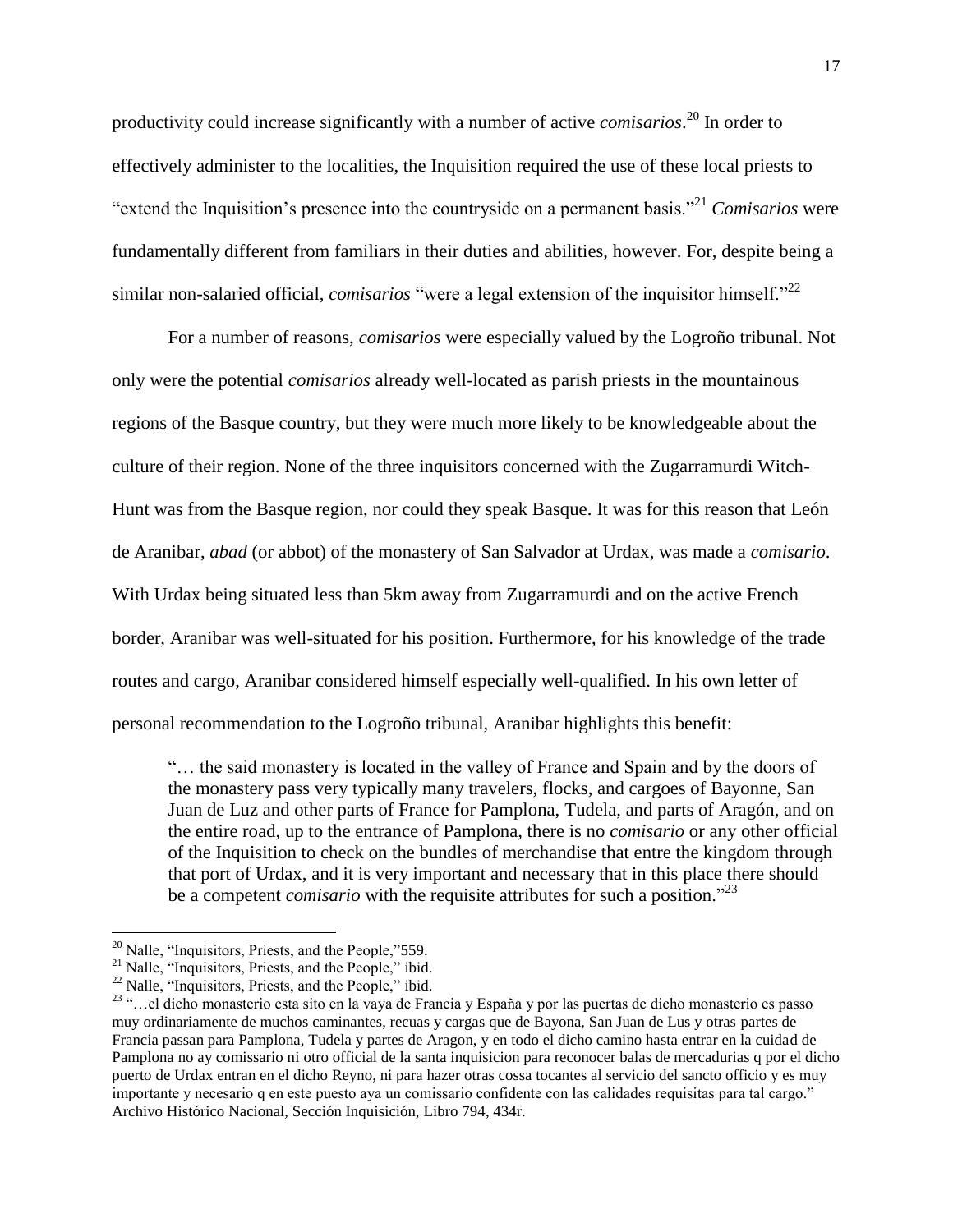productivity could increase significantly with a number of active *comisarios*.[20] In order to effectively administer to the localities, the Inquisition required the use of these local priests to "extend the Inquisition's presence into the countryside on a permanent basis."[21] *Comisarios* were fundamentally different from familiars in their duties and abilities, however. For, despite being a similar non-salaried official, *comisarios* "were a legal extension of the inquisitor himself."[22]

For a number of reasons, *comisarios* were especially valued by the Logroño tribunal. Not only were the potential *comisarios* already well-located as parish priests in the mountainous regions of the Basque country, but they were much more likely to be knowledgeable about the culture of their region. None of the three inquisitors concerned with the Zugarramurdi Witch-Hunt was from the Basque region, nor could they speak Basque. It was for this reason that León de Aranibar, *abad* (or abbot) of the monastery of San Salvador at Urdax, was made a *comisario*. With Urdax being situated less than 5km away from Zugarramurdi and on the active French border, Aranibar was well-situated for his position. Furthermore, for his knowledge of the trade routes and cargo, Aranibar considered himself especially well-qualified. In his own letter of personal recommendation to the Logroño tribunal, Aranibar highlights this benefit:

> "… the said monastery is located in the valley of France and Spain and by the doors of the monastery pass very typically many travelers, flocks, and cargoes of Bayonne, San Juan de Luz and other parts of France for Pamplona, Tudela, and parts of Aragón, and on the entire road, up to the entrance of Pamplona, there is no *comisario* or any other official of the Inquisition to check on the bundles of merchandise that entre the kingdom through that port of Urdax, and it is very important and necessary that in this place there should be a competent *comisario* with the requisite attributes for such a position."[23]

---

[20] Nalle, "Inquisitors, Priests, and the People,"559.

[21] Nalle, "Inquisitors, Priests, and the People," ibid.

[22] Nalle, "Inquisitors, Priests, and the People," ibid.

[23] "…el dicho monasterio esta sito en la vaya de Francia y España y por las puertas de dicho monasterio es passo muy ordinariamente de muchos caminantes, recuas y cargas que de Bayona, San Juan de Lus y otras partes de Francia passan para Pamplona, Tudela y partes de Aragon, y en todo el dicho camino hasta entrar en la cuidad de Pamplona no ay comissario ni otro official de la santa inquisicion para reconocer balas de mercadurias q por el dicho puerto de Urdax entran en el dicho Reyno, ni para hazer otras cossa tocantes al servicio del sancto officio y es muy importante y necesario q en este puesto aya un comissario confidente con las calidades requisitas para tal cargo." Archivo Histórico Nacional, Sección Inquisición, Libro 794, 434r.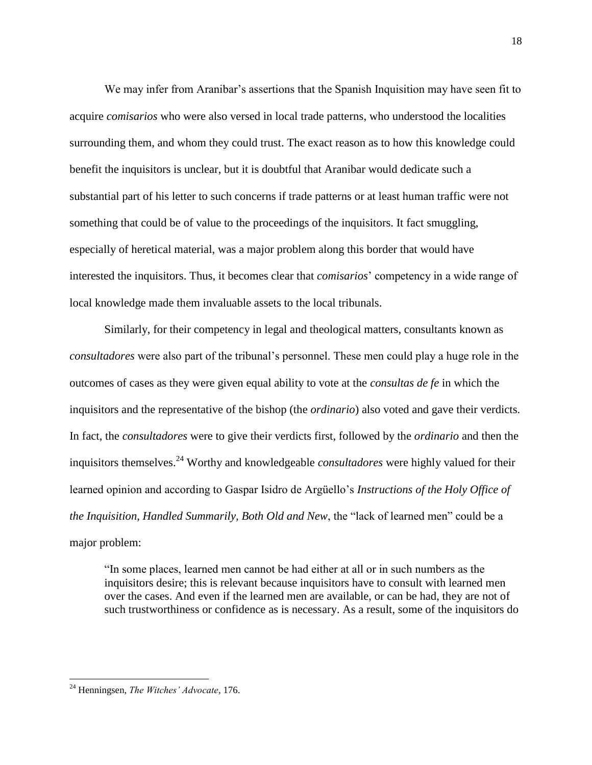We may infer from Aranibar's assertions that the Spanish Inquisition may have seen fit to acquire *comisarios* who were also versed in local trade patterns, who understood the localities surrounding them, and whom they could trust. The exact reason as to how this knowledge could benefit the inquisitors is unclear, but it is doubtful that Aranibar would dedicate such a substantial part of his letter to such concerns if trade patterns or at least human traffic were not something that could be of value to the proceedings of the inquisitors. It fact smuggling, especially of heretical material, was a major problem along this border that would have interested the inquisitors. Thus, it becomes clear that *comisarios*' competency in a wide range of local knowledge made them invaluable assets to the local tribunals.

Similarly, for their competency in legal and theological matters, consultants known as *consultadores* were also part of the tribunal's personnel. These men could play a huge role in the outcomes of cases as they were given equal ability to vote at the *consultas de fe* in which the inquisitors and the representative of the bishop (the *ordinario*) also voted and gave their verdicts. In fact, the *consultadores* were to give their verdicts first, followed by the *ordinario* and then the inquisitors themselves.[24] Worthy and knowledgeable *consultadores* were highly valued for their learned opinion and according to Gaspar Isidro de Argüello's *Instructions of the Holy Office of the Inquisition, Handled Summarily, Both Old and New*, the "lack of learned men" could be a major problem:

> "In some places, learned men cannot be had either at all or in such numbers as the inquisitors desire; this is relevant because inquisitors have to consult with learned men over the cases. And even if the learned men are available, or can be had, they are not of such trustworthiness or confidence as is necessary. As a result, some of the inquisitors do

---

[24] Henningsen, *The Witches' Advocate*, 176.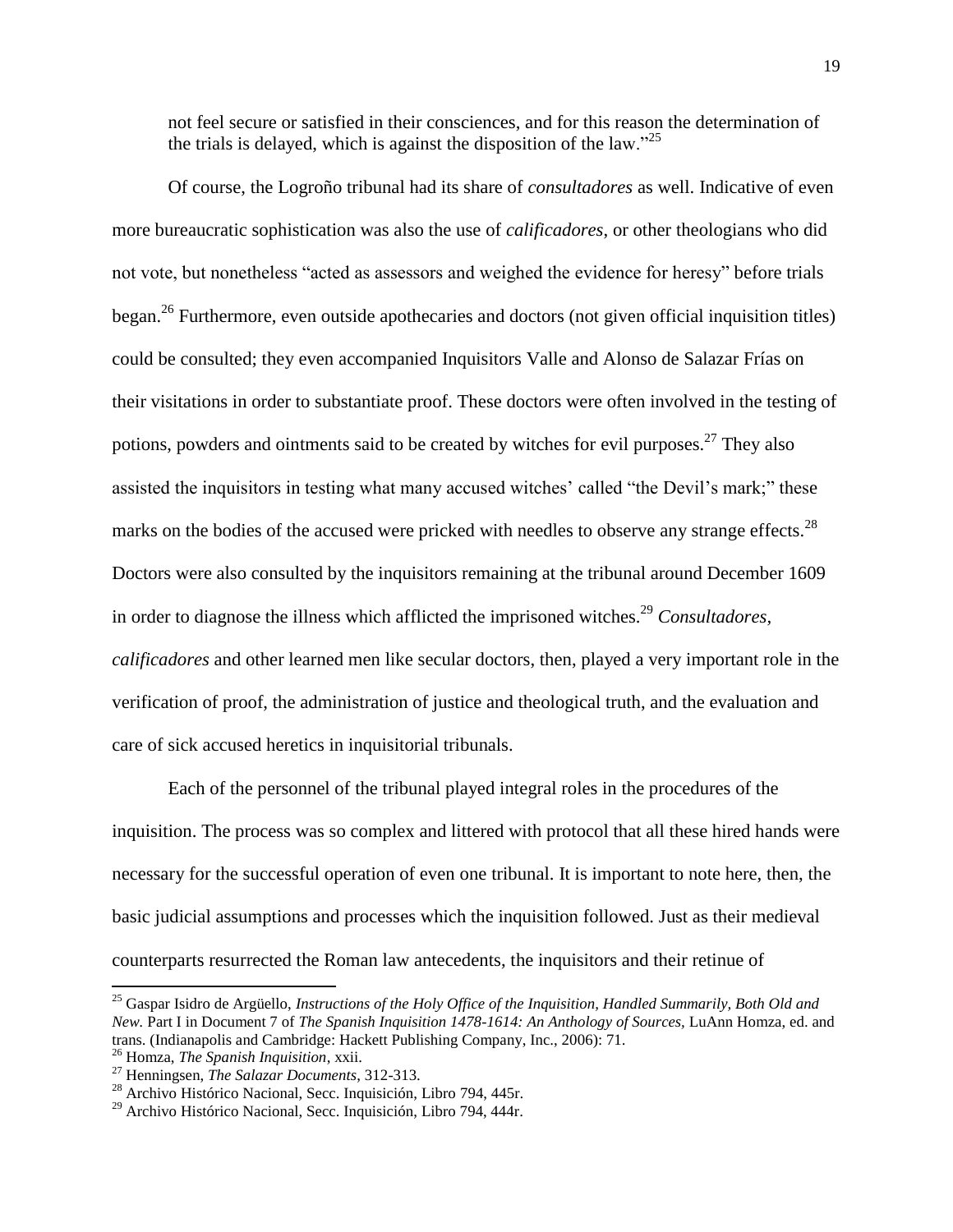not feel secure or satisfied in their consciences, and for this reason the determination of the trials is delayed, which is against the disposition of the law."[25]

Of course, the Logroño tribunal had its share of *consultadores* as well. Indicative of even more bureaucratic sophistication was also the use of *calificadores*, or other theologians who did not vote, but nonetheless "acted as assessors and weighed the evidence for heresy" before trials began.[26] Furthermore, even outside apothecaries and doctors (not given official inquisition titles) could be consulted; they even accompanied Inquisitors Valle and Alonso de Salazar Frías on their visitations in order to substantiate proof. These doctors were often involved in the testing of potions, powders and ointments said to be created by witches for evil purposes.[27] They also assisted the inquisitors in testing what many accused witches' called "the Devil's mark;" these marks on the bodies of the accused were pricked with needles to observe any strange effects.[28] Doctors were also consulted by the inquisitors remaining at the tribunal around December 1609 in order to diagnose the illness which afflicted the imprisoned witches.[29] *Consultadores*, *calificadores* and other learned men like secular doctors, then, played a very important role in the verification of proof, the administration of justice and theological truth, and the evaluation and care of sick accused heretics in inquisitorial tribunals.

Each of the personnel of the tribunal played integral roles in the procedures of the inquisition. The process was so complex and littered with protocol that all these hired hands were necessary for the successful operation of even one tribunal. It is important to note here, then, the basic judicial assumptions and processes which the inquisition followed. Just as their medieval counterparts resurrected the Roman law antecedents, the inquisitors and their retinue of

---

[25] Gaspar Isidro de Argüello, *Instructions of the Holy Office of the Inquisition, Handled Summarily, Both Old and New.* Part I in Document 7 of *The Spanish Inquisition 1478-1614: An Anthology of Sources,* LuAnn Homza, ed. and trans. (Indianapolis and Cambridge: Hackett Publishing Company, Inc., 2006): 71.

[26] Homza, *The Spanish Inquisition*, xxii.

[27] Henningsen, *The Salazar Documents*, 312-313.

[28] Archivo Histórico Nacional, Secc. Inquisición, Libro 794, 445r.

[29] Archivo Histórico Nacional, Secc. Inquisición, Libro 794, 444r.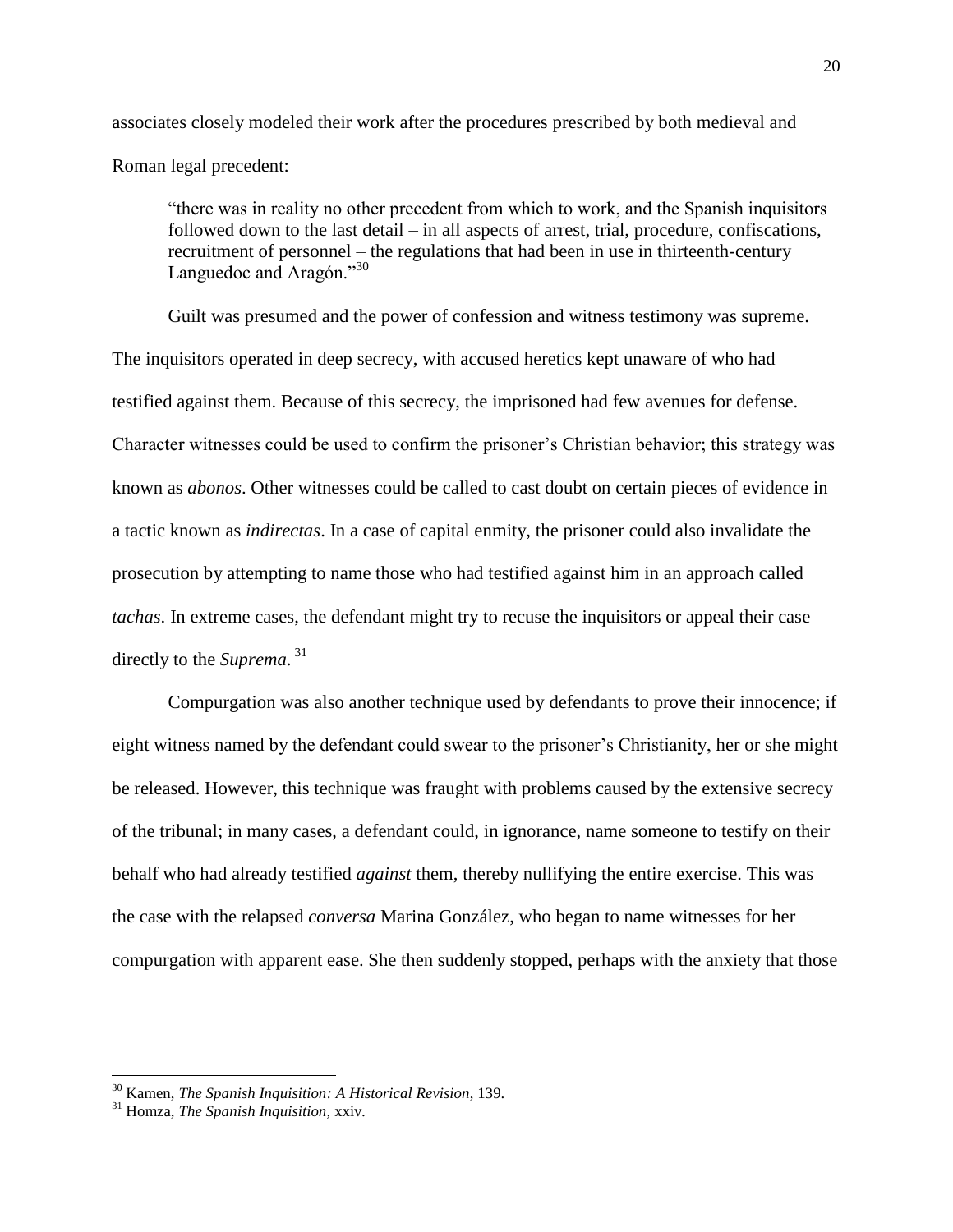associates closely modeled their work after the procedures prescribed by both medieval and Roman legal precedent:

> "there was in reality no other precedent from which to work, and the Spanish inquisitors followed down to the last detail – in all aspects of arrest, trial, procedure, confiscations, recruitment of personnel – the regulations that had been in use in thirteenth-century Languedoc and Aragón."[30]

Guilt was presumed and the power of confession and witness testimony was supreme. The inquisitors operated in deep secrecy, with accused heretics kept unaware of who had testified against them. Because of this secrecy, the imprisoned had few avenues for defense. Character witnesses could be used to confirm the prisoner's Christian behavior; this strategy was known as *abonos*. Other witnesses could be called to cast doubt on certain pieces of evidence in a tactic known as *indirectas*. In a case of capital enmity, the prisoner could also invalidate the prosecution by attempting to name those who had testified against him in an approach called *tachas*. In extreme cases, the defendant might try to recuse the inquisitors or appeal their case directly to the *Suprema*.[31]

Compurgation was also another technique used by defendants to prove their innocence; if eight witness named by the defendant could swear to the prisoner's Christianity, her or she might be released. However, this technique was fraught with problems caused by the extensive secrecy of the tribunal; in many cases, a defendant could, in ignorance, name someone to testify on their behalf who had already testified *against* them, thereby nullifying the entire exercise. This was the case with the relapsed *conversa* Marina González, who began to name witnesses for her compurgation with apparent ease. She then suddenly stopped, perhaps with the anxiety that those

---

[30] Kamen, *The Spanish Inquisition: A Historical Revision*, 139.

[31] Homza, *The Spanish Inquisition*, xxiv.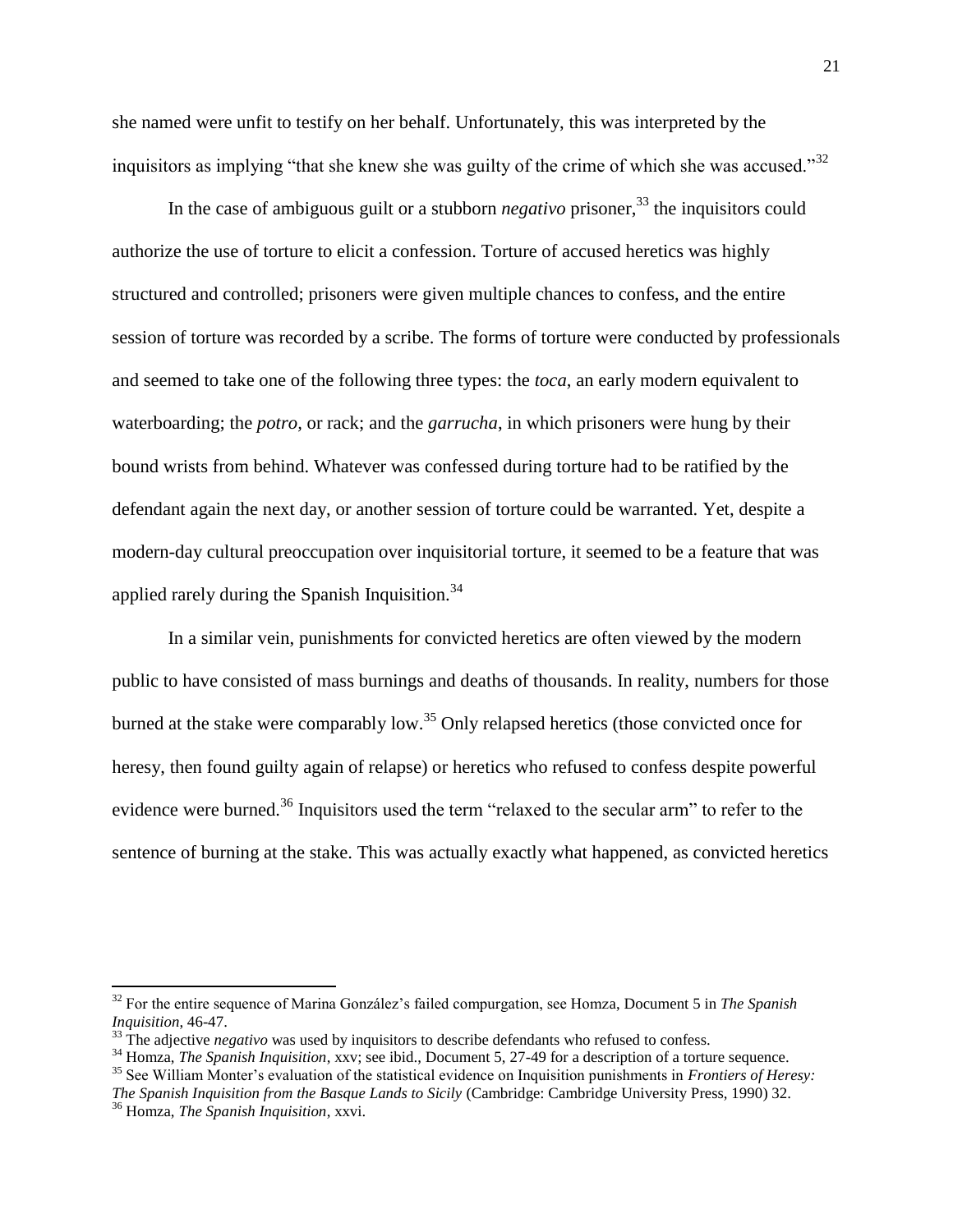she named were unfit to testify on her behalf. Unfortunately, this was interpreted by the inquisitors as implying "that she knew she was guilty of the crime of which she was accused."[32]

In the case of ambiguous guilt or a stubborn *negativo* prisoner,[33] the inquisitors could authorize the use of torture to elicit a confession. Torture of accused heretics was highly structured and controlled; prisoners were given multiple chances to confess, and the entire session of torture was recorded by a scribe. The forms of torture were conducted by professionals and seemed to take one of the following three types: the *toca*, an early modern equivalent to waterboarding; the *potro*, or rack; and the *garrucha*, in which prisoners were hung by their bound wrists from behind. Whatever was confessed during torture had to be ratified by the defendant again the next day, or another session of torture could be warranted. Yet, despite a modern-day cultural preoccupation over inquisitorial torture, it seemed to be a feature that was applied rarely during the Spanish Inquisition.[34]

In a similar vein, punishments for convicted heretics are often viewed by the modern public to have consisted of mass burnings and deaths of thousands. In reality, numbers for those burned at the stake were comparably low.[35] Only relapsed heretics (those convicted once for heresy, then found guilty again of relapse) or heretics who refused to confess despite powerful evidence were burned.[36] Inquisitors used the term "relaxed to the secular arm" to refer to the sentence of burning at the stake. This was actually exactly what happened, as convicted heretics

---

[32] For the entire sequence of Marina González's failed compurgation, see Homza, Document 5 in *The Spanish Inquisition*, 46-47.

[33] The adjective *negativo* was used by inquisitors to describe defendants who refused to confess.

[34] Homza, *The Spanish Inquisition*, xxv; see ibid., Document 5, 27-49 for a description of a torture sequence.

[35] See William Monter's evaluation of the statistical evidence on Inquisition punishments in *Frontiers of Heresy: The Spanish Inquisition from the Basque Lands to Sicily* (Cambridge: Cambridge University Press, 1990) 32.

[36] Homza, *The Spanish Inquisition*, xxvi.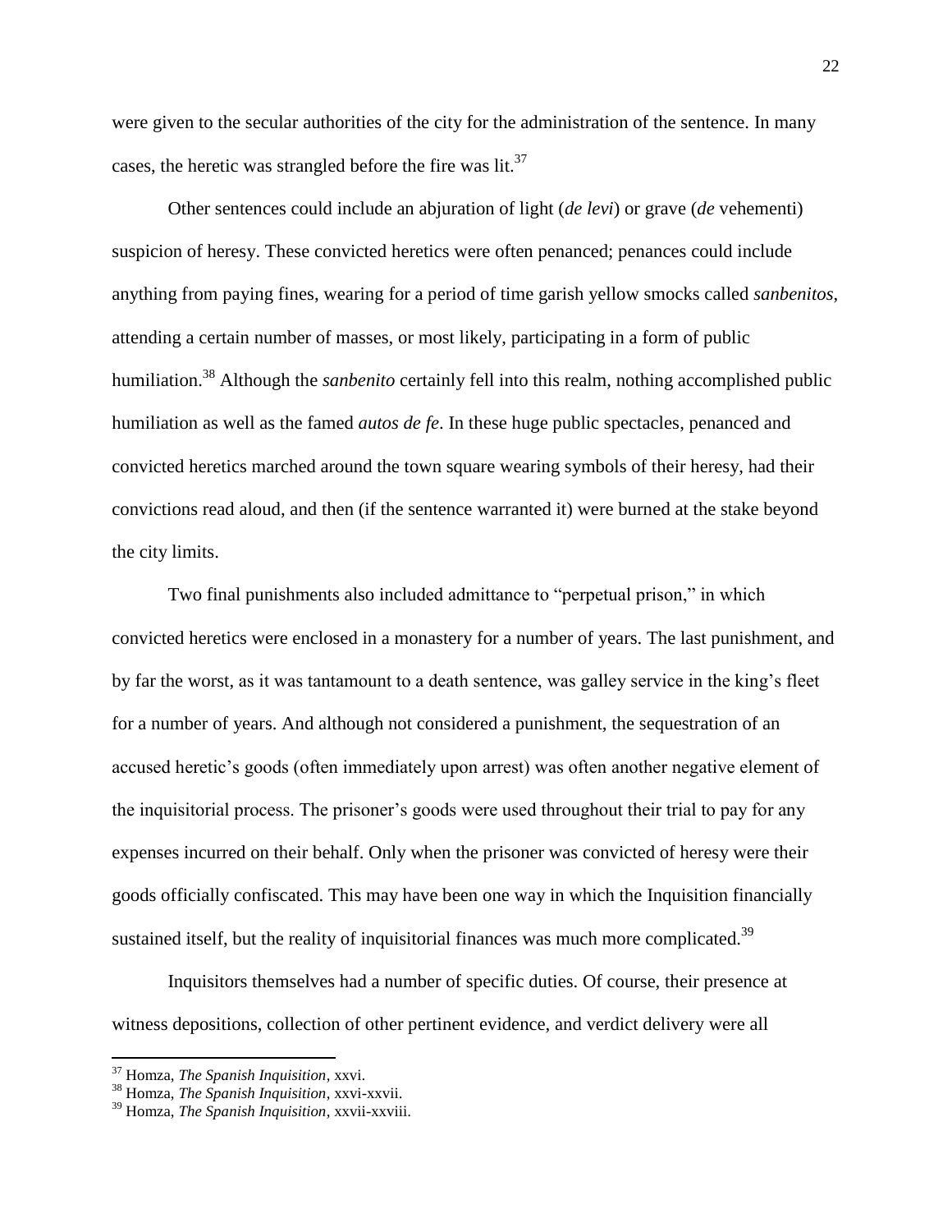were given to the secular authorities of the city for the administration of the sentence. In many cases, the heretic was strangled before the fire was lit.[37]

Other sentences could include an abjuration of light (*de levi*) or grave (*de* vehementi) suspicion of heresy. These convicted heretics were often penanced; penances could include anything from paying fines, wearing for a period of time garish yellow smocks called *sanbenitos*, attending a certain number of masses, or most likely, participating in a form of public humiliation.[38] Although the *sanbenito* certainly fell into this realm, nothing accomplished public humiliation as well as the famed *autos de fe*. In these huge public spectacles, penanced and convicted heretics marched around the town square wearing symbols of their heresy, had their convictions read aloud, and then (if the sentence warranted it) were burned at the stake beyond the city limits.

Two final punishments also included admittance to "perpetual prison," in which convicted heretics were enclosed in a monastery for a number of years. The last punishment, and by far the worst, as it was tantamount to a death sentence, was galley service in the king's fleet for a number of years. And although not considered a punishment, the sequestration of an accused heretic's goods (often immediately upon arrest) was often another negative element of the inquisitorial process. The prisoner's goods were used throughout their trial to pay for any expenses incurred on their behalf. Only when the prisoner was convicted of heresy were their goods officially confiscated. This may have been one way in which the Inquisition financially sustained itself, but the reality of inquisitorial finances was much more complicated.[39]

Inquisitors themselves had a number of specific duties. Of course, their presence at witness depositions, collection of other pertinent evidence, and verdict delivery were all

---

[37] Homza, *The Spanish Inquisition*, xxvi.

[38] Homza, *The Spanish Inquisition*, xxvi-xxvii.

[39] Homza, *The Spanish Inquisition*, xxvii-xxviii.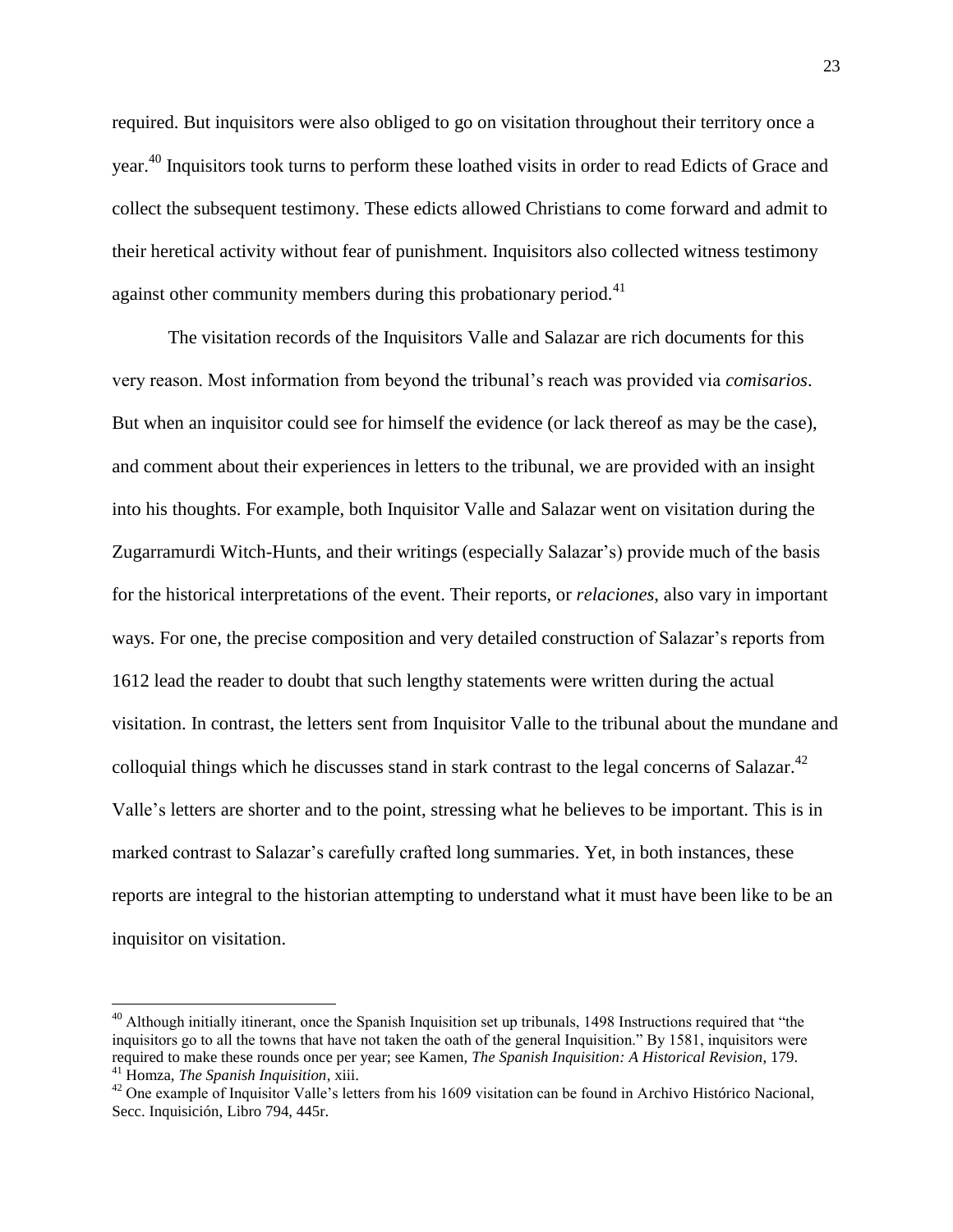required. But inquisitors were also obliged to go on visitation throughout their territory once a year.[40] Inquisitors took turns to perform these loathed visits in order to read Edicts of Grace and collect the subsequent testimony. These edicts allowed Christians to come forward and admit to their heretical activity without fear of punishment. Inquisitors also collected witness testimony against other community members during this probationary period.[41]

The visitation records of the Inquisitors Valle and Salazar are rich documents for this very reason. Most information from beyond the tribunal's reach was provided via *comisarios*. But when an inquisitor could see for himself the evidence (or lack thereof as may be the case), and comment about their experiences in letters to the tribunal, we are provided with an insight into his thoughts. For example, both Inquisitor Valle and Salazar went on visitation during the Zugarramurdi Witch-Hunts, and their writings (especially Salazar's) provide much of the basis for the historical interpretations of the event. Their reports, or *relaciones*, also vary in important ways. For one, the precise composition and very detailed construction of Salazar's reports from 1612 lead the reader to doubt that such lengthy statements were written during the actual visitation. In contrast, the letters sent from Inquisitor Valle to the tribunal about the mundane and colloquial things which he discusses stand in stark contrast to the legal concerns of Salazar.[42] Valle's letters are shorter and to the point, stressing what he believes to be important. This is in marked contrast to Salazar's carefully crafted long summaries. Yet, in both instances, these reports are integral to the historian attempting to understand what it must have been like to be an inquisitor on visitation.

---

[40] Although initially itinerant, once the Spanish Inquisition set up tribunals, 1498 Instructions required that "the inquisitors go to all the towns that have not taken the oath of the general Inquisition." By 1581, inquisitors were required to make these rounds once per year; see Kamen, *The Spanish Inquisition: A Historical Revision*, 179.

[41] Homza, *The Spanish Inquisition*, xiii.

[42] One example of Inquisitor Valle's letters from his 1609 visitation can be found in Archivo Histórico Nacional, Secc. Inquisición, Libro 794, 445r.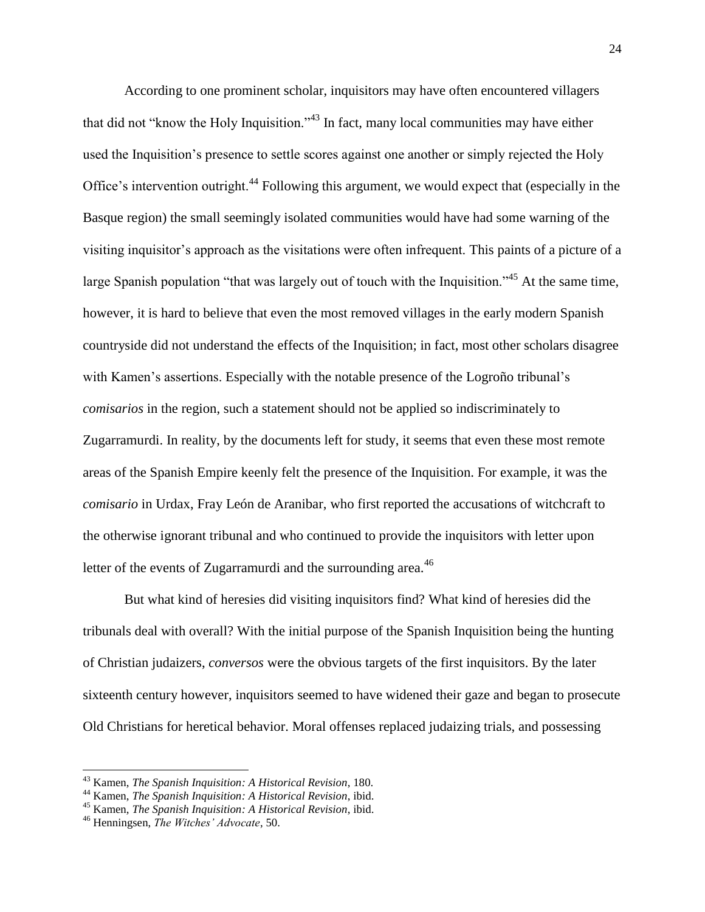According to one prominent scholar, inquisitors may have often encountered villagers that did not "know the Holy Inquisition."[43] In fact, many local communities may have either used the Inquisition's presence to settle scores against one another or simply rejected the Holy Office's intervention outright.[44] Following this argument, we would expect that (especially in the Basque region) the small seemingly isolated communities would have had some warning of the visiting inquisitor's approach as the visitations were often infrequent. This paints of a picture of a large Spanish population "that was largely out of touch with the Inquisition."[45] At the same time, however, it is hard to believe that even the most removed villages in the early modern Spanish countryside did not understand the effects of the Inquisition; in fact, most other scholars disagree with Kamen's assertions. Especially with the notable presence of the Logroño tribunal's *comisarios* in the region, such a statement should not be applied so indiscriminately to Zugarramurdi. In reality, by the documents left for study, it seems that even these most remote areas of the Spanish Empire keenly felt the presence of the Inquisition. For example, it was the *comisario* in Urdax, Fray León de Aranibar, who first reported the accusations of witchcraft to the otherwise ignorant tribunal and who continued to provide the inquisitors with letter upon letter of the events of Zugarramurdi and the surrounding area.[46]

But what kind of heresies did visiting inquisitors find? What kind of heresies did the tribunals deal with overall? With the initial purpose of the Spanish Inquisition being the hunting of Christian judaizers, *conversos* were the obvious targets of the first inquisitors. By the later sixteenth century however, inquisitors seemed to have widened their gaze and began to prosecute Old Christians for heretical behavior. Moral offenses replaced judaizing trials, and possessing

---

[43] Kamen, *The Spanish Inquisition: A Historical Revision*, 180.

[44] Kamen, *The Spanish Inquisition: A Historical Revision*, ibid.

[45] Kamen, *The Spanish Inquisition: A Historical Revision*, ibid.

[46] Henningsen, *The Witches' Advocate*, 50.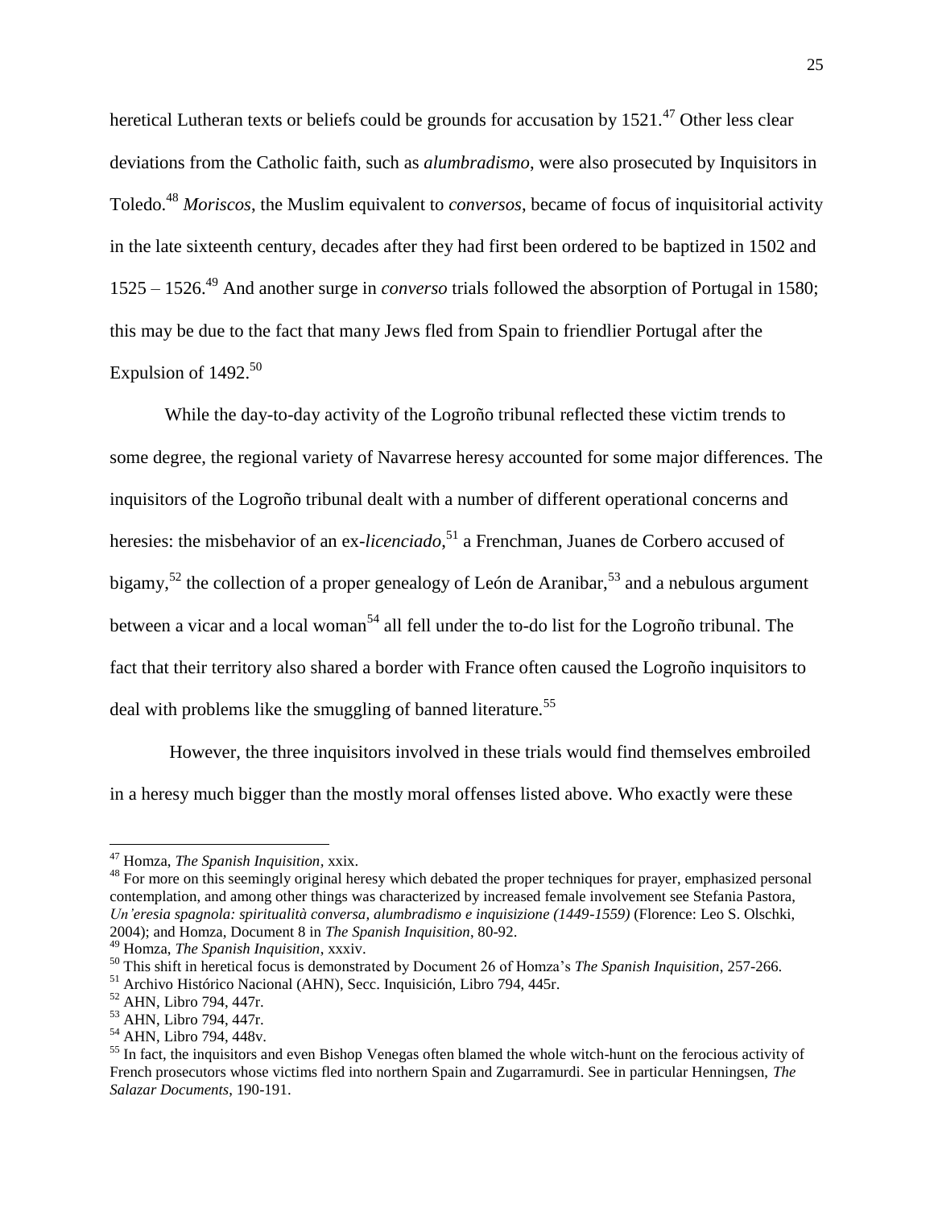heretical Lutheran texts or beliefs could be grounds for accusation by 1521.[47] Other less clear deviations from the Catholic faith, such as *alumbradismo*, were also prosecuted by Inquisitors in Toledo.[48] *Moriscos*, the Muslim equivalent to *conversos*, became of focus of inquisitorial activity in the late sixteenth century, decades after they had first been ordered to be baptized in 1502 and 1525 – 1526.[49] And another surge in *converso* trials followed the absorption of Portugal in 1580; this may be due to the fact that many Jews fled from Spain to friendlier Portugal after the Expulsion of 1492.[50]

While the day-to-day activity of the Logroño tribunal reflected these victim trends to some degree, the regional variety of Navarrese heresy accounted for some major differences. The inquisitors of the Logroño tribunal dealt with a number of different operational concerns and heresies: the misbehavior of an ex-*licenciado*,[51] a Frenchman, Juanes de Corbero accused of bigamy,[52] the collection of a proper genealogy of León de Aranibar,[53] and a nebulous argument between a vicar and a local woman[54] all fell under the to-do list for the Logroño tribunal. The fact that their territory also shared a border with France often caused the Logroño inquisitors to deal with problems like the smuggling of banned literature.[55]

However, the three inquisitors involved in these trials would find themselves embroiled in a heresy much bigger than the mostly moral offenses listed above. Who exactly were these

---

[47] Homza, *The Spanish Inquisition*, xxix.

[48] For more on this seemingly original heresy which debated the proper techniques for prayer, emphasized personal contemplation, and among other things was characterized by increased female involvement see Stefania Pastora, *Un'eresia spagnola: spiritualità conversa, alumbradismo e inquisizione (1449-1559)* (Florence: Leo S. Olschki, 2004); and Homza, Document 8 in *The Spanish Inquisition*, 80-92.

[49] Homza, *The Spanish Inquisition*, xxxiv.

[50] This shift in heretical focus is demonstrated by Document 26 of Homza's *The Spanish Inquisition*, 257-266.

[51] Archivo Histórico Nacional (AHN), Secc. Inquisición, Libro 794, 445r.

[52] AHN, Libro 794, 447r.

[53] AHN, Libro 794, 447r.

[54] AHN, Libro 794, 448v.

[55] In fact, the inquisitors and even Bishop Venegas often blamed the whole witch-hunt on the ferocious activity of French prosecutors whose victims fled into northern Spain and Zugarramurdi. See in particular Henningsen, *The Salazar Documents*, 190-191.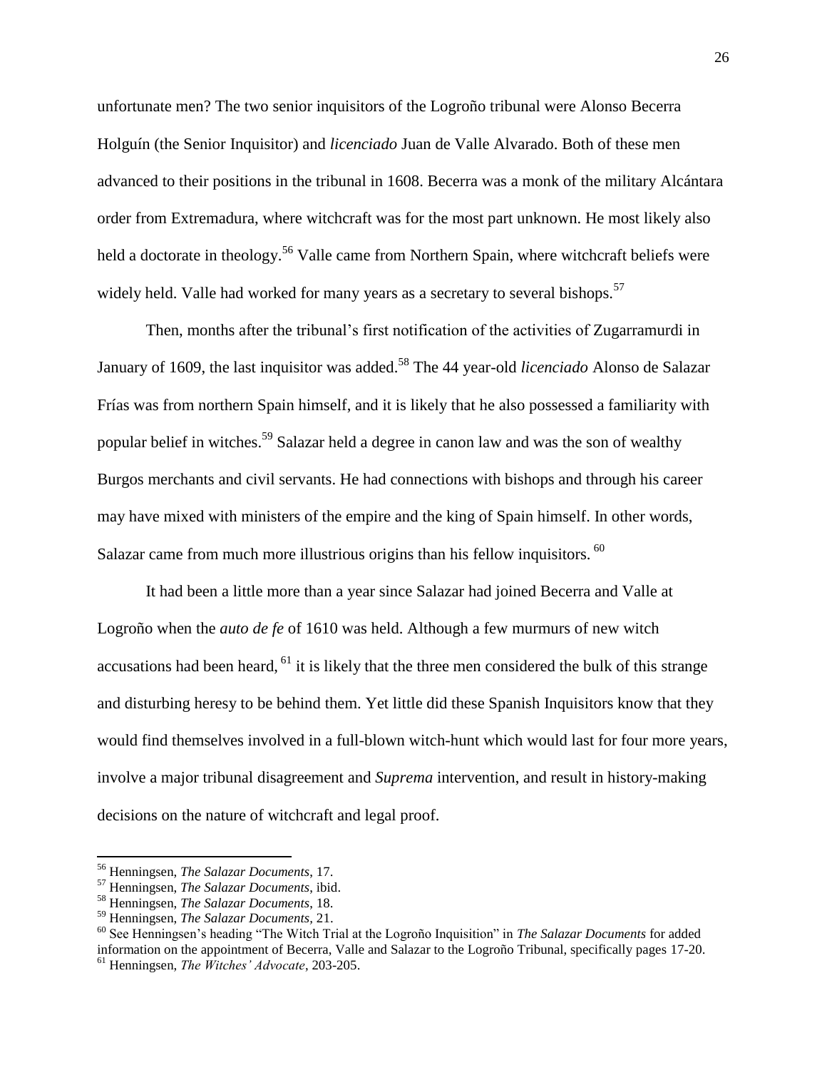unfortunate men? The two senior inquisitors of the Logroño tribunal were Alonso Becerra Holguín (the Senior Inquisitor) and *licenciado* Juan de Valle Alvarado. Both of these men advanced to their positions in the tribunal in 1608. Becerra was a monk of the military Alcántara order from Extremadura, where witchcraft was for the most part unknown. He most likely also held a doctorate in theology.[56] Valle came from Northern Spain, where witchcraft beliefs were widely held. Valle had worked for many years as a secretary to several bishops.[57]

Then, months after the tribunal's first notification of the activities of Zugarramurdi in January of 1609, the last inquisitor was added.[58] The 44 year-old *licenciado* Alonso de Salazar Frías was from northern Spain himself, and it is likely that he also possessed a familiarity with popular belief in witches.[59] Salazar held a degree in canon law and was the son of wealthy Burgos merchants and civil servants. He had connections with bishops and through his career may have mixed with ministers of the empire and the king of Spain himself. In other words, Salazar came from much more illustrious origins than his fellow inquisitors. [60]

It had been a little more than a year since Salazar had joined Becerra and Valle at Logroño when the *auto de fe* of 1610 was held. Although a few murmurs of new witch accusations had been heard, [61] it is likely that the three men considered the bulk of this strange and disturbing heresy to be behind them. Yet little did these Spanish Inquisitors know that they would find themselves involved in a full-blown witch-hunt which would last for four more years, involve a major tribunal disagreement and *Suprema* intervention, and result in history-making decisions on the nature of witchcraft and legal proof.

---

[56] Henningsen, *The Salazar Documents*, 17.

[57] Henningsen, *The Salazar Documents*, ibid.

[58] Henningsen, *The Salazar Documents*, 18.

[59] Henningsen, *The Salazar Documents,* 21.

[60] See Henningsen's heading "The Witch Trial at the Logroño Inquisition" in *The Salazar Documents* for added information on the appointment of Becerra, Valle and Salazar to the Logroño Tribunal, specifically pages 17-20.

[61] Henningsen, *The Witches' Advocate*, 203-205.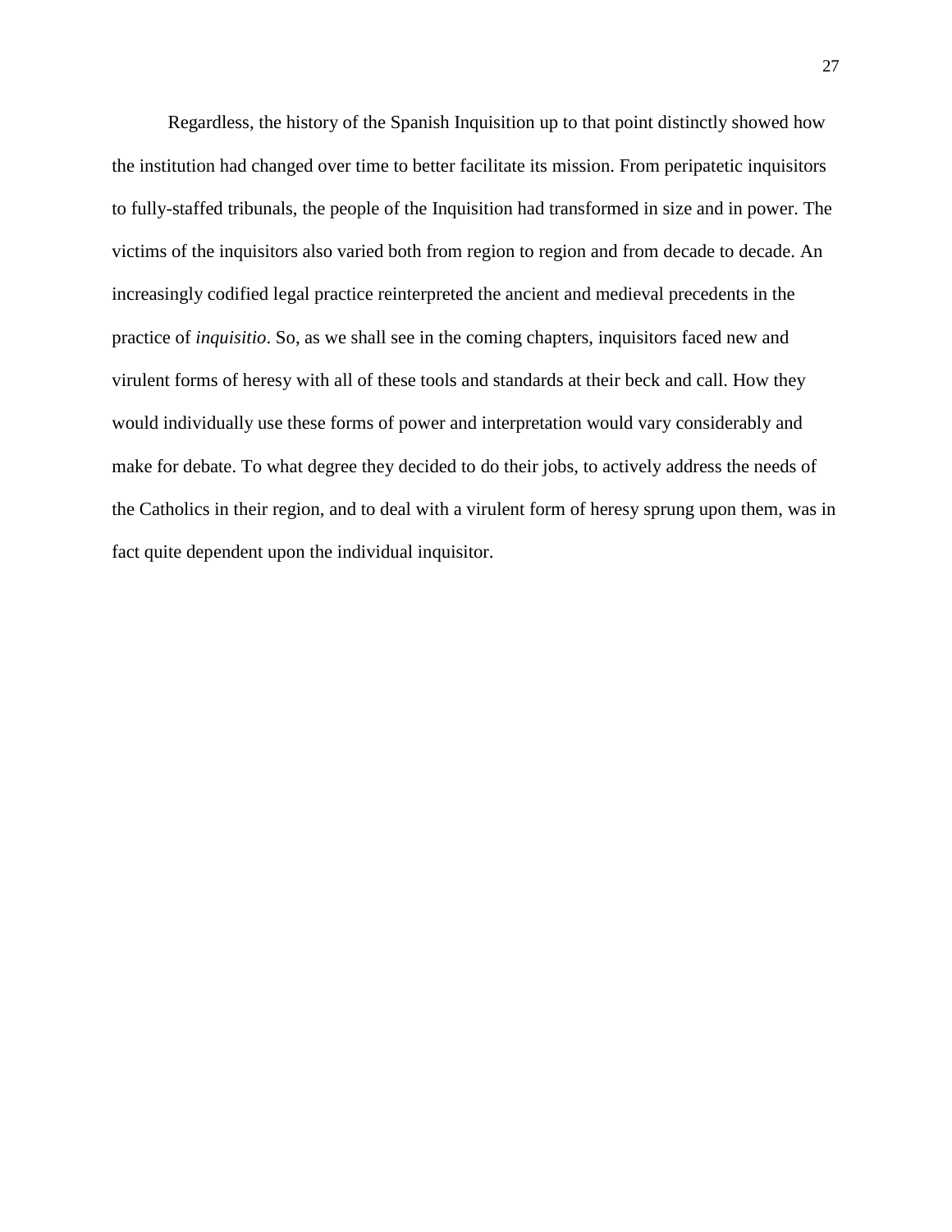Regardless, the history of the Spanish Inquisition up to that point distinctly showed how the institution had changed over time to better facilitate its mission. From peripatetic inquisitors to fully-staffed tribunals, the people of the Inquisition had transformed in size and in power. The victims of the inquisitors also varied both from region to region and from decade to decade. An increasingly codified legal practice reinterpreted the ancient and medieval precedents in the practice of *inquisitio*. So, as we shall see in the coming chapters, inquisitors faced new and virulent forms of heresy with all of these tools and standards at their beck and call. How they would individually use these forms of power and interpretation would vary considerably and make for debate. To what degree they decided to do their jobs, to actively address the needs of the Catholics in their region, and to deal with a virulent form of heresy sprung upon them, was in fact quite dependent upon the individual inquisitor.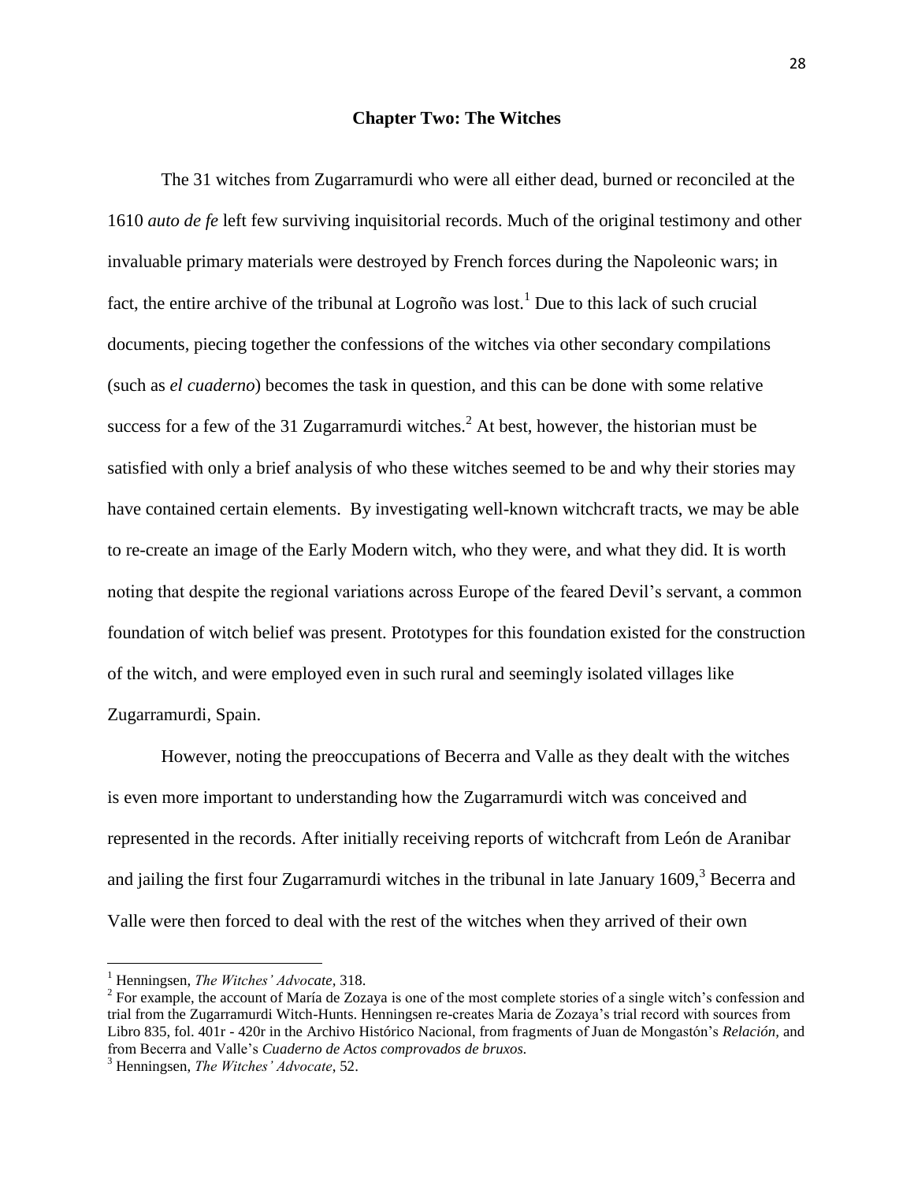## Chapter Two: The Witches

The 31 witches from Zugarramurdi who were all either dead, burned or reconciled at the 1610 *auto de fe* left few surviving inquisitorial records. Much of the original testimony and other invaluable primary materials were destroyed by French forces during the Napoleonic wars; in fact, the entire archive of the tribunal at Logroño was lost.[1] Due to this lack of such crucial documents, piecing together the confessions of the witches via other secondary compilations (such as *el cuaderno*) becomes the task in question, and this can be done with some relative success for a few of the 31 Zugarramurdi witches.[2] At best, however, the historian must be satisfied with only a brief analysis of who these witches seemed to be and why their stories may have contained certain elements. By investigating well-known witchcraft tracts, we may be able to re-create an image of the Early Modern witch, who they were, and what they did. It is worth noting that despite the regional variations across Europe of the feared Devil's servant, a common foundation of witch belief was present. Prototypes for this foundation existed for the construction of the witch, and were employed even in such rural and seemingly isolated villages like Zugarramurdi, Spain.

However, noting the preoccupations of Becerra and Valle as they dealt with the witches is even more important to understanding how the Zugarramurdi witch was conceived and represented in the records. After initially receiving reports of witchcraft from León de Aranibar and jailing the first four Zugarramurdi witches in the tribunal in late January 1609,[3] Becerra and Valle were then forced to deal with the rest of the witches when they arrived of their own

---

[1] Henningsen, *The Witches' Advocate,* 318.

[2] For example, the account of María de Zozaya is one of the most complete stories of a single witch's confession and trial from the Zugarramurdi Witch-Hunts. Henningsen re-creates Maria de Zozaya's trial record with sources from Libro 835, fol. 401r - 420r in the Archivo Histórico Nacional, from fragments of Juan de Mongastón's *Relación,* and from Becerra and Valle's *Cuaderno de Actos comprovados de bruxos.*

[3] Henningsen, *The Witches' Advocate*, 52.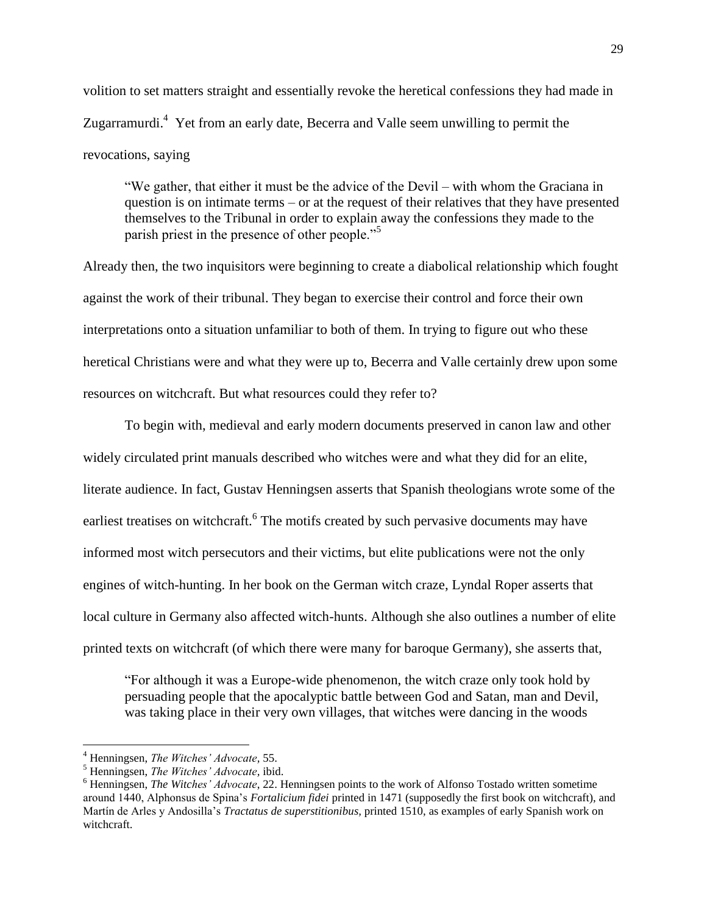volition to set matters straight and essentially revoke the heretical confessions they had made in Zugarramurdi.[4] Yet from an early date, Becerra and Valle seem unwilling to permit the revocations, saying

> "We gather, that either it must be the advice of the Devil – with whom the Graciana in question is on intimate terms – or at the request of their relatives that they have presented themselves to the Tribunal in order to explain away the confessions they made to the parish priest in the presence of other people."[5]

Already then, the two inquisitors were beginning to create a diabolical relationship which fought against the work of their tribunal. They began to exercise their control and force their own interpretations onto a situation unfamiliar to both of them. In trying to figure out who these heretical Christians were and what they were up to, Becerra and Valle certainly drew upon some resources on witchcraft. But what resources could they refer to?

To begin with, medieval and early modern documents preserved in canon law and other widely circulated print manuals described who witches were and what they did for an elite, literate audience. In fact, Gustav Henningsen asserts that Spanish theologians wrote some of the earliest treatises on witchcraft.[6] The motifs created by such pervasive documents may have informed most witch persecutors and their victims, but elite publications were not the only engines of witch-hunting. In her book on the German witch craze, Lyndal Roper asserts that local culture in Germany also affected witch-hunts. Although she also outlines a number of elite printed texts on witchcraft (of which there were many for baroque Germany), she asserts that,

> "For although it was a Europe-wide phenomenon, the witch craze only took hold by persuading people that the apocalyptic battle between God and Satan, man and Devil, was taking place in their very own villages, that witches were dancing in the woods

---

[4] Henningsen, *The Witches' Advocate*, 55.

[5] Henningsen, *The Witches' Advocate*, ibid.

[6] Henningsen, *The Witches' Advocate*, 22. Henningsen points to the work of Alfonso Tostado written sometime around 1440, Alphonsus de Spina's *Fortalicium fidei* printed in 1471 (supposedly the first book on witchcraft), and Martín de Arles y Andosilla's *Tractatus de superstitionibus,* printed 1510, as examples of early Spanish work on witchcraft.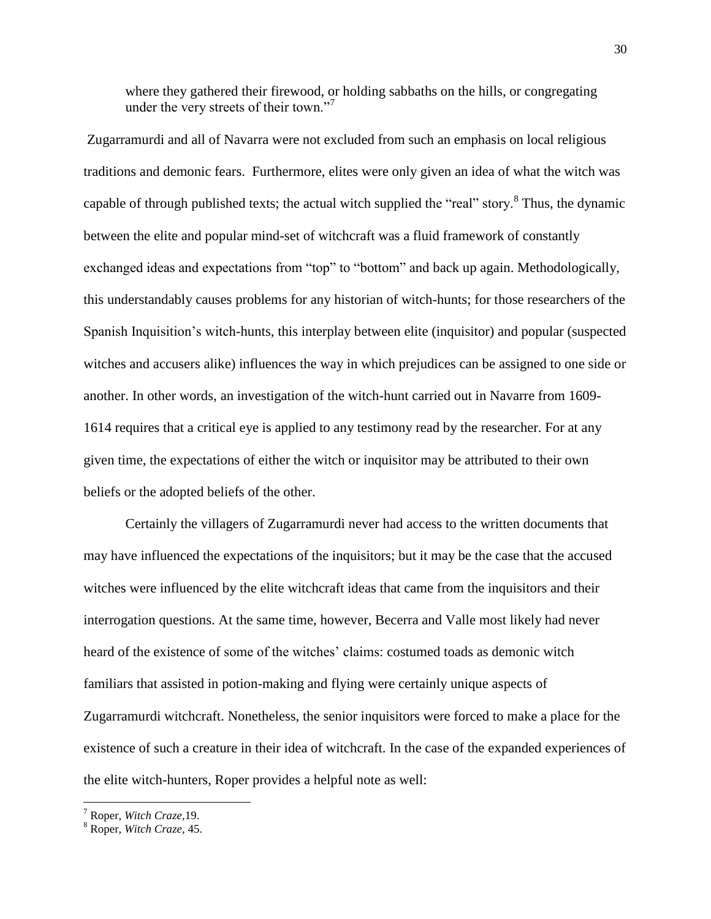> where they gathered their firewood, or holding sabbaths on the hills, or congregating under the very streets of their town."[7]

Zugarramurdi and all of Navarra were not excluded from such an emphasis on local religious traditions and demonic fears. Furthermore, elites were only given an idea of what the witch was capable of through published texts; the actual witch supplied the "real" story.[8] Thus, the dynamic between the elite and popular mind-set of witchcraft was a fluid framework of constantly exchanged ideas and expectations from "top" to "bottom" and back up again. Methodologically, this understandably causes problems for any historian of witch-hunts; for those researchers of the Spanish Inquisition's witch-hunts, this interplay between elite (inquisitor) and popular (suspected witches and accusers alike) influences the way in which prejudices can be assigned to one side or another. In other words, an investigation of the witch-hunt carried out in Navarre from 1609-1614 requires that a critical eye is applied to any testimony read by the researcher. For at any given time, the expectations of either the witch or inquisitor may be attributed to their own beliefs or the adopted beliefs of the other.

Certainly the villagers of Zugarramurdi never had access to the written documents that may have influenced the expectations of the inquisitors; but it may be the case that the accused witches were influenced by the elite witchcraft ideas that came from the inquisitors and their interrogation questions. At the same time, however, Becerra and Valle most likely had never heard of the existence of some of the witches' claims: costumed toads as demonic witch familiars that assisted in potion-making and flying were certainly unique aspects of Zugarramurdi witchcraft. Nonetheless, the senior inquisitors were forced to make a place for the existence of such a creature in their idea of witchcraft. In the case of the expanded experiences of the elite witch-hunters, Roper provides a helpful note as well:

---

[7] Roper, *Witch Craze*,19.

[8] Roper, *Witch Craze*, 45.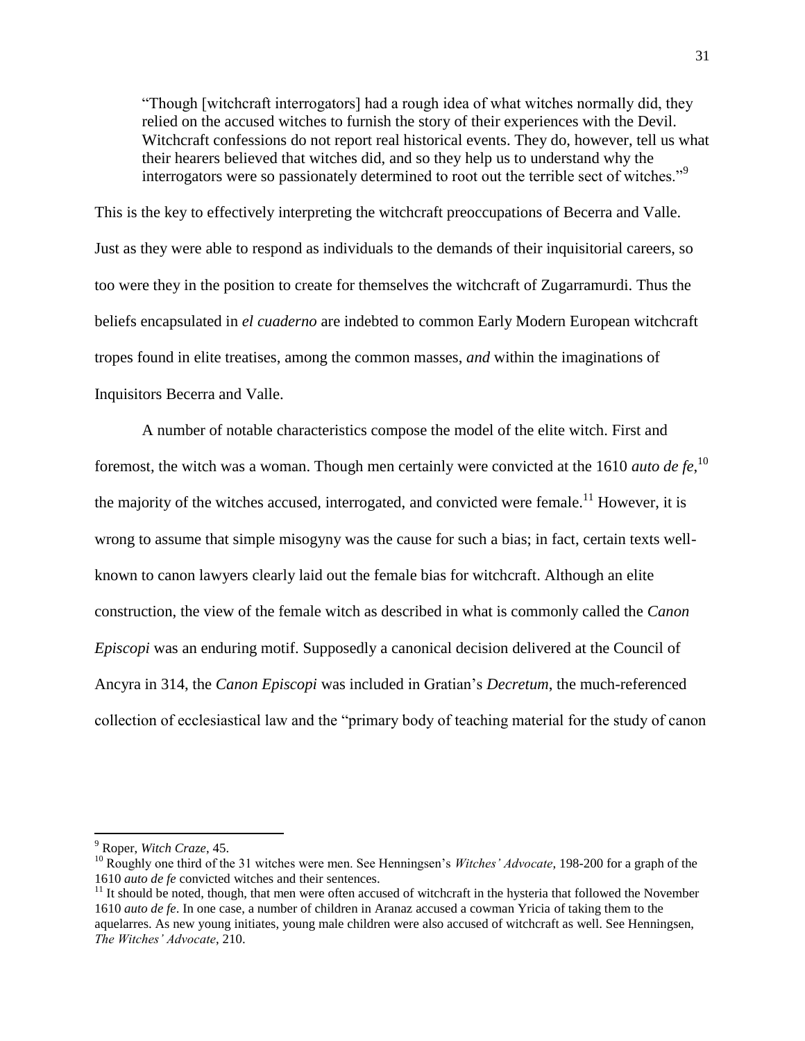> "Though [witchcraft interrogators] had a rough idea of what witches normally did, they relied on the accused witches to furnish the story of their experiences with the Devil. Witchcraft confessions do not report real historical events. They do, however, tell us what their hearers believed that witches did, and so they help us to understand why the interrogators were so passionately determined to root out the terrible sect of witches."[9]

This is the key to effectively interpreting the witchcraft preoccupations of Becerra and Valle. Just as they were able to respond as individuals to the demands of their inquisitorial careers, so too were they in the position to create for themselves the witchcraft of Zugarramurdi. Thus the beliefs encapsulated in *el cuaderno* are indebted to common Early Modern European witchcraft tropes found in elite treatises, among the common masses, *and* within the imaginations of Inquisitors Becerra and Valle.

A number of notable characteristics compose the model of the elite witch. First and foremost, the witch was a woman. Though men certainly were convicted at the 1610 *auto de fe*,[10] the majority of the witches accused, interrogated, and convicted were female.[11] However, it is wrong to assume that simple misogyny was the cause for such a bias; in fact, certain texts well-known to canon lawyers clearly laid out the female bias for witchcraft. Although an elite construction, the view of the female witch as described in what is commonly called the *Canon Episcopi* was an enduring motif. Supposedly a canonical decision delivered at the Council of Ancyra in 314, the *Canon Episcopi* was included in Gratian's *Decretum*, the much-referenced collection of ecclesiastical law and the "primary body of teaching material for the study of canon

---

[9] Roper, *Witch Craze*, 45.

[10] Roughly one third of the 31 witches were men. See Henningsen's *Witches' Advocate*, 198-200 for a graph of the 1610 *auto de fe* convicted witches and their sentences.

[11] It should be noted, though, that men were often accused of witchcraft in the hysteria that followed the November 1610 *auto de fe*. In one case, a number of children in Aranaz accused a cowman Yricia of taking them to the aquelarres. As new young initiates, young male children were also accused of witchcraft as well. See Henningsen, *The Witches' Advocate*, 210.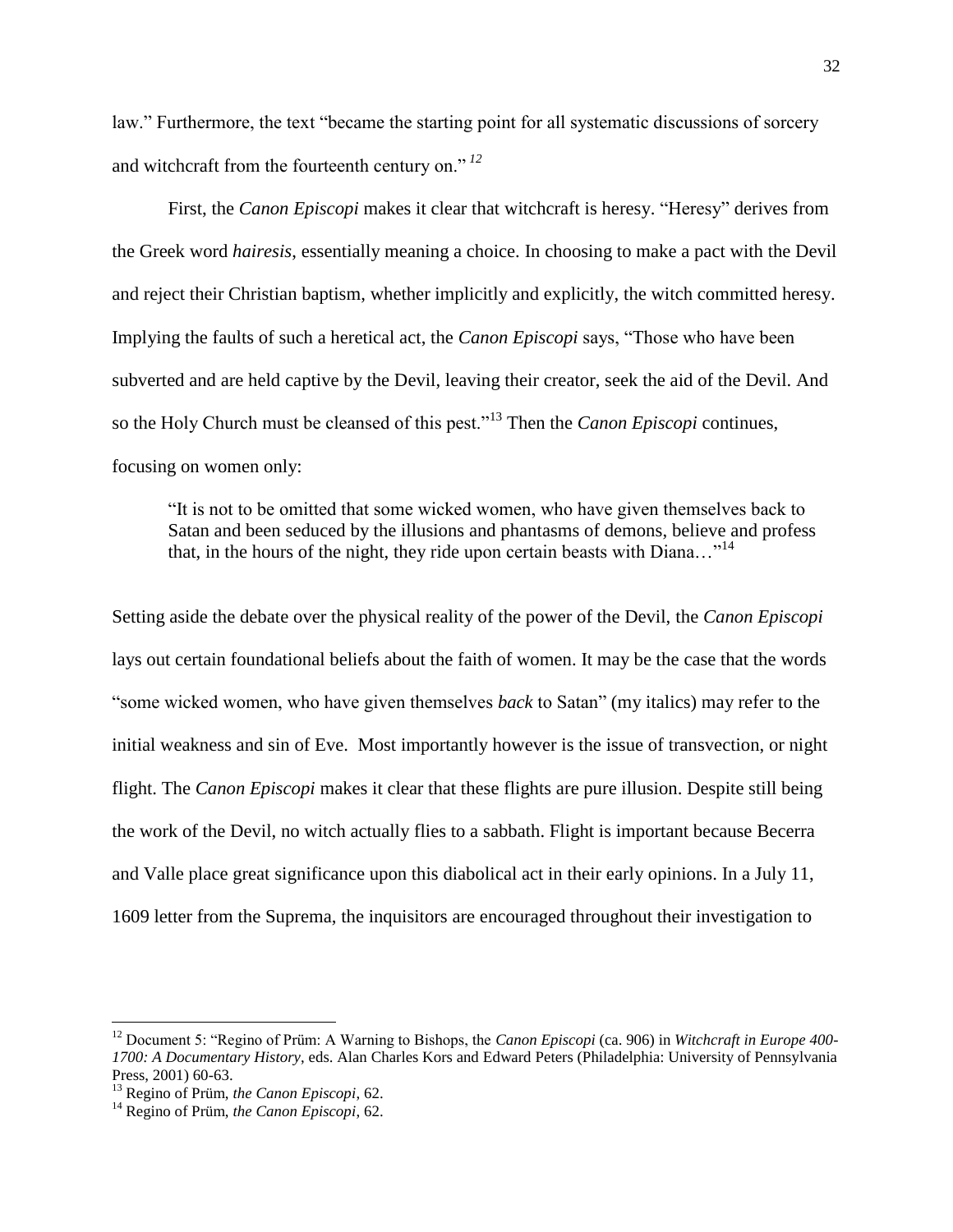law." Furthermore, the text "became the starting point for all systematic discussions of sorcery and witchcraft from the fourteenth century on." [12]

First, the *Canon Episcopi* makes it clear that witchcraft is heresy. "Heresy" derives from the Greek word *hairesis*, essentially meaning a choice. In choosing to make a pact with the Devil and reject their Christian baptism, whether implicitly and explicitly, the witch committed heresy. Implying the faults of such a heretical act, the *Canon Episcopi* says, "Those who have been subverted and are held captive by the Devil, leaving their creator, seek the aid of the Devil. And so the Holy Church must be cleansed of this pest."[13] Then the *Canon Episcopi* continues, focusing on women only:

> "It is not to be omitted that some wicked women, who have given themselves back to Satan and been seduced by the illusions and phantasms of demons, believe and profess that, in the hours of the night, they ride upon certain beasts with Diana…"[14]

Setting aside the debate over the physical reality of the power of the Devil, the *Canon Episcopi* lays out certain foundational beliefs about the faith of women. It may be the case that the words "some wicked women, who have given themselves *back* to Satan" (my italics) may refer to the initial weakness and sin of Eve. Most importantly however is the issue of transvection, or night flight. The *Canon Episcopi* makes it clear that these flights are pure illusion. Despite still being the work of the Devil, no witch actually flies to a sabbath. Flight is important because Becerra and Valle place great significance upon this diabolical act in their early opinions. In a July 11, 1609 letter from the Suprema, the inquisitors are encouraged throughout their investigation to

---

[12] Document 5: "Regino of Prüm: A Warning to Bishops, the *Canon Episcopi* (ca. 906) in *Witchcraft in Europe 400-1700: A Documentary History*, eds. Alan Charles Kors and Edward Peters (Philadelphia: University of Pennsylvania Press, 2001) 60-63.

[13] Regino of Prüm, *the Canon Episcopi*, 62.

[14] Regino of Prüm, *the Canon Episcopi*, 62.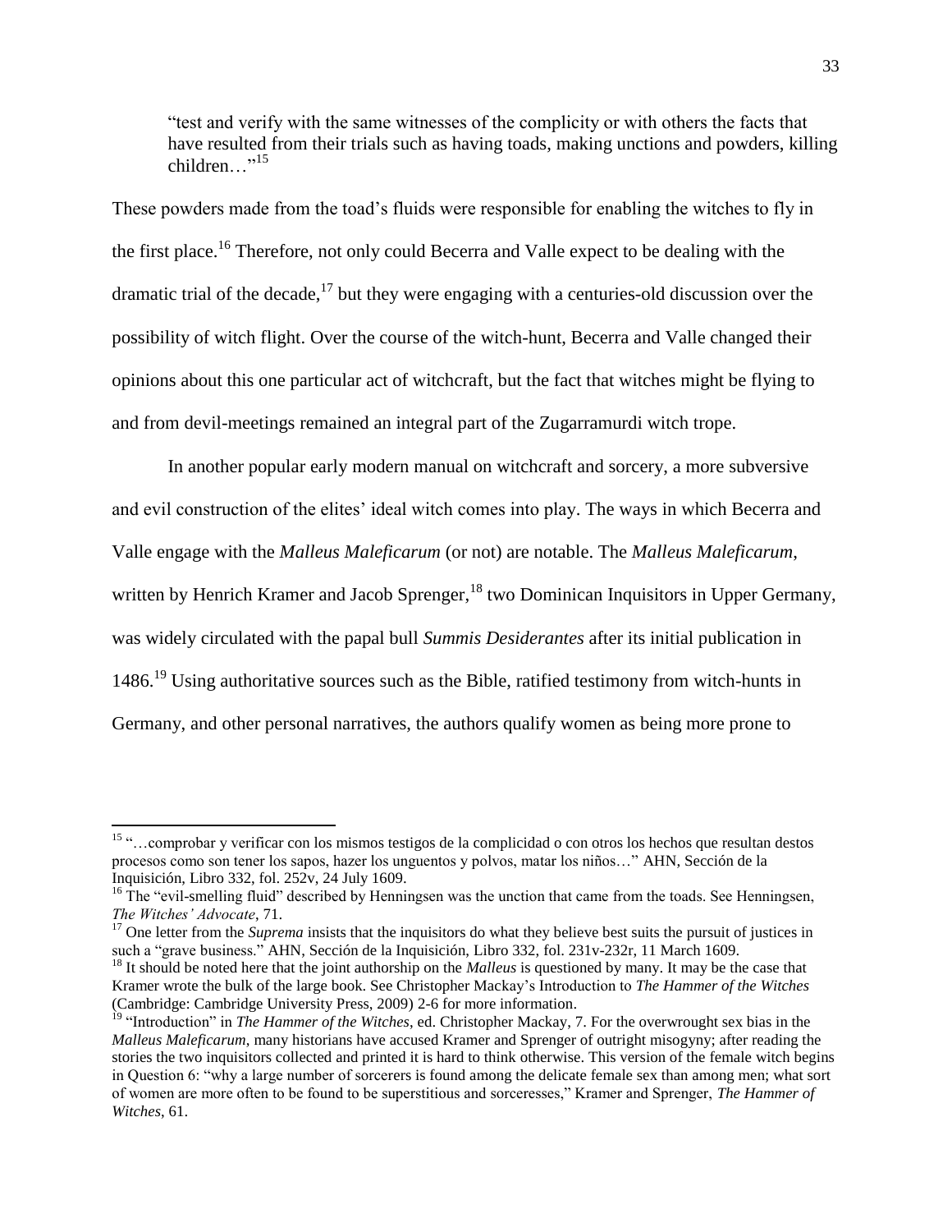> "test and verify with the same witnesses of the complicity or with others the facts that have resulted from their trials such as having toads, making unctions and powders, killing children…"[15]

These powders made from the toad's fluids were responsible for enabling the witches to fly in the first place.[16] Therefore, not only could Becerra and Valle expect to be dealing with the dramatic trial of the decade,[17] but they were engaging with a centuries-old discussion over the possibility of witch flight. Over the course of the witch-hunt, Becerra and Valle changed their opinions about this one particular act of witchcraft, but the fact that witches might be flying to and from devil-meetings remained an integral part of the Zugarramurdi witch trope.

In another popular early modern manual on witchcraft and sorcery, a more subversive and evil construction of the elites' ideal witch comes into play. The ways in which Becerra and Valle engage with the *Malleus Maleficarum* (or not) are notable. The *Malleus Maleficarum*, written by Henrich Kramer and Jacob Sprenger,[18] two Dominican Inquisitors in Upper Germany, was widely circulated with the papal bull *Summis Desiderantes* after its initial publication in 1486.[19] Using authoritative sources such as the Bible, ratified testimony from witch-hunts in Germany, and other personal narratives, the authors qualify women as being more prone to

---

[15] "…comprobar y verificar con los mismos testigos de la complicidad o con otros los hechos que resultan destos procesos como son tener los sapos, hazer los unguentos y polvos, matar los niños…" AHN, Sección de la Inquisición, Libro 332, fol. 252v, 24 July 1609.

[16] The "evil-smelling fluid" described by Henningsen was the unction that came from the toads. See Henningsen, *The Witches' Advocate*, 71.

[17] One letter from the *Suprema* insists that the inquisitors do what they believe best suits the pursuit of justices in such a "grave business." AHN, Sección de la Inquisición, Libro 332, fol. 231v-232r, 11 March 1609.

[18] It should be noted here that the joint authorship on the *Malleus* is questioned by many. It may be the case that Kramer wrote the bulk of the large book. See Christopher Mackay's Introduction to *The Hammer of the Witches* (Cambridge: Cambridge University Press, 2009) 2-6 for more information.

[19] "Introduction" in *The Hammer of the Witches*, ed. Christopher Mackay, 7. For the overwrought sex bias in the *Malleus Maleficarum*, many historians have accused Kramer and Sprenger of outright misogyny; after reading the stories the two inquisitors collected and printed it is hard to think otherwise. This version of the female witch begins in Question 6: "why a large number of sorcerers is found among the delicate female sex than among men; what sort of women are more often to be found to be superstitious and sorceresses," Kramer and Sprenger, *The Hammer of Witches*, 61.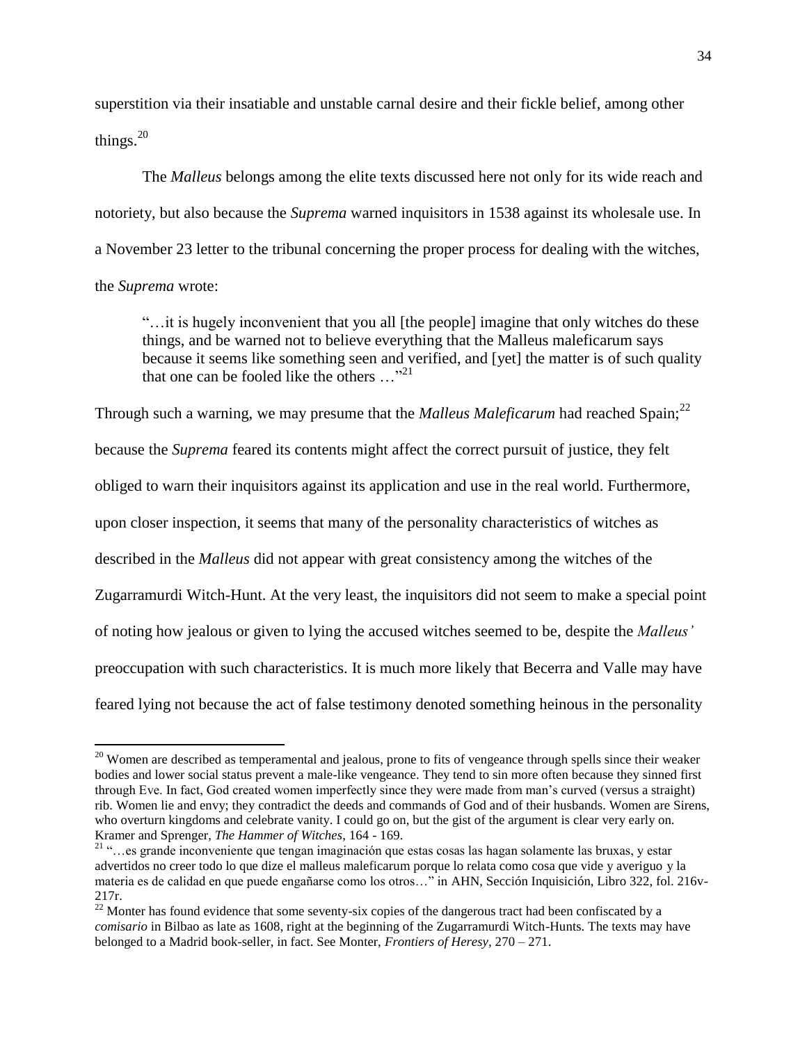superstition via their insatiable and unstable carnal desire and their fickle belief, among other things.[20]

The *Malleus* belongs among the elite texts discussed here not only for its wide reach and notoriety, but also because the *Suprema* warned inquisitors in 1538 against its wholesale use. In a November 23 letter to the tribunal concerning the proper process for dealing with the witches, the *Suprema* wrote:

> "…it is hugely inconvenient that you all [the people] imagine that only witches do these things, and be warned not to believe everything that the Malleus maleficarum says because it seems like something seen and verified, and [yet] the matter is of such quality that one can be fooled like the others …"[21]

Through such a warning, we may presume that the *Malleus Maleficarum* had reached Spain;[22] because the *Suprema* feared its contents might affect the correct pursuit of justice, they felt obliged to warn their inquisitors against its application and use in the real world. Furthermore, upon closer inspection, it seems that many of the personality characteristics of witches as described in the *Malleus* did not appear with great consistency among the witches of the Zugarramurdi Witch-Hunt. At the very least, the inquisitors did not seem to make a special point of noting how jealous or given to lying the accused witches seemed to be, despite the *Malleus'* preoccupation with such characteristics. It is much more likely that Becerra and Valle may have feared lying not because the act of false testimony denoted something heinous in the personality

---

[20] Women are described as temperamental and jealous, prone to fits of vengeance through spells since their weaker bodies and lower social status prevent a male-like vengeance. They tend to sin more often because they sinned first through Eve. In fact, God created women imperfectly since they were made from man's curved (versus a straight) rib. Women lie and envy; they contradict the deeds and commands of God and of their husbands. Women are Sirens, who overturn kingdoms and celebrate vanity. I could go on, but the gist of the argument is clear very early on. Kramer and Sprenger, *The Hammer of Witches*, 164 - 169.

[21] "…es grande inconveniente que tengan imaginación que estas cosas las hagan solamente las bruxas, y estar advertidos no creer todo lo que dize el malleus maleficarum porque lo relata como cosa que vide y averiguo y la materia es de calidad en que puede engañarse como los otros…" in AHN, Sección Inquisición, Libro 322, fol. 216v-217r.

[22] Monter has found evidence that some seventy-six copies of the dangerous tract had been confiscated by a *comisario* in Bilbao as late as 1608, right at the beginning of the Zugarramurdi Witch-Hunts. The texts may have belonged to a Madrid book-seller, in fact. See Monter, *Frontiers of Heresy*, 270 – 271.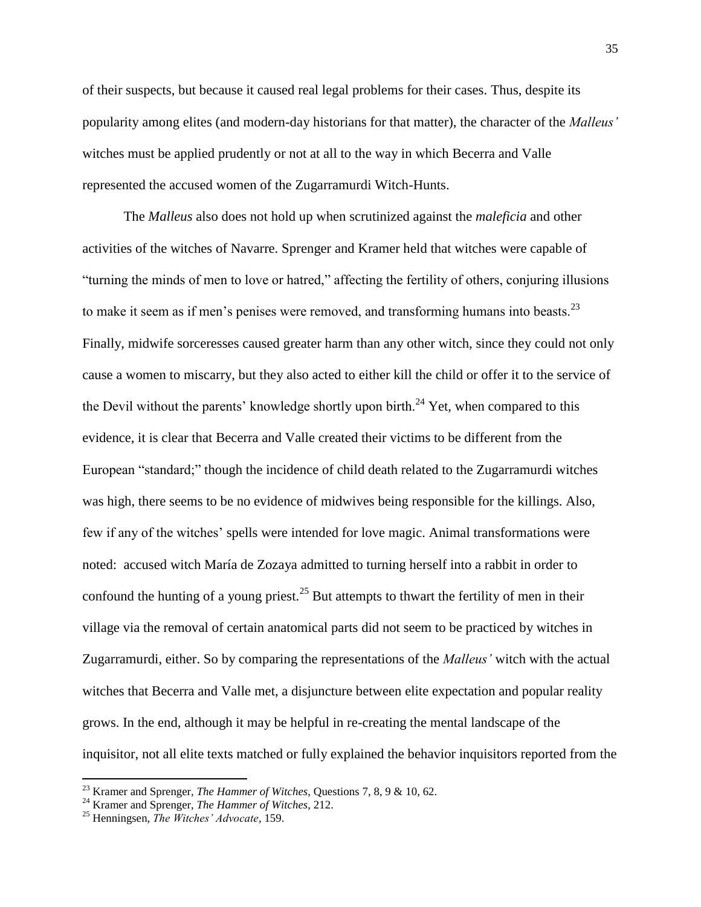of their suspects, but because it caused real legal problems for their cases. Thus, despite its popularity among elites (and modern-day historians for that matter), the character of the *Malleus'* witches must be applied prudently or not at all to the way in which Becerra and Valle represented the accused women of the Zugarramurdi Witch-Hunts.

The *Malleus* also does not hold up when scrutinized against the *maleficia* and other activities of the witches of Navarre. Sprenger and Kramer held that witches were capable of "turning the minds of men to love or hatred," affecting the fertility of others, conjuring illusions to make it seem as if men's penises were removed, and transforming humans into beasts.[23] Finally, midwife sorceresses caused greater harm than any other witch, since they could not only cause a women to miscarry, but they also acted to either kill the child or offer it to the service of the Devil without the parents' knowledge shortly upon birth.[24] Yet, when compared to this evidence, it is clear that Becerra and Valle created their victims to be different from the European "standard;" though the incidence of child death related to the Zugarramurdi witches was high, there seems to be no evidence of midwives being responsible for the killings. Also, few if any of the witches' spells were intended for love magic. Animal transformations were noted: accused witch María de Zozaya admitted to turning herself into a rabbit in order to confound the hunting of a young priest.[25] But attempts to thwart the fertility of men in their village via the removal of certain anatomical parts did not seem to be practiced by witches in Zugarramurdi, either. So by comparing the representations of the *Malleus'* witch with the actual witches that Becerra and Valle met, a disjuncture between elite expectation and popular reality grows. In the end, although it may be helpful in re-creating the mental landscape of the inquisitor, not all elite texts matched or fully explained the behavior inquisitors reported from the

---

[23] Kramer and Sprenger, *The Hammer of Witches*, Questions 7, 8, 9 & 10, 62.

[24] Kramer and Sprenger, *The Hammer of Witches*, 212.

[25] Henningsen, *The Witches' Advocate*, 159.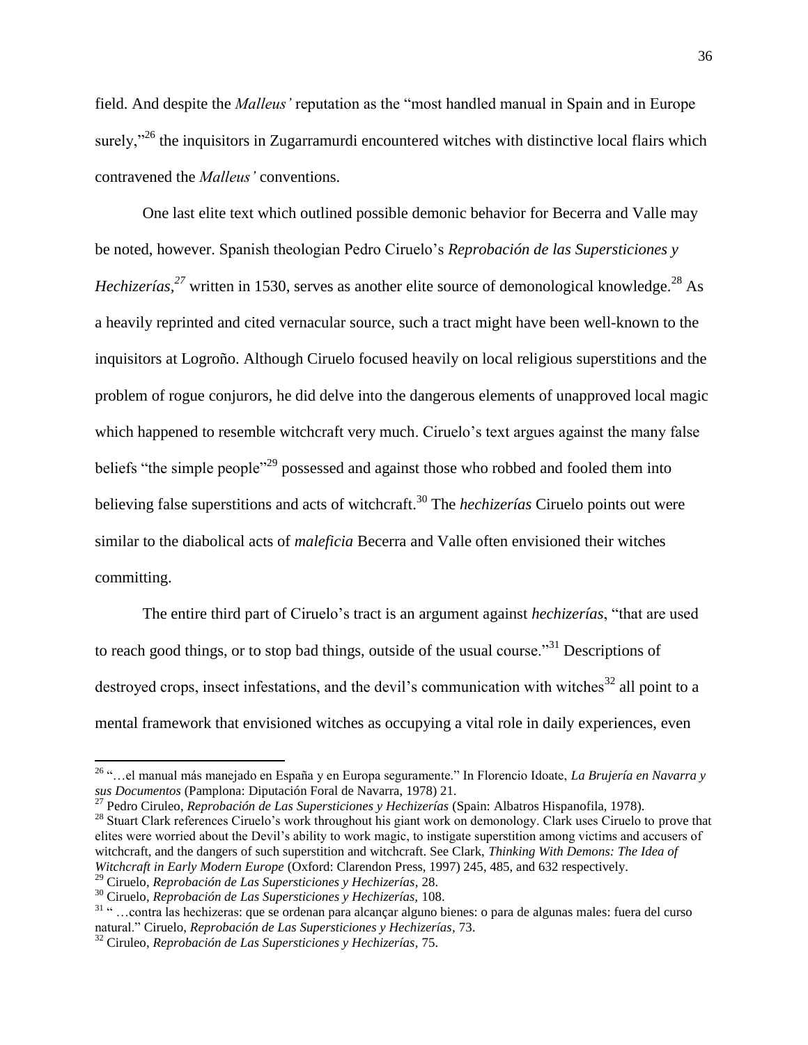field. And despite the *Malleus'* reputation as the "most handled manual in Spain and in Europe surely,"[26] the inquisitors in Zugarramurdi encountered witches with distinctive local flairs which contravened the *Malleus'* conventions.

One last elite text which outlined possible demonic behavior for Becerra and Valle may be noted, however. Spanish theologian Pedro Ciruelo's *Reprobación de las Supersticiones y Hechizerías,*[27] written in 1530, serves as another elite source of demonological knowledge.[28] As a heavily reprinted and cited vernacular source, such a tract might have been well-known to the inquisitors at Logroño. Although Ciruelo focused heavily on local religious superstitions and the problem of rogue conjurors, he did delve into the dangerous elements of unapproved local magic which happened to resemble witchcraft very much. Ciruelo's text argues against the many false beliefs "the simple people"[29] possessed and against those who robbed and fooled them into believing false superstitions and acts of witchcraft.[30] The *hechizerías* Ciruelo points out were similar to the diabolical acts of *maleficia* Becerra and Valle often envisioned their witches committing.

The entire third part of Ciruelo's tract is an argument against *hechizerías*, "that are used to reach good things, or to stop bad things, outside of the usual course."[31] Descriptions of destroyed crops, insect infestations, and the devil's communication with witches[32] all point to a mental framework that envisioned witches as occupying a vital role in daily experiences, even

---

[26] "…el manual más manejado en España y en Europa seguramente." In Florencio Idoate, *La Brujería en Navarra y sus Documentos* (Pamplona: Diputación Foral de Navarra, 1978) 21.

[27] Pedro Ciruleo, *Reprobación de Las Supersticiones y Hechizerías* (Spain: Albatros Hispanofila, 1978).

[28] Stuart Clark references Ciruelo's work throughout his giant work on demonology. Clark uses Ciruelo to prove that elites were worried about the Devil's ability to work magic, to instigate superstition among victims and accusers of witchcraft, and the dangers of such superstition and witchcraft. See Clark, *Thinking With Demons: The Idea of Witchcraft in Early Modern Europe* (Oxford: Clarendon Press, 1997) 245, 485, and 632 respectively.

[29] Ciruelo, *Reprobación de Las Supersticiones y Hechizerías,* 28.

[30] Ciruelo, *Reprobación de Las Supersticiones y Hechizerías,* 108.

[31] " …contra las hechizeras: que se ordenan para alcançar alguno bienes: o para de algunas males: fuera del curso natural." Ciruelo, *Reprobación de Las Supersticiones y Hechizerías*, 73.

[32] Ciruleo, *Reprobación de Las Supersticiones y Hechizerías,* 75.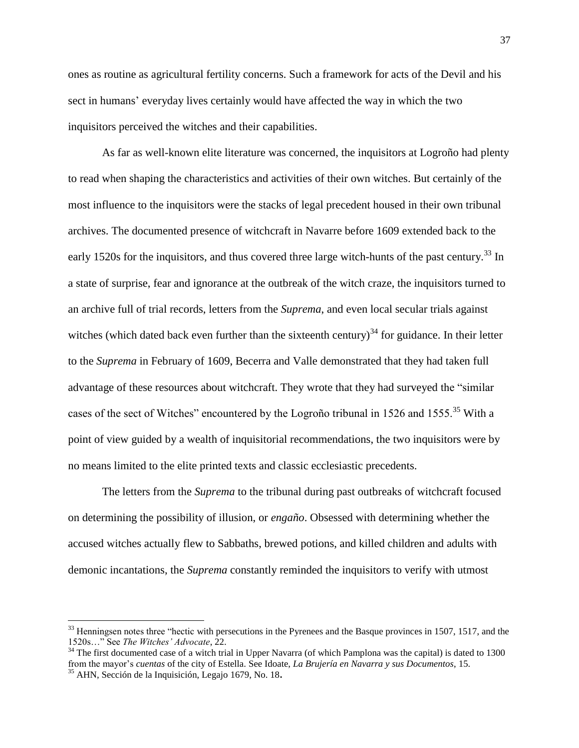ones as routine as agricultural fertility concerns. Such a framework for acts of the Devil and his sect in humans' everyday lives certainly would have affected the way in which the two inquisitors perceived the witches and their capabilities.

As far as well-known elite literature was concerned, the inquisitors at Logroño had plenty to read when shaping the characteristics and activities of their own witches. But certainly of the most influence to the inquisitors were the stacks of legal precedent housed in their own tribunal archives. The documented presence of witchcraft in Navarre before 1609 extended back to the early 1520s for the inquisitors, and thus covered three large witch-hunts of the past century.[33] In a state of surprise, fear and ignorance at the outbreak of the witch craze, the inquisitors turned to an archive full of trial records, letters from the *Suprema*, and even local secular trials against witches (which dated back even further than the sixteenth century)[34] for guidance. In their letter to the *Suprema* in February of 1609, Becerra and Valle demonstrated that they had taken full advantage of these resources about witchcraft. They wrote that they had surveyed the "similar cases of the sect of Witches" encountered by the Logroño tribunal in 1526 and 1555.[35] With a point of view guided by a wealth of inquisitorial recommendations, the two inquisitors were by no means limited to the elite printed texts and classic ecclesiastic precedents.

The letters from the *Suprema* to the tribunal during past outbreaks of witchcraft focused on determining the possibility of illusion, or *engaño*. Obsessed with determining whether the accused witches actually flew to Sabbaths, brewed potions, and killed children and adults with demonic incantations, the *Suprema* constantly reminded the inquisitors to verify with utmost

---

[33] Henningsen notes three "hectic with persecutions in the Pyrenees and the Basque provinces in 1507, 1517, and the 1520s…" See *The Witches' Advocate*, 22.

[34] The first documented case of a witch trial in Upper Navarra (of which Pamplona was the capital) is dated to 1300 from the mayor's *cuentas* of the city of Estella. See Idoate, *La Brujería en Navarra y sus Documentos*, 15.

[35] AHN, Sección de la Inquisición, Legajo 1679, No. 18.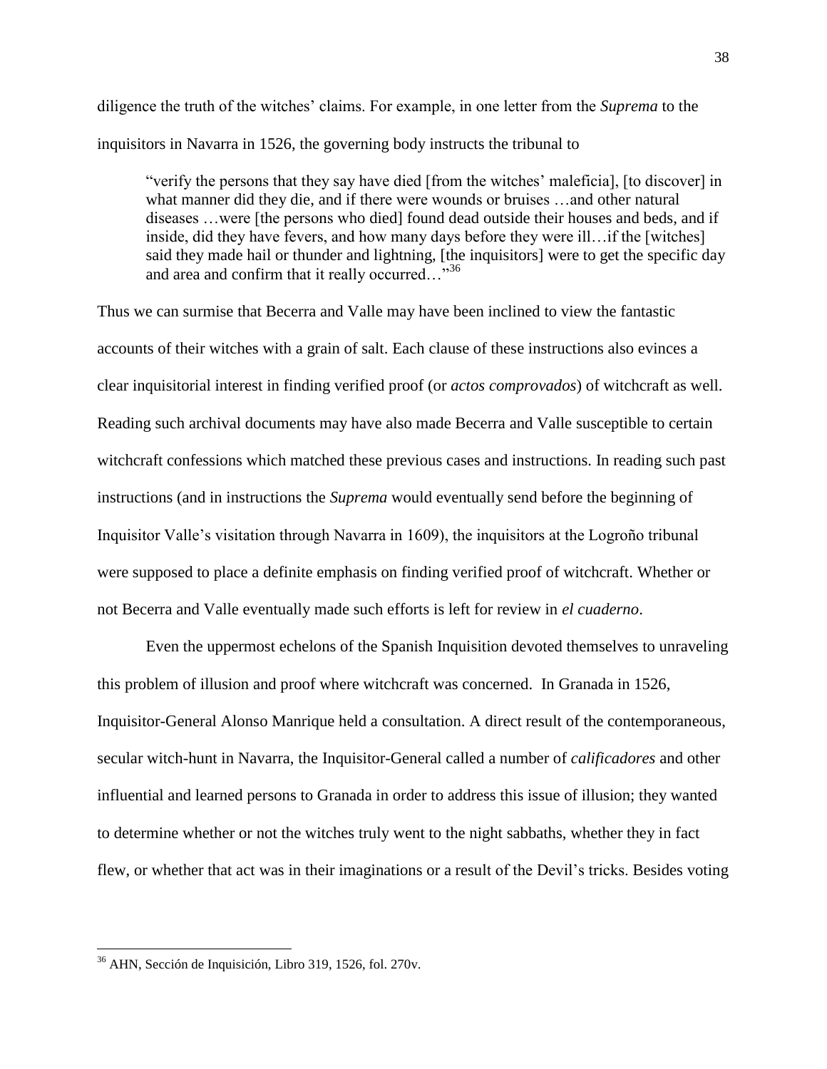diligence the truth of the witches' claims. For example, in one letter from the *Suprema* to the inquisitors in Navarra in 1526, the governing body instructs the tribunal to

> "verify the persons that they say have died [from the witches' maleficia], [to discover] in what manner did they die, and if there were wounds or bruises …and other natural diseases …were [the persons who died] found dead outside their houses and beds, and if inside, did they have fevers, and how many days before they were ill…if the [witches] said they made hail or thunder and lightning, [the inquisitors] were to get the specific day and area and confirm that it really occurred…"[36]

Thus we can surmise that Becerra and Valle may have been inclined to view the fantastic accounts of their witches with a grain of salt. Each clause of these instructions also evinces a clear inquisitorial interest in finding verified proof (or *actos comprovados*) of witchcraft as well. Reading such archival documents may have also made Becerra and Valle susceptible to certain witchcraft confessions which matched these previous cases and instructions. In reading such past instructions (and in instructions the *Suprema* would eventually send before the beginning of Inquisitor Valle's visitation through Navarra in 1609), the inquisitors at the Logroño tribunal were supposed to place a definite emphasis on finding verified proof of witchcraft. Whether or not Becerra and Valle eventually made such efforts is left for review in *el cuaderno*.

Even the uppermost echelons of the Spanish Inquisition devoted themselves to unraveling this problem of illusion and proof where witchcraft was concerned. In Granada in 1526, Inquisitor-General Alonso Manrique held a consultation. A direct result of the contemporaneous, secular witch-hunt in Navarra, the Inquisitor-General called a number of *calificadores* and other influential and learned persons to Granada in order to address this issue of illusion; they wanted to determine whether or not the witches truly went to the night sabbaths, whether they in fact flew, or whether that act was in their imaginations or a result of the Devil's tricks. Besides voting

---

[36] AHN, Sección de Inquisición, Libro 319, 1526, fol. 270v.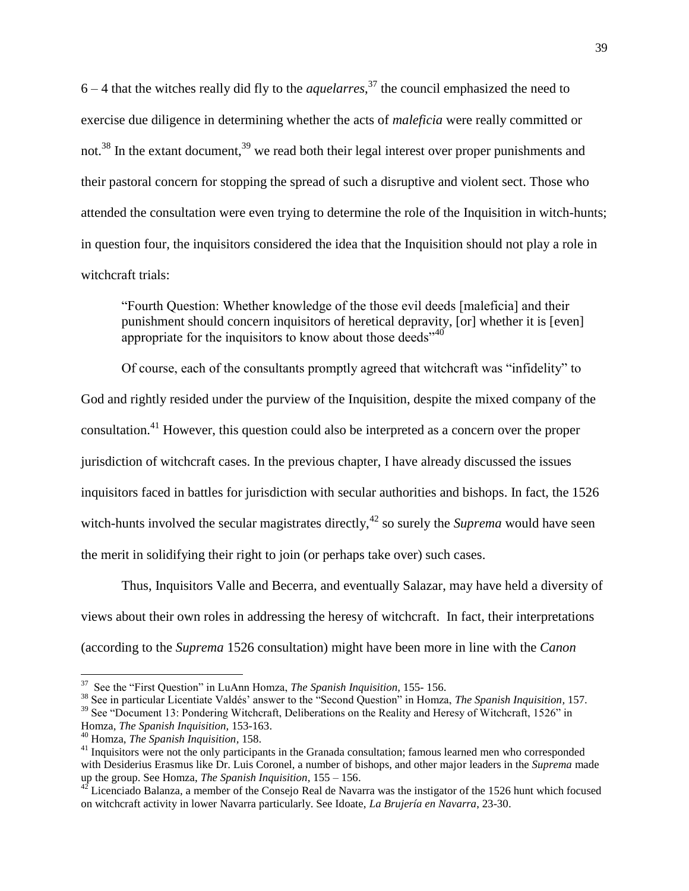6 – 4 that the witches really did fly to the *aquelarres*,[37] the council emphasized the need to exercise due diligence in determining whether the acts of *maleficia* were really committed or not.[38] In the extant document,[39] we read both their legal interest over proper punishments and their pastoral concern for stopping the spread of such a disruptive and violent sect. Those who attended the consultation were even trying to determine the role of the Inquisition in witch-hunts; in question four, the inquisitors considered the idea that the Inquisition should not play a role in witchcraft trials:

> "Fourth Question: Whether knowledge of the those evil deeds [maleficia] and their punishment should concern inquisitors of heretical depravity, [or] whether it is [even] appropriate for the inquisitors to know about those deeds"[40]

Of course, each of the consultants promptly agreed that witchcraft was "infidelity" to God and rightly resided under the purview of the Inquisition, despite the mixed company of the consultation.[41] However, this question could also be interpreted as a concern over the proper jurisdiction of witchcraft cases. In the previous chapter, I have already discussed the issues inquisitors faced in battles for jurisdiction with secular authorities and bishops. In fact, the 1526 witch-hunts involved the secular magistrates directly,[42] so surely the *Suprema* would have seen the merit in solidifying their right to join (or perhaps take over) such cases.

Thus, Inquisitors Valle and Becerra, and eventually Salazar, may have held a diversity of views about their own roles in addressing the heresy of witchcraft. In fact, their interpretations (according to the *Suprema* 1526 consultation) might have been more in line with the *Canon*

---

[37] See the "First Question" in LuAnn Homza, *The Spanish Inquisition,* 155- 156.

[38] See in particular Licentiate Valdés' answer to the "Second Question" in Homza, *The Spanish Inquisition,* 157.

[39] See "Document 13: Pondering Witchcraft, Deliberations on the Reality and Heresy of Witchcraft, 1526" in Homza, *The Spanish Inquisition,* 153-163.

[40] Homza, *The Spanish Inquisition,* 158.

[41] Inquisitors were not the only participants in the Granada consultation; famous learned men who corresponded with Desiderius Erasmus like Dr. Luis Coronel, a number of bishops, and other major leaders in the *Suprema* made up the group. See Homza, *The Spanish Inquisition,* 155 – 156.

[42] Licenciado Balanza, a member of the Consejo Real de Navarra was the instigator of the 1526 hunt which focused on witchcraft activity in lower Navarra particularly. See Idoate, *La Brujería en Navarra*, 23-30.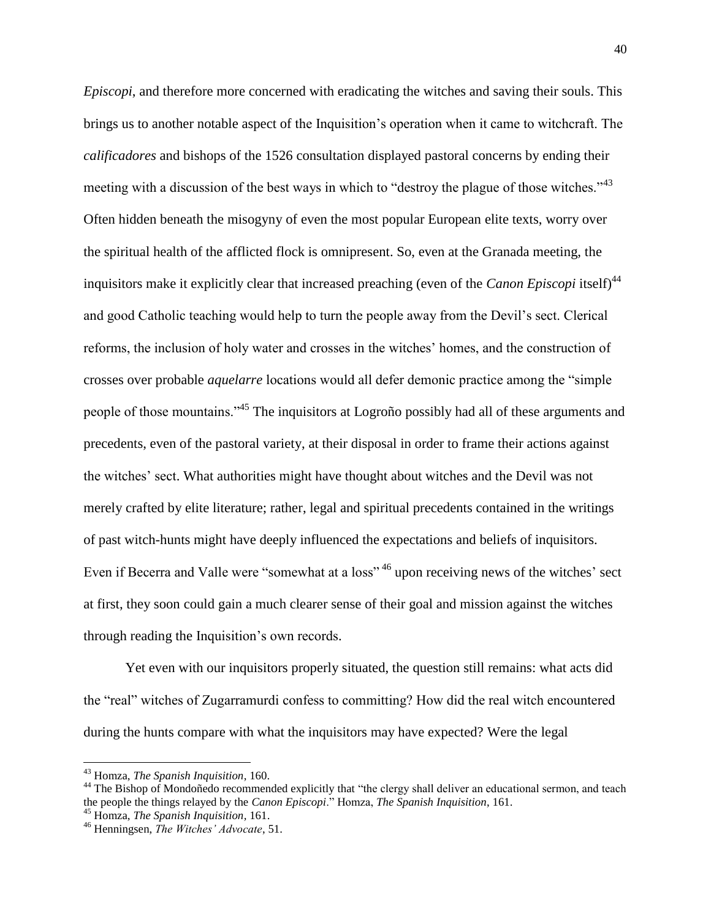*Episcopi*, and therefore more concerned with eradicating the witches and saving their souls. This brings us to another notable aspect of the Inquisition's operation when it came to witchcraft. The *calificadores* and bishops of the 1526 consultation displayed pastoral concerns by ending their meeting with a discussion of the best ways in which to "destroy the plague of those witches."[43] Often hidden beneath the misogyny of even the most popular European elite texts, worry over the spiritual health of the afflicted flock is omnipresent. So, even at the Granada meeting, the inquisitors make it explicitly clear that increased preaching (even of the *Canon Episcopi* itself)[44] and good Catholic teaching would help to turn the people away from the Devil's sect. Clerical reforms, the inclusion of holy water and crosses in the witches' homes, and the construction of crosses over probable *aquelarre* locations would all defer demonic practice among the "simple people of those mountains."[45] The inquisitors at Logroño possibly had all of these arguments and precedents, even of the pastoral variety, at their disposal in order to frame their actions against the witches' sect. What authorities might have thought about witches and the Devil was not merely crafted by elite literature; rather, legal and spiritual precedents contained in the writings of past witch-hunts might have deeply influenced the expectations and beliefs of inquisitors. Even if Becerra and Valle were "somewhat at a loss"[46] upon receiving news of the witches' sect at first, they soon could gain a much clearer sense of their goal and mission against the witches through reading the Inquisition's own records.

Yet even with our inquisitors properly situated, the question still remains: what acts did the "real" witches of Zugarramurdi confess to committing? How did the real witch encountered during the hunts compare with what the inquisitors may have expected? Were the legal

---

[43] Homza, *The Spanish Inquisition*, 160.

[44] The Bishop of Mondoñedo recommended explicitly that "the clergy shall deliver an educational sermon, and teach the people the things relayed by the *Canon Episcopi*." Homza, *The Spanish Inquisition*, 161.

[45] Homza, *The Spanish Inquisition*, 161.

[46] Henningsen, *The Witches' Advocate*, 51.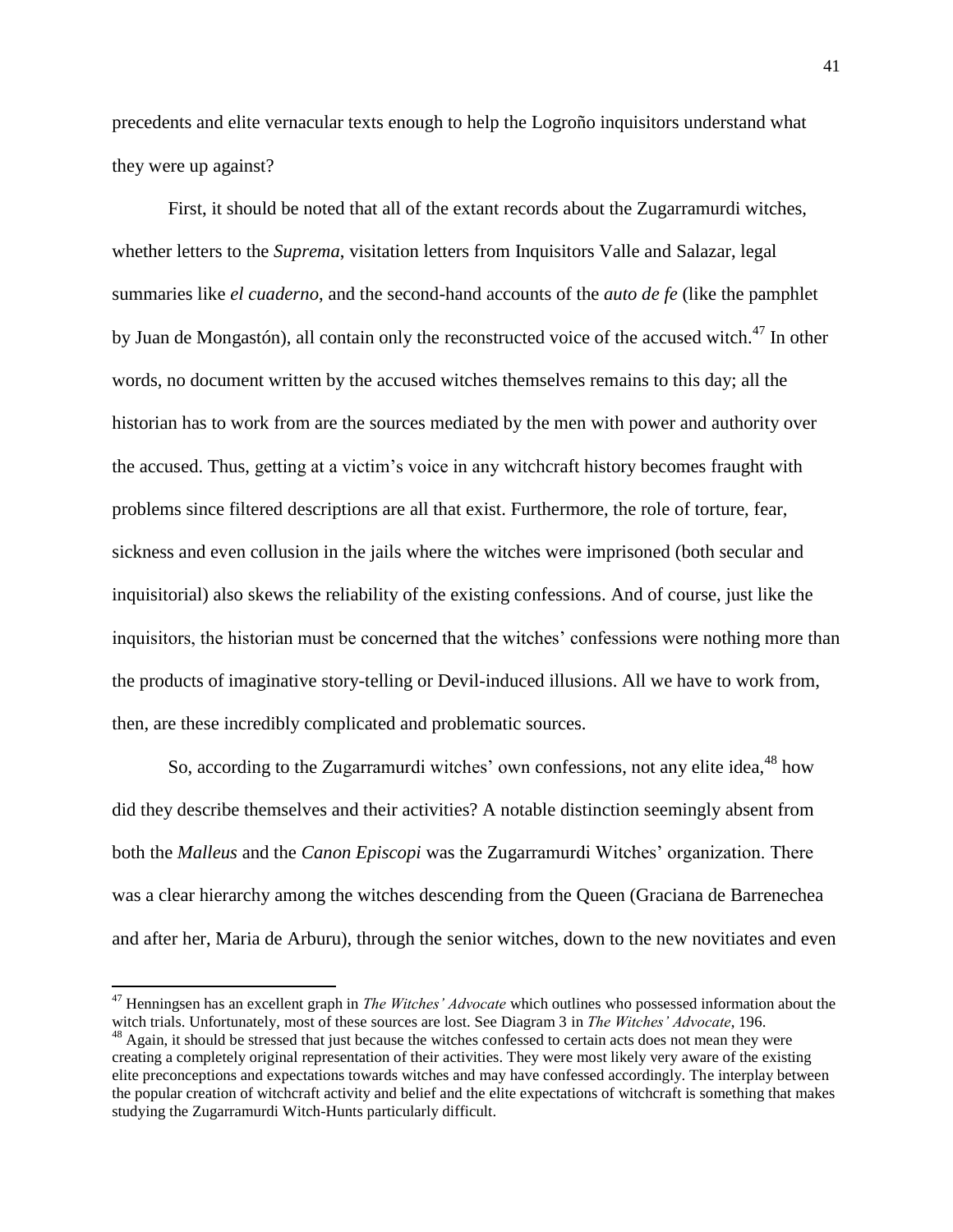precedents and elite vernacular texts enough to help the Logroño inquisitors understand what they were up against?

First, it should be noted that all of the extant records about the Zugarramurdi witches, whether letters to the *Suprema*, visitation letters from Inquisitors Valle and Salazar, legal summaries like *el cuaderno*, and the second-hand accounts of the *auto de fe* (like the pamphlet by Juan de Mongastón), all contain only the reconstructed voice of the accused witch.[47] In other words, no document written by the accused witches themselves remains to this day; all the historian has to work from are the sources mediated by the men with power and authority over the accused. Thus, getting at a victim's voice in any witchcraft history becomes fraught with problems since filtered descriptions are all that exist. Furthermore, the role of torture, fear, sickness and even collusion in the jails where the witches were imprisoned (both secular and inquisitorial) also skews the reliability of the existing confessions. And of course, just like the inquisitors, the historian must be concerned that the witches' confessions were nothing more than the products of imaginative story-telling or Devil-induced illusions. All we have to work from, then, are these incredibly complicated and problematic sources.

So, according to the Zugarramurdi witches' own confessions, not any elite idea,[48] how did they describe themselves and their activities? A notable distinction seemingly absent from both the *Malleus* and the *Canon Episcopi* was the Zugarramurdi Witches' organization. There was a clear hierarchy among the witches descending from the Queen (Graciana de Barrenechea and after her, Maria de Arburu), through the senior witches, down to the new novitiates and even

---

[47] Henningsen has an excellent graph in *The Witches' Advocate* which outlines who possessed information about the witch trials. Unfortunately, most of these sources are lost. See Diagram 3 in *The Witches' Advocate*, 196.

[48] Again, it should be stressed that just because the witches confessed to certain acts does not mean they were creating a completely original representation of their activities. They were most likely very aware of the existing elite preconceptions and expectations towards witches and may have confessed accordingly. The interplay between the popular creation of witchcraft activity and belief and the elite expectations of witchcraft is something that makes studying the Zugarramurdi Witch-Hunts particularly difficult.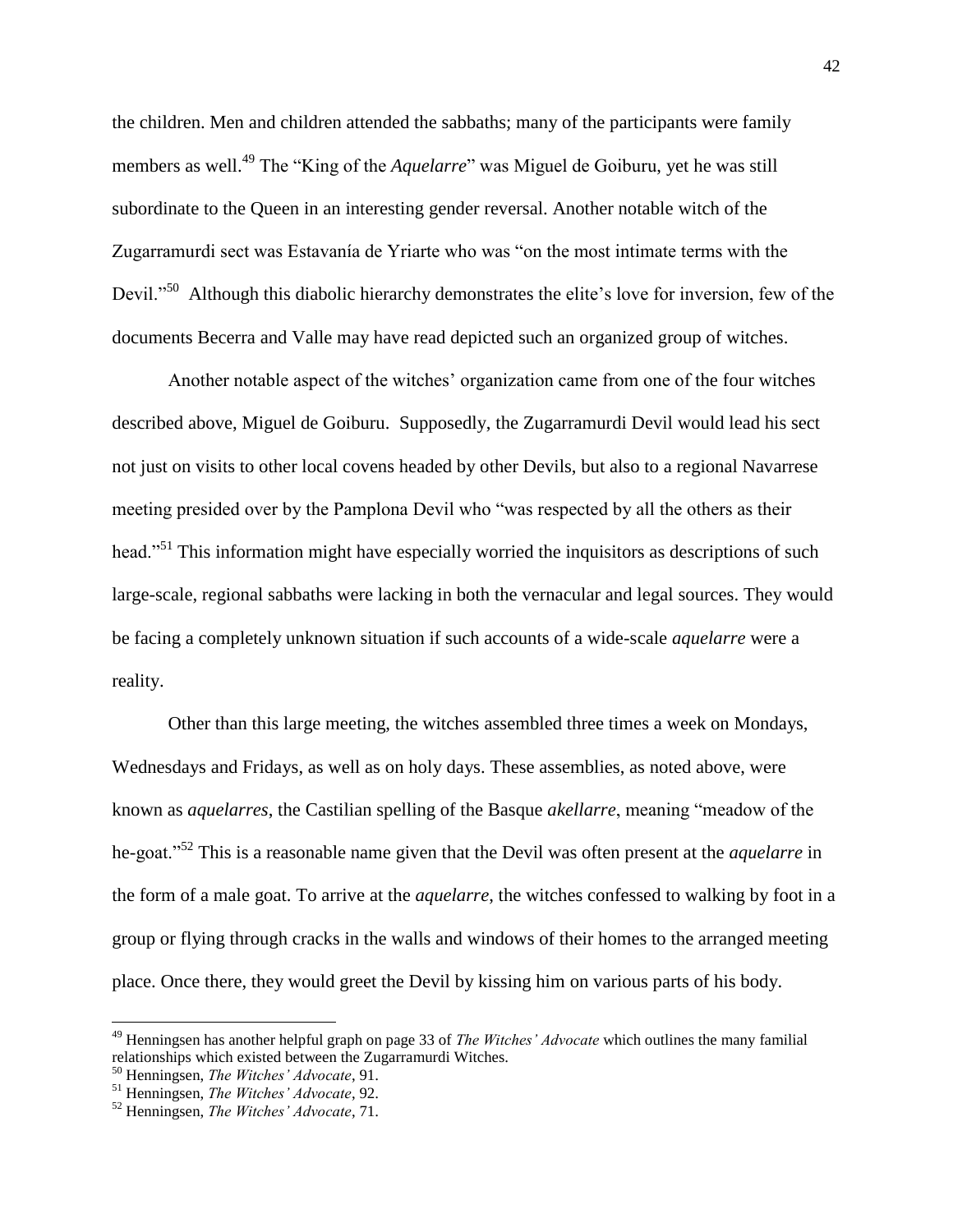the children. Men and children attended the sabbaths; many of the participants were family members as well.[49] The "King of the *Aquelarre*" was Miguel de Goiburu, yet he was still subordinate to the Queen in an interesting gender reversal. Another notable witch of the Zugarramurdi sect was Estavanía de Yriarte who was "on the most intimate terms with the Devil."[50] Although this diabolic hierarchy demonstrates the elite's love for inversion, few of the documents Becerra and Valle may have read depicted such an organized group of witches.

Another notable aspect of the witches' organization came from one of the four witches described above, Miguel de Goiburu. Supposedly, the Zugarramurdi Devil would lead his sect not just on visits to other local covens headed by other Devils, but also to a regional Navarrese meeting presided over by the Pamplona Devil who "was respected by all the others as their head."[51] This information might have especially worried the inquisitors as descriptions of such large-scale, regional sabbaths were lacking in both the vernacular and legal sources. They would be facing a completely unknown situation if such accounts of a wide-scale *aquelarre* were a reality.

Other than this large meeting, the witches assembled three times a week on Mondays, Wednesdays and Fridays, as well as on holy days. These assemblies, as noted above, were known as *aquelarres*, the Castilian spelling of the Basque *akellarre*, meaning "meadow of the he-goat."[52] This is a reasonable name given that the Devil was often present at the *aquelarre* in the form of a male goat. To arrive at the *aquelarre*, the witches confessed to walking by foot in a group or flying through cracks in the walls and windows of their homes to the arranged meeting place. Once there, they would greet the Devil by kissing him on various parts of his body.

---

[49] Henningsen has another helpful graph on page 33 of *The Witches' Advocate* which outlines the many familial relationships which existed between the Zugarramurdi Witches.

[50] Henningsen, *The Witches' Advocate*, 91.

[51] Henningsen, *The Witches' Advocate*, 92.

[52] Henningsen, *The Witches' Advocate*, 71.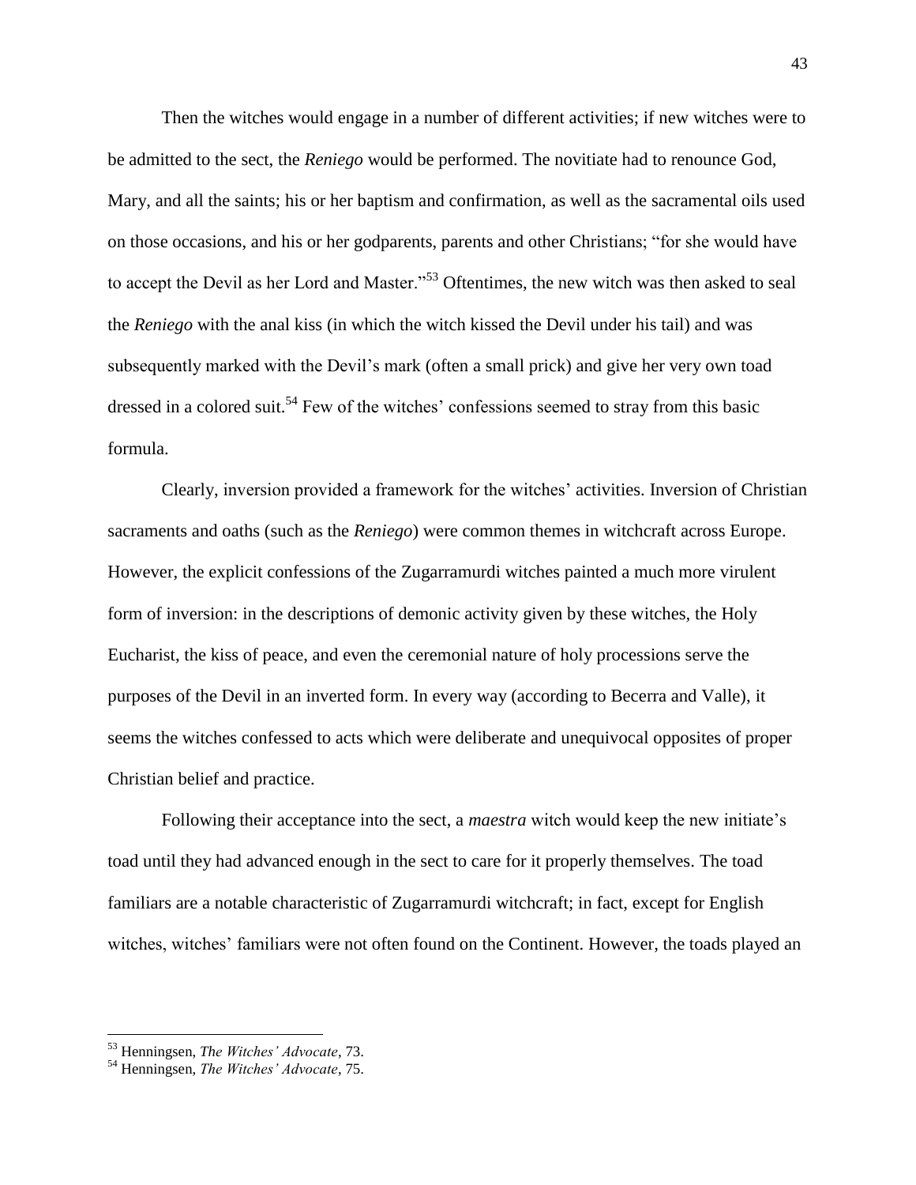Then the witches would engage in a number of different activities; if new witches were to be admitted to the sect, the *Reniego* would be performed. The novitiate had to renounce God, Mary, and all the saints; his or her baptism and confirmation, as well as the sacramental oils used on those occasions, and his or her godparents, parents and other Christians; "for she would have to accept the Devil as her Lord and Master."[53] Oftentimes, the new witch was then asked to seal the *Reniego* with the anal kiss (in which the witch kissed the Devil under his tail) and was subsequently marked with the Devil's mark (often a small prick) and give her very own toad dressed in a colored suit.[54] Few of the witches' confessions seemed to stray from this basic formula.

Clearly, inversion provided a framework for the witches' activities. Inversion of Christian sacraments and oaths (such as the *Reniego*) were common themes in witchcraft across Europe. However, the explicit confessions of the Zugarramurdi witches painted a much more virulent form of inversion: in the descriptions of demonic activity given by these witches, the Holy Eucharist, the kiss of peace, and even the ceremonial nature of holy processions serve the purposes of the Devil in an inverted form. In every way (according to Becerra and Valle), it seems the witches confessed to acts which were deliberate and unequivocal opposites of proper Christian belief and practice.

Following their acceptance into the sect, a *maestra* witch would keep the new initiate's toad until they had advanced enough in the sect to care for it properly themselves. The toad familiars are a notable characteristic of Zugarramurdi witchcraft; in fact, except for English witches, witches' familiars were not often found on the Continent. However, the toads played an

---

[53] Henningsen, *The Witches' Advocate*, 73.

[54] Henningsen, *The Witches' Advocate*, 75.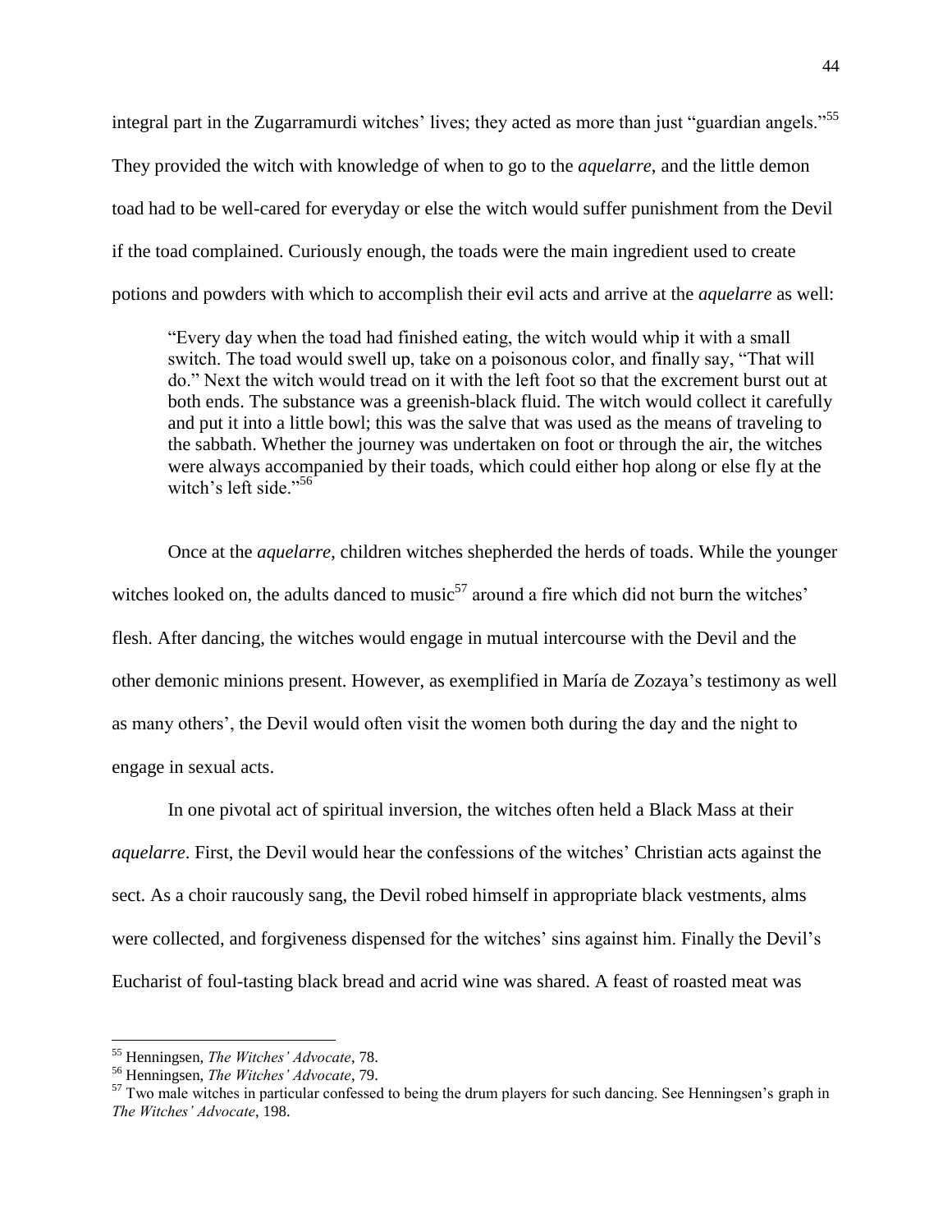integral part in the Zugarramurdi witches' lives; they acted as more than just "guardian angels."[55] They provided the witch with knowledge of when to go to the *aquelarre*, and the little demon toad had to be well-cared for everyday or else the witch would suffer punishment from the Devil if the toad complained. Curiously enough, the toads were the main ingredient used to create potions and powders with which to accomplish their evil acts and arrive at the *aquelarre* as well:

> "Every day when the toad had finished eating, the witch would whip it with a small switch. The toad would swell up, take on a poisonous color, and finally say, "That will do." Next the witch would tread on it with the left foot so that the excrement burst out at both ends. The substance was a greenish-black fluid. The witch would collect it carefully and put it into a little bowl; this was the salve that was used as the means of traveling to the sabbath. Whether the journey was undertaken on foot or through the air, the witches were always accompanied by their toads, which could either hop along or else fly at the witch's left side."[56]

Once at the *aquelarre*, children witches shepherded the herds of toads. While the younger witches looked on, the adults danced to music[57] around a fire which did not burn the witches' flesh. After dancing, the witches would engage in mutual intercourse with the Devil and the other demonic minions present. However, as exemplified in María de Zozaya's testimony as well as many others', the Devil would often visit the women both during the day and the night to engage in sexual acts.

In one pivotal act of spiritual inversion, the witches often held a Black Mass at their *aquelarre*. First, the Devil would hear the confessions of the witches' Christian acts against the sect. As a choir raucously sang, the Devil robed himself in appropriate black vestments, alms were collected, and forgiveness dispensed for the witches' sins against him. Finally the Devil's Eucharist of foul-tasting black bread and acrid wine was shared. A feast of roasted meat was

---

[55] Henningsen, *The Witches' Advocate*, 78.

[56] Henningsen, *The Witches' Advocate*, 79.

[57] Two male witches in particular confessed to being the drum players for such dancing. See Henningsen's graph in *The Witches' Advocate*, 198.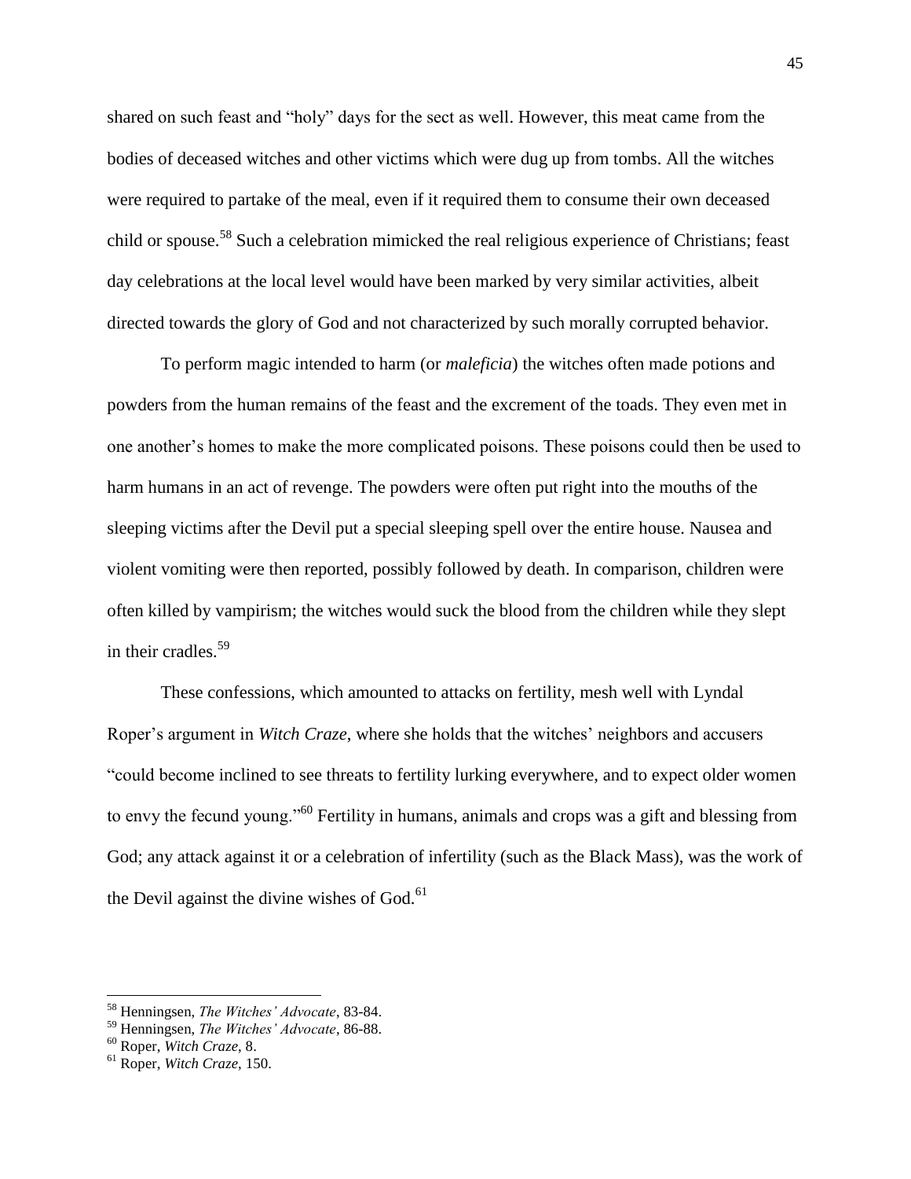shared on such feast and "holy" days for the sect as well. However, this meat came from the bodies of deceased witches and other victims which were dug up from tombs. All the witches were required to partake of the meal, even if it required them to consume their own deceased child or spouse.[58] Such a celebration mimicked the real religious experience of Christians; feast day celebrations at the local level would have been marked by very similar activities, albeit directed towards the glory of God and not characterized by such morally corrupted behavior.

To perform magic intended to harm (or *maleficia*) the witches often made potions and powders from the human remains of the feast and the excrement of the toads. They even met in one another's homes to make the more complicated poisons. These poisons could then be used to harm humans in an act of revenge. The powders were often put right into the mouths of the sleeping victims after the Devil put a special sleeping spell over the entire house. Nausea and violent vomiting were then reported, possibly followed by death. In comparison, children were often killed by vampirism; the witches would suck the blood from the children while they slept in their cradles.[59]

These confessions, which amounted to attacks on fertility, mesh well with Lyndal Roper's argument in *Witch Craze*, where she holds that the witches' neighbors and accusers "could become inclined to see threats to fertility lurking everywhere, and to expect older women to envy the fecund young."[60] Fertility in humans, animals and crops was a gift and blessing from God; any attack against it or a celebration of infertility (such as the Black Mass), was the work of the Devil against the divine wishes of God.[61]

---

[58] Henningsen, *The Witches' Advocate*, 83-84.
[59] Henningsen, *The Witches' Advocate*, 86-88.
[60] Roper, *Witch Craze*, 8.
[61] Roper, *Witch Craze*, 150.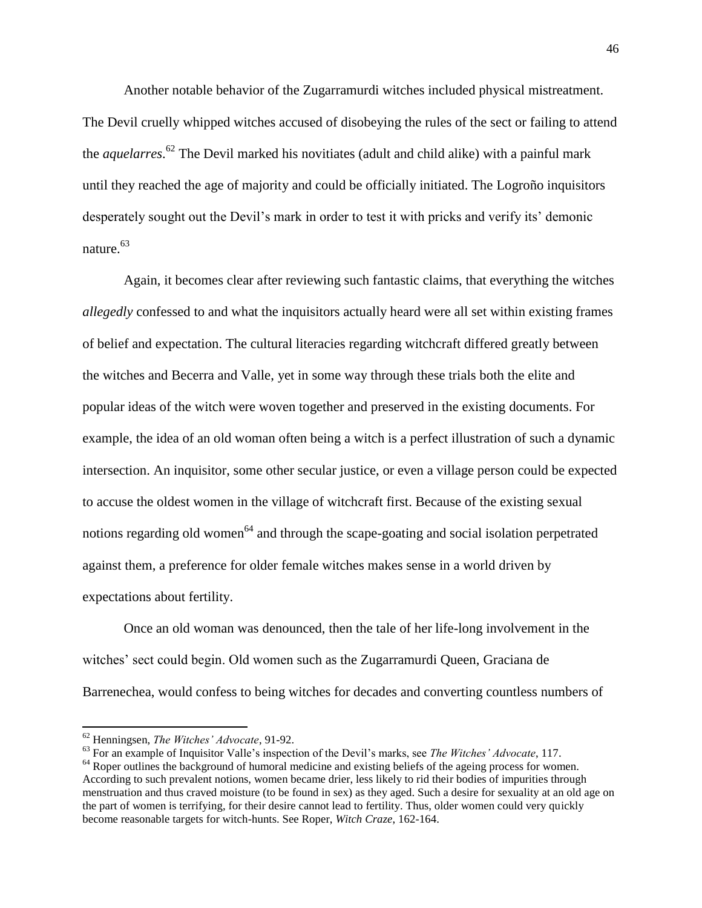Another notable behavior of the Zugarramurdi witches included physical mistreatment. The Devil cruelly whipped witches accused of disobeying the rules of the sect or failing to attend the *aquelarres*.[62] The Devil marked his novitiates (adult and child alike) with a painful mark until they reached the age of majority and could be officially initiated. The Logroño inquisitors desperately sought out the Devil's mark in order to test it with pricks and verify its' demonic nature.[63]

Again, it becomes clear after reviewing such fantastic claims, that everything the witches *allegedly* confessed to and what the inquisitors actually heard were all set within existing frames of belief and expectation. The cultural literacies regarding witchcraft differed greatly between the witches and Becerra and Valle, yet in some way through these trials both the elite and popular ideas of the witch were woven together and preserved in the existing documents. For example, the idea of an old woman often being a witch is a perfect illustration of such a dynamic intersection. An inquisitor, some other secular justice, or even a village person could be expected to accuse the oldest women in the village of witchcraft first. Because of the existing sexual notions regarding old women[64] and through the scape-goating and social isolation perpetrated against them, a preference for older female witches makes sense in a world driven by expectations about fertility.

Once an old woman was denounced, then the tale of her life-long involvement in the witches' sect could begin. Old women such as the Zugarramurdi Queen, Graciana de Barrenechea, would confess to being witches for decades and converting countless numbers of

---

[62] Henningsen, *The Witches' Advocate*, 91-92.

[63] For an example of Inquisitor Valle's inspection of the Devil's marks, see *The Witches' Advocate*, 117.

[64] Roper outlines the background of humoral medicine and existing beliefs of the ageing process for women. According to such prevalent notions, women became drier, less likely to rid their bodies of impurities through menstruation and thus craved moisture (to be found in sex) as they aged. Such a desire for sexuality at an old age on the part of women is terrifying, for their desire cannot lead to fertility. Thus, older women could very quickly become reasonable targets for witch-hunts. See Roper, *Witch Craze*, 162-164.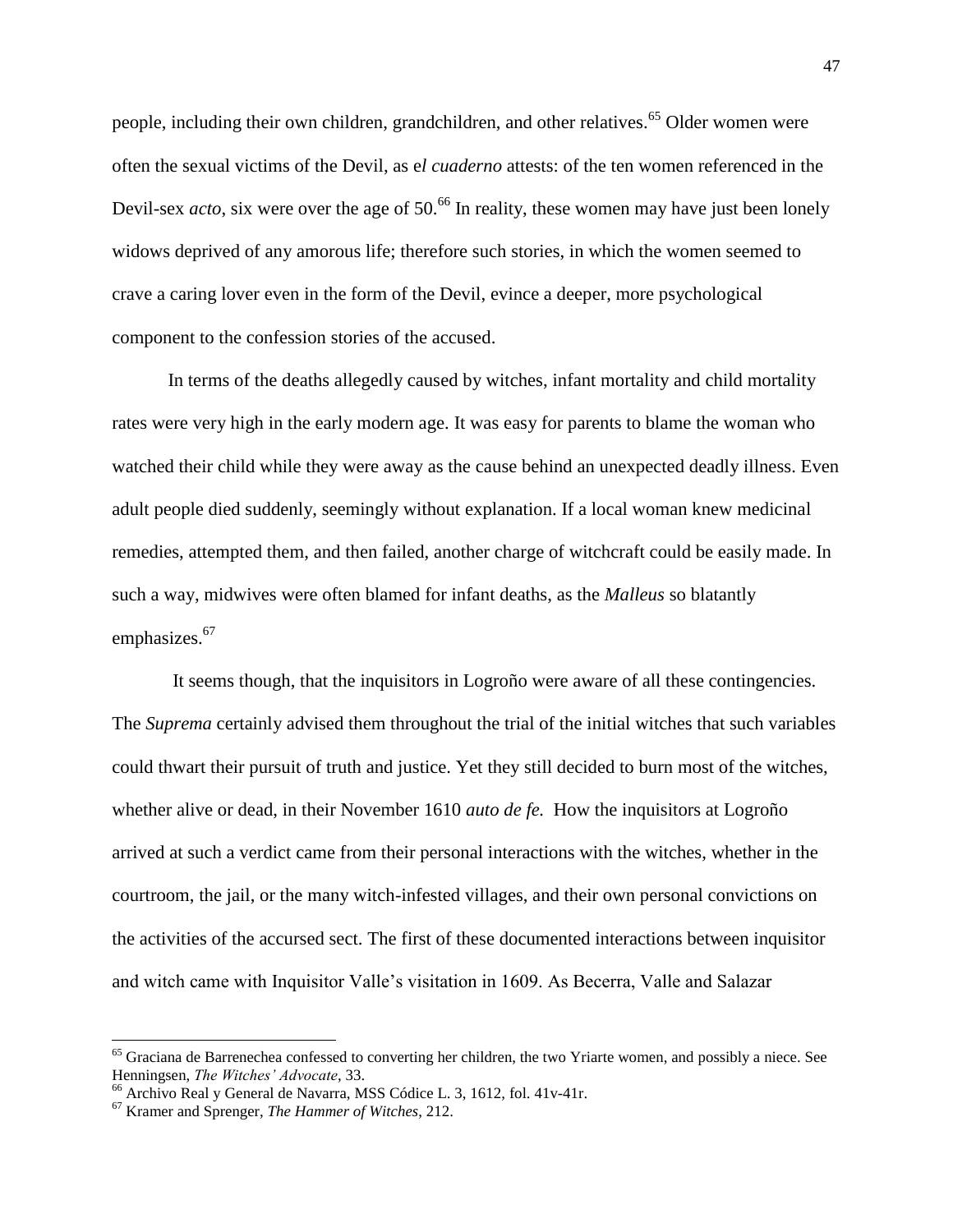people, including their own children, grandchildren, and other relatives.[65] Older women were often the sexual victims of the Devil, as e*l cuaderno* attests: of the ten women referenced in the Devil-sex *acto*, six were over the age of 50.[66] In reality, these women may have just been lonely widows deprived of any amorous life; therefore such stories, in which the women seemed to crave a caring lover even in the form of the Devil, evince a deeper, more psychological component to the confession stories of the accused.

In terms of the deaths allegedly caused by witches, infant mortality and child mortality rates were very high in the early modern age. It was easy for parents to blame the woman who watched their child while they were away as the cause behind an unexpected deadly illness. Even adult people died suddenly, seemingly without explanation. If a local woman knew medicinal remedies, attempted them, and then failed, another charge of witchcraft could be easily made. In such a way, midwives were often blamed for infant deaths, as the *Malleus* so blatantly emphasizes.[67]

It seems though, that the inquisitors in Logroño were aware of all these contingencies. The *Suprema* certainly advised them throughout the trial of the initial witches that such variables could thwart their pursuit of truth and justice. Yet they still decided to burn most of the witches, whether alive or dead, in their November 1610 *auto de fe.* How the inquisitors at Logroño arrived at such a verdict came from their personal interactions with the witches, whether in the courtroom, the jail, or the many witch-infested villages, and their own personal convictions on the activities of the accursed sect. The first of these documented interactions between inquisitor and witch came with Inquisitor Valle's visitation in 1609. As Becerra, Valle and Salazar

---

[65] Graciana de Barrenechea confessed to converting her children, the two Yriarte women, and possibly a niece. See Henningsen, *The Witches' Advocate*, 33.

[66] Archivo Real y General de Navarra, MSS Códice L. 3, 1612, fol. 41v-41r.

[67] Kramer and Sprenger, *The Hammer of Witches*, 212.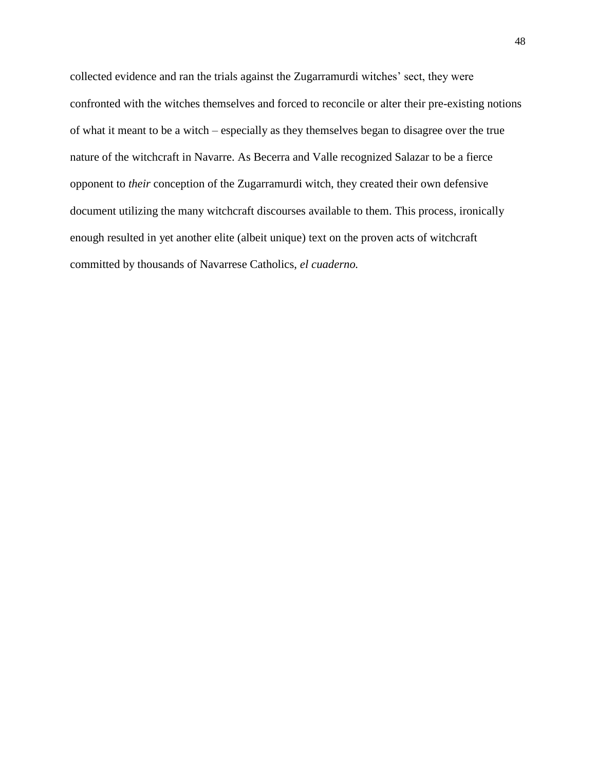collected evidence and ran the trials against the Zugarramurdi witches' sect, they were confronted with the witches themselves and forced to reconcile or alter their pre-existing notions of what it meant to be a witch – especially as they themselves began to disagree over the true nature of the witchcraft in Navarre. As Becerra and Valle recognized Salazar to be a fierce opponent to *their* conception of the Zugarramurdi witch, they created their own defensive document utilizing the many witchcraft discourses available to them. This process, ironically enough resulted in yet another elite (albeit unique) text on the proven acts of witchcraft committed by thousands of Navarrese Catholics, *el cuaderno.*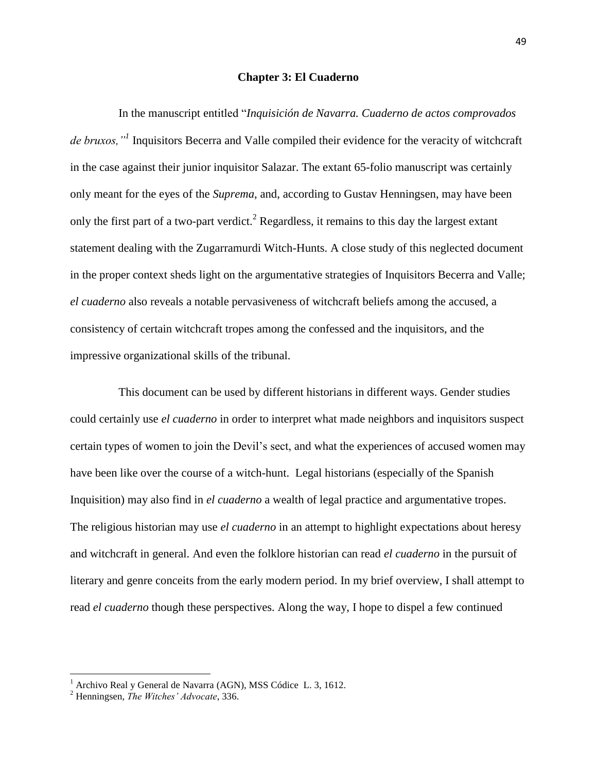# Chapter 3: El Cuaderno

In the manuscript entitled "*Inquisición de Navarra. Cuaderno de actos comprovados de bruxos,"*[1] Inquisitors Becerra and Valle compiled their evidence for the veracity of witchcraft in the case against their junior inquisitor Salazar. The extant 65-folio manuscript was certainly only meant for the eyes of the *Suprema*, and, according to Gustav Henningsen, may have been only the first part of a two-part verdict.[2] Regardless, it remains to this day the largest extant statement dealing with the Zugarramurdi Witch-Hunts. A close study of this neglected document in the proper context sheds light on the argumentative strategies of Inquisitors Becerra and Valle; *el cuaderno* also reveals a notable pervasiveness of witchcraft beliefs among the accused, a consistency of certain witchcraft tropes among the confessed and the inquisitors, and the impressive organizational skills of the tribunal.

This document can be used by different historians in different ways. Gender studies could certainly use *el cuaderno* in order to interpret what made neighbors and inquisitors suspect certain types of women to join the Devil's sect, and what the experiences of accused women may have been like over the course of a witch-hunt. Legal historians (especially of the Spanish Inquisition) may also find in *el cuaderno* a wealth of legal practice and argumentative tropes. The religious historian may use *el cuaderno* in an attempt to highlight expectations about heresy and witchcraft in general. And even the folklore historian can read *el cuaderno* in the pursuit of literary and genre conceits from the early modern period. In my brief overview, I shall attempt to read *el cuaderno* though these perspectives. Along the way, I hope to dispel a few continued

---

[1] Archivo Real y General de Navarra (AGN), MSS Códice L. 3, 1612.

[2] Henningsen, *The Witches' Advocate*, 336.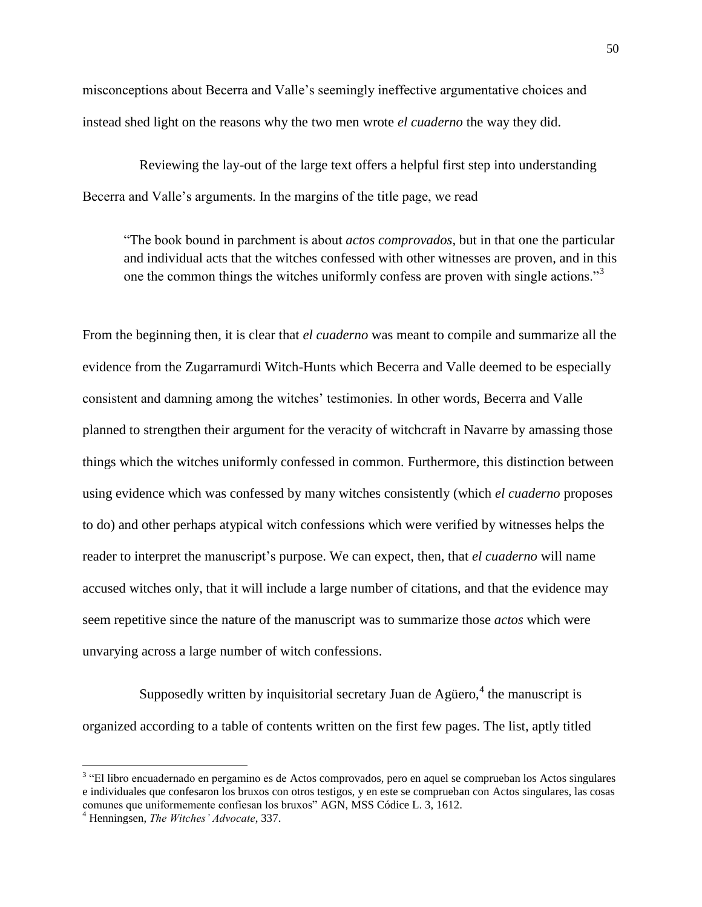misconceptions about Becerra and Valle's seemingly ineffective argumentative choices and instead shed light on the reasons why the two men wrote *el cuaderno* the way they did.

Reviewing the lay-out of the large text offers a helpful first step into understanding Becerra and Valle's arguments. In the margins of the title page, we read

> "The book bound in parchment is about *actos comprovados*, but in that one the particular and individual acts that the witches confessed with other witnesses are proven, and in this one the common things the witches uniformly confess are proven with single actions."[3]

From the beginning then, it is clear that *el cuaderno* was meant to compile and summarize all the evidence from the Zugarramurdi Witch-Hunts which Becerra and Valle deemed to be especially consistent and damning among the witches' testimonies. In other words, Becerra and Valle planned to strengthen their argument for the veracity of witchcraft in Navarre by amassing those things which the witches uniformly confessed in common. Furthermore, this distinction between using evidence which was confessed by many witches consistently (which *el cuaderno* proposes to do) and other perhaps atypical witch confessions which were verified by witnesses helps the reader to interpret the manuscript's purpose. We can expect, then, that *el cuaderno* will name accused witches only, that it will include a large number of citations, and that the evidence may seem repetitive since the nature of the manuscript was to summarize those *actos* which were unvarying across a large number of witch confessions.

Supposedly written by inquisitorial secretary Juan de Agüero,[4] the manuscript is organized according to a table of contents written on the first few pages. The list, aptly titled

---

[3] "El libro encuadernado en pergamino es de Actos comprovados, pero en aquel se comprueban los Actos singulares e individuales que confesaron los bruxos con otros testigos, y en este se comprueban con Actos singulares, las cosas comunes que uniformemente confiesan los bruxos" AGN, MSS Códice L. 3, 1612.

[4] Henningsen, *The Witches' Advocate*, 337.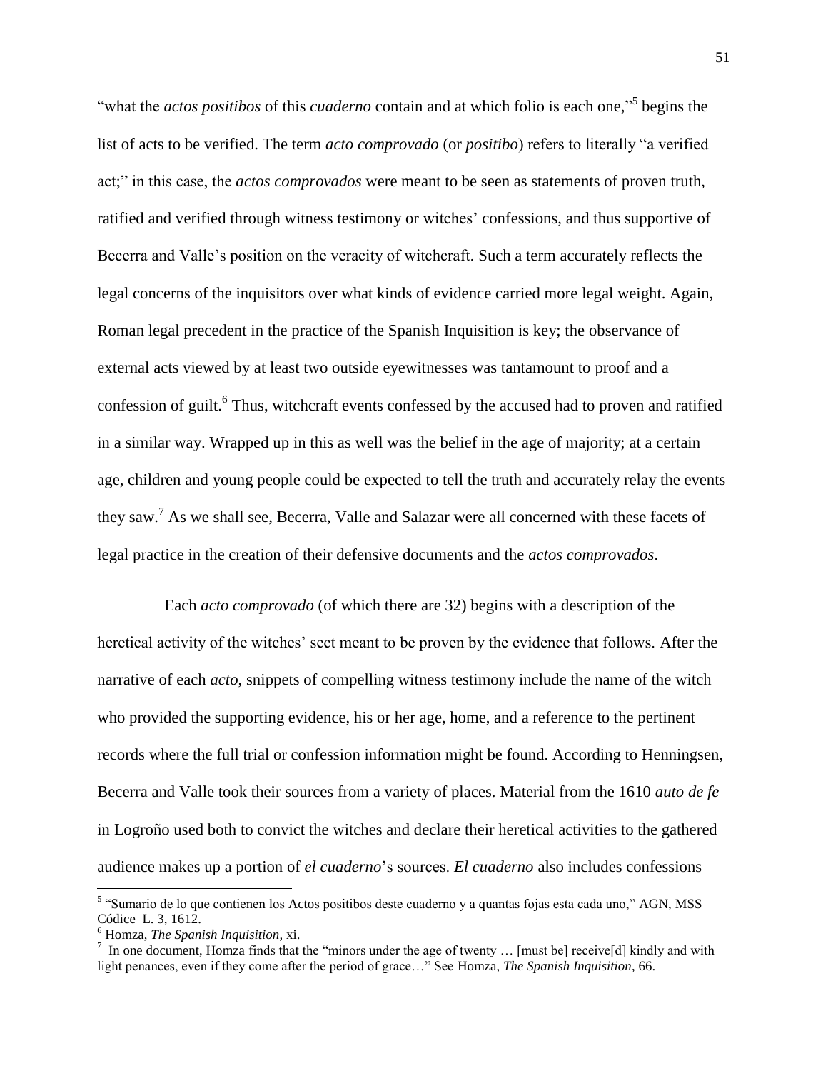"what the *actos positibos* of this *cuaderno* contain and at which folio is each one,"[5] begins the list of acts to be verified. The term *acto comprovado* (or *positibo*) refers to literally "a verified act;" in this case, the *actos comprovados* were meant to be seen as statements of proven truth, ratified and verified through witness testimony or witches' confessions, and thus supportive of Becerra and Valle's position on the veracity of witchcraft. Such a term accurately reflects the legal concerns of the inquisitors over what kinds of evidence carried more legal weight. Again, Roman legal precedent in the practice of the Spanish Inquisition is key; the observance of external acts viewed by at least two outside eyewitnesses was tantamount to proof and a confession of guilt.[6] Thus, witchcraft events confessed by the accused had to proven and ratified in a similar way. Wrapped up in this as well was the belief in the age of majority; at a certain age, children and young people could be expected to tell the truth and accurately relay the events they saw.[7] As we shall see, Becerra, Valle and Salazar were all concerned with these facets of legal practice in the creation of their defensive documents and the *actos comprovados*.

Each *acto comprovado* (of which there are 32) begins with a description of the heretical activity of the witches' sect meant to be proven by the evidence that follows. After the narrative of each *acto*, snippets of compelling witness testimony include the name of the witch who provided the supporting evidence, his or her age, home, and a reference to the pertinent records where the full trial or confession information might be found. According to Henningsen, Becerra and Valle took their sources from a variety of places. Material from the 1610 *auto de fe* in Logroño used both to convict the witches and declare their heretical activities to the gathered audience makes up a portion of *el cuaderno*'s sources. *El cuaderno* also includes confessions

---

[5] "Sumario de lo que contienen los Actos positibos deste cuaderno y a quantas fojas esta cada uno," AGN, MSS Códice L. 3, 1612.

[6] Homza, *The Spanish Inquisition*, xi.

[7] In one document, Homza finds that the "minors under the age of twenty … [must be] receive[d] kindly and with light penances, even if they come after the period of grace…" See Homza, *The Spanish Inquisition*, 66.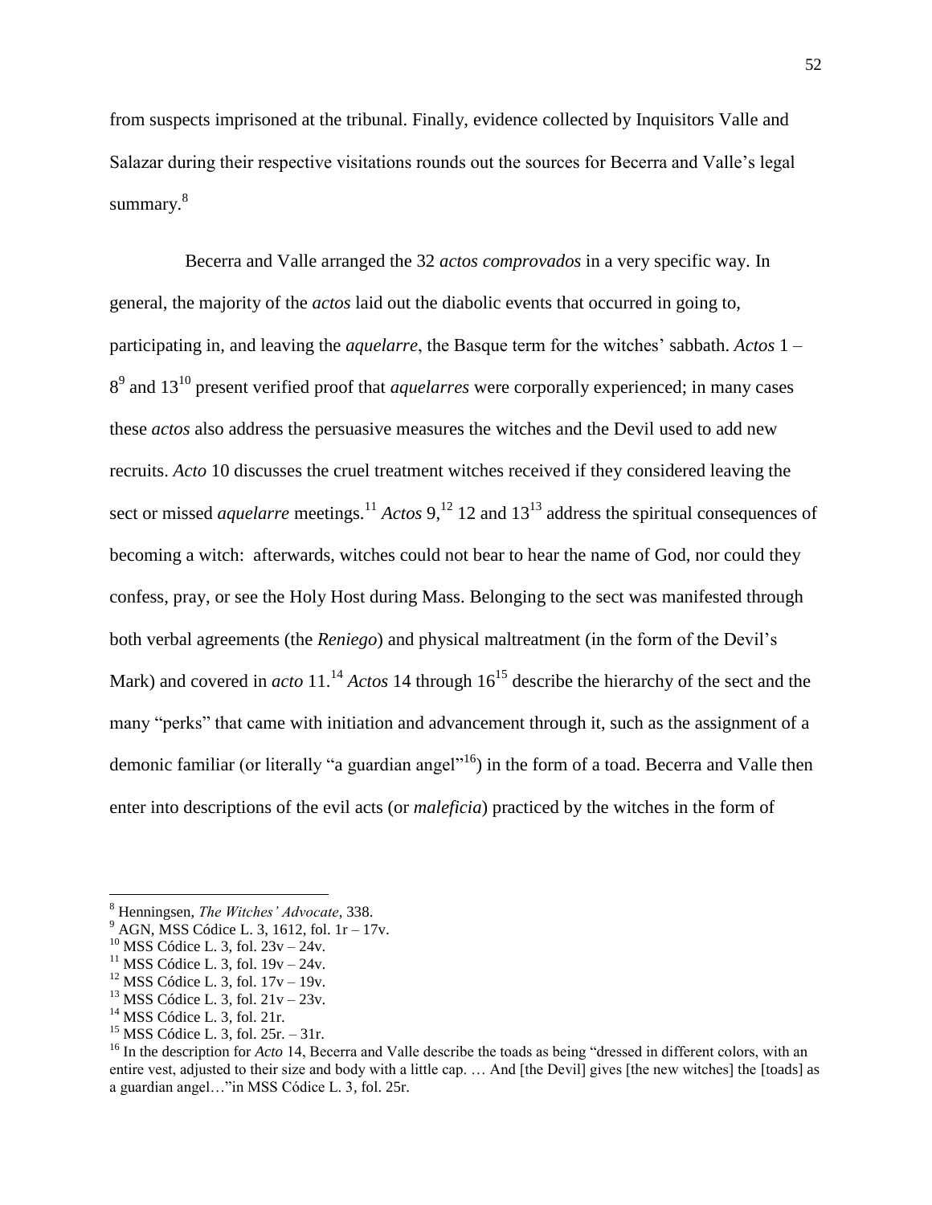from suspects imprisoned at the tribunal. Finally, evidence collected by Inquisitors Valle and Salazar during their respective visitations rounds out the sources for Becerra and Valle's legal summary.[8]

Becerra and Valle arranged the 32 *actos comprovados* in a very specific way. In general, the majority of the *actos* laid out the diabolic events that occurred in going to, participating in, and leaving the *aquelarre*, the Basque term for the witches' sabbath. *Actos* 1 – 8[9] and 13[10] present verified proof that *aquelarres* were corporally experienced; in many cases these *actos* also address the persuasive measures the witches and the Devil used to add new recruits. *Acto* 10 discusses the cruel treatment witches received if they considered leaving the sect or missed *aquelarre* meetings.[11] *Actos* 9,[12] 12 and 13[13] address the spiritual consequences of becoming a witch: afterwards, witches could not bear to hear the name of God, nor could they confess, pray, or see the Holy Host during Mass. Belonging to the sect was manifested through both verbal agreements (the *Reniego*) and physical maltreatment (in the form of the Devil's Mark) and covered in *acto* 11.[14] *Actos* 14 through 16[15] describe the hierarchy of the sect and the many "perks" that came with initiation and advancement through it, such as the assignment of a demonic familiar (or literally "a guardian angel"[16]) in the form of a toad. Becerra and Valle then enter into descriptions of the evil acts (or *maleficia*) practiced by the witches in the form of

---

[8] Henningsen, *The Witches' Advocate*, 338.

[9] AGN, MSS Códice L. 3, 1612, fol. 1r – 17v.

[10] MSS Códice L. 3, fol. 23v – 24v.

[11] MSS Códice L. 3, fol. 19v – 24v.

[12] MSS Códice L. 3, fol. 17v – 19v.

[13] MSS Códice L. 3, fol. 21v – 23v.

[14] MSS Códice L. 3, fol. 21r.

[15] MSS Códice L. 3, fol. 25r. – 31r.

[16] In the description for *Acto* 14, Becerra and Valle describe the toads as being "dressed in different colors, with an entire vest, adjusted to their size and body with a little cap. … And [the Devil] gives [the new witches] the [toads] as a guardian angel…"in MSS Códice L. 3, fol. 25r.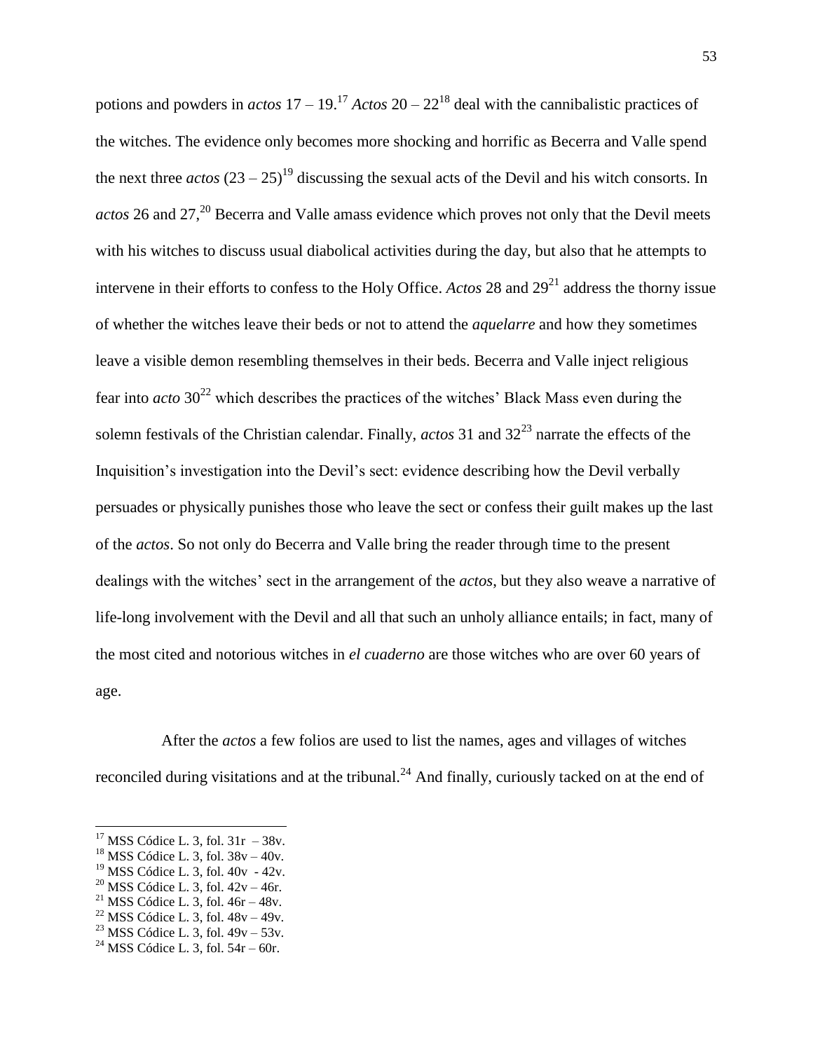potions and powders in *actos* 17 – 19.[17] *Actos* 20 – 22[18] deal with the cannibalistic practices of the witches. The evidence only becomes more shocking and horrific as Becerra and Valle spend the next three *actos* (23 – 25)[19] discussing the sexual acts of the Devil and his witch consorts. In *actos* 26 and 27,[20] Becerra and Valle amass evidence which proves not only that the Devil meets with his witches to discuss usual diabolical activities during the day, but also that he attempts to intervene in their efforts to confess to the Holy Office. *Actos* 28 and 29[21] address the thorny issue of whether the witches leave their beds or not to attend the *aquelarre* and how they sometimes leave a visible demon resembling themselves in their beds. Becerra and Valle inject religious fear into *acto* 30[22] which describes the practices of the witches' Black Mass even during the solemn festivals of the Christian calendar. Finally, *actos* 31 and 32[23] narrate the effects of the Inquisition's investigation into the Devil's sect: evidence describing how the Devil verbally persuades or physically punishes those who leave the sect or confess their guilt makes up the last of the *actos*. So not only do Becerra and Valle bring the reader through time to the present dealings with the witches' sect in the arrangement of the *actos*, but they also weave a narrative of life-long involvement with the Devil and all that such an unholy alliance entails; in fact, many of the most cited and notorious witches in *el cuaderno* are those witches who are over 60 years of age.

After the *actos* a few folios are used to list the names, ages and villages of witches reconciled during visitations and at the tribunal.[24] And finally, curiously tacked on at the end of

---

[17] MSS Códice L. 3, fol. 31r – 38v.
[18] MSS Códice L. 3, fol. 38v – 40v.
[19] MSS Códice L. 3, fol. 40v - 42v.
[20] MSS Códice L. 3, fol. 42v – 46r.
[21] MSS Códice L. 3, fol. 46r – 48v.
[22] MSS Códice L. 3, fol. 48v – 49v.
[23] MSS Códice L. 3, fol. 49v – 53v.
[24] MSS Códice L. 3, fol. 54r – 60r.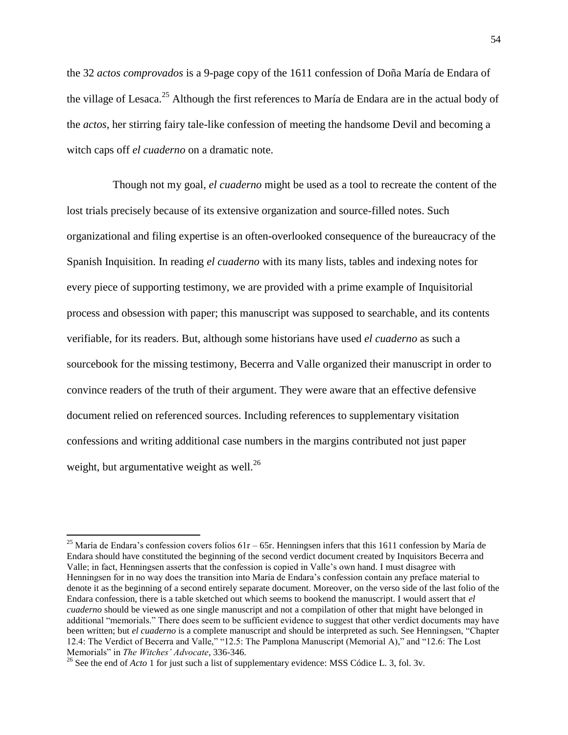the 32 *actos comprovados* is a 9-page copy of the 1611 confession of Doña María de Endara of the village of Lesaca.[25] Although the first references to María de Endara are in the actual body of the *actos*, her stirring fairy tale-like confession of meeting the handsome Devil and becoming a witch caps off *el cuaderno* on a dramatic note.

Though not my goal, *el cuaderno* might be used as a tool to recreate the content of the lost trials precisely because of its extensive organization and source-filled notes. Such organizational and filing expertise is an often-overlooked consequence of the bureaucracy of the Spanish Inquisition. In reading *el cuaderno* with its many lists, tables and indexing notes for every piece of supporting testimony, we are provided with a prime example of Inquisitorial process and obsession with paper; this manuscript was supposed to searchable, and its contents verifiable, for its readers. But, although some historians have used *el cuaderno* as such a sourcebook for the missing testimony, Becerra and Valle organized their manuscript in order to convince readers of the truth of their argument. They were aware that an effective defensive document relied on referenced sources. Including references to supplementary visitation confessions and writing additional case numbers in the margins contributed not just paper weight, but argumentative weight as well.[26]

---

[25] María de Endara's confession covers folios 61r – 65r. Henningsen infers that this 1611 confession by María de Endara should have constituted the beginning of the second verdict document created by Inquisitors Becerra and Valle; in fact, Henningsen asserts that the confession is copied in Valle's own hand. I must disagree with Henningsen for in no way does the transition into María de Endara's confession contain any preface material to denote it as the beginning of a second entirely separate document. Moreover, on the verso side of the last folio of the Endara confession, there is a table sketched out which seems to bookend the manuscript. I would assert that *el cuaderno* should be viewed as one single manuscript and not a compilation of other that might have belonged in additional "memorials." There does seem to be sufficient evidence to suggest that other verdict documents may have been written; but *el cuaderno* is a complete manuscript and should be interpreted as such. See Henningsen, "Chapter 12.4: The Verdict of Becerra and Valle," "12.5: The Pamplona Manuscript (Memorial A)," and "12.6: The Lost Memorials" in *The Witches' Advocate*, 336-346.

[26] See the end of *Acto* 1 for just such a list of supplementary evidence: MSS Códice L. 3, fol. 3v.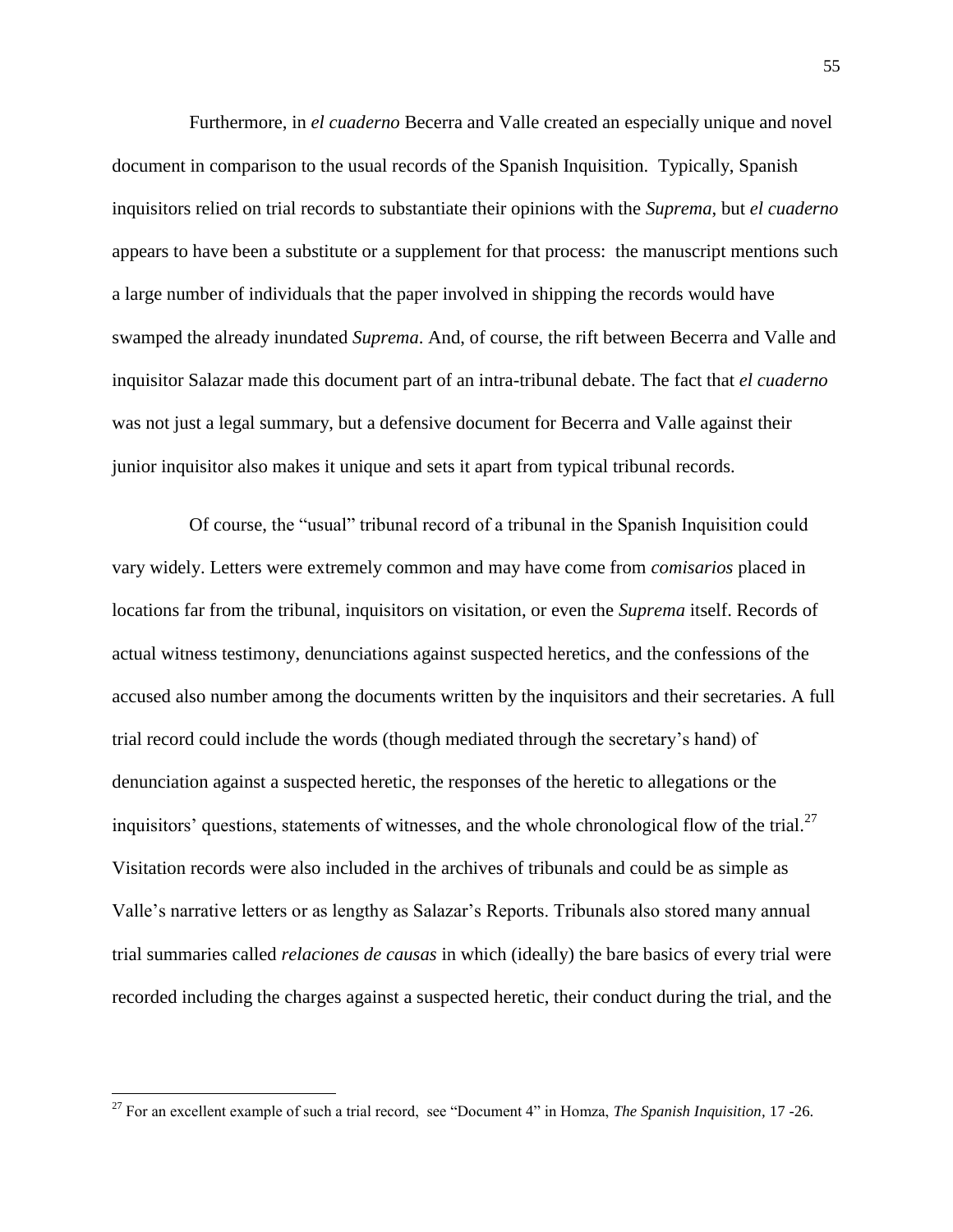Furthermore, in *el cuaderno* Becerra and Valle created an especially unique and novel document in comparison to the usual records of the Spanish Inquisition. Typically, Spanish inquisitors relied on trial records to substantiate their opinions with the *Suprema*, but *el cuaderno* appears to have been a substitute or a supplement for that process: the manuscript mentions such a large number of individuals that the paper involved in shipping the records would have swamped the already inundated *Suprema*. And, of course, the rift between Becerra and Valle and inquisitor Salazar made this document part of an intra-tribunal debate. The fact that *el cuaderno* was not just a legal summary, but a defensive document for Becerra and Valle against their junior inquisitor also makes it unique and sets it apart from typical tribunal records.

Of course, the "usual" tribunal record of a tribunal in the Spanish Inquisition could vary widely. Letters were extremely common and may have come from *comisarios* placed in locations far from the tribunal, inquisitors on visitation, or even the *Suprema* itself. Records of actual witness testimony, denunciations against suspected heretics, and the confessions of the accused also number among the documents written by the inquisitors and their secretaries. A full trial record could include the words (though mediated through the secretary's hand) of denunciation against a suspected heretic, the responses of the heretic to allegations or the inquisitors' questions, statements of witnesses, and the whole chronological flow of the trial.[27] Visitation records were also included in the archives of tribunals and could be as simple as Valle's narrative letters or as lengthy as Salazar's Reports. Tribunals also stored many annual trial summaries called *relaciones de causas* in which (ideally) the bare basics of every trial were recorded including the charges against a suspected heretic, their conduct during the trial, and the

---

[27] For an excellent example of such a trial record, see "Document 4" in Homza, *The Spanish Inquisition*, 17 -26.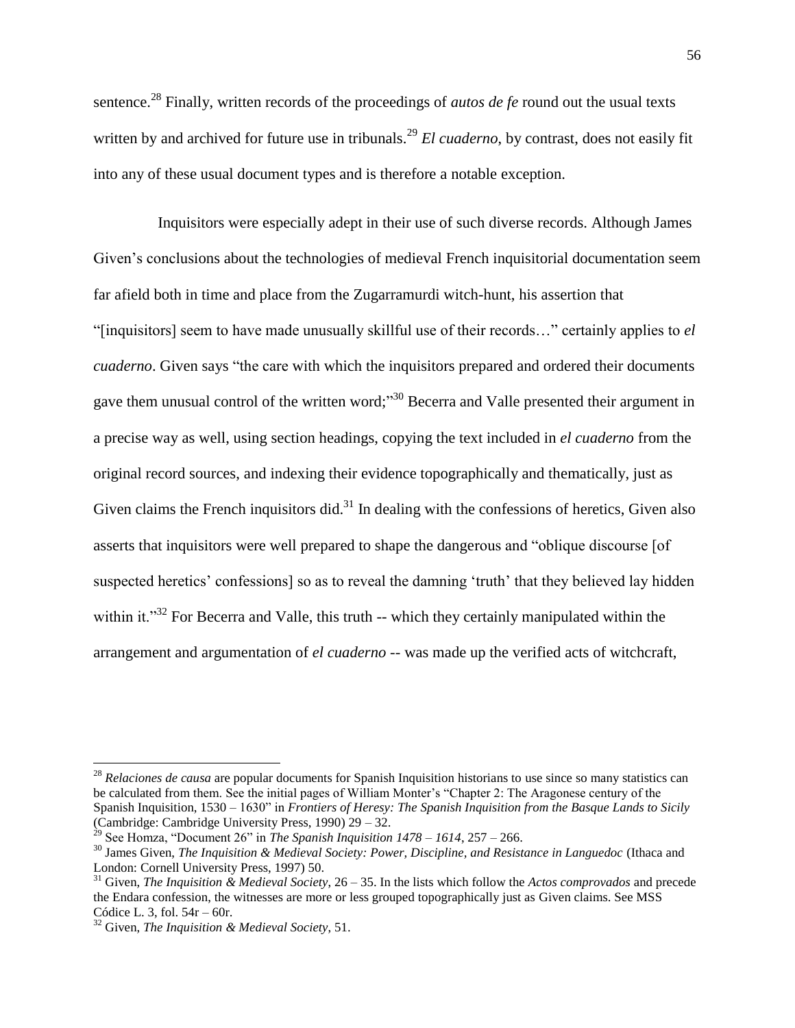sentence.[28] Finally, written records of the proceedings of *autos de fe* round out the usual texts written by and archived for future use in tribunals.[29] *El cuaderno*, by contrast, does not easily fit into any of these usual document types and is therefore a notable exception.

Inquisitors were especially adept in their use of such diverse records. Although James Given's conclusions about the technologies of medieval French inquisitorial documentation seem far afield both in time and place from the Zugarramurdi witch-hunt, his assertion that "[inquisitors] seem to have made unusually skillful use of their records…" certainly applies to *el cuaderno*. Given says "the care with which the inquisitors prepared and ordered their documents gave them unusual control of the written word;"[30] Becerra and Valle presented their argument in a precise way as well, using section headings, copying the text included in *el cuaderno* from the original record sources, and indexing their evidence topographically and thematically, just as Given claims the French inquisitors did.[31] In dealing with the confessions of heretics, Given also asserts that inquisitors were well prepared to shape the dangerous and "oblique discourse [of suspected heretics' confessions] so as to reveal the damning 'truth' that they believed lay hidden within it."[32] For Becerra and Valle, this truth -- which they certainly manipulated within the arrangement and argumentation of *el cuaderno* -- was made up the verified acts of witchcraft,

---

[28] *Relaciones de causa* are popular documents for Spanish Inquisition historians to use since so many statistics can be calculated from them. See the initial pages of William Monter's "Chapter 2: The Aragonese century of the Spanish Inquisition, 1530 – 1630" in *Frontiers of Heresy: The Spanish Inquisition from the Basque Lands to Sicily* (Cambridge: Cambridge University Press, 1990) 29 – 32.

[29] See Homza, "Document 26" in *The Spanish Inquisition 1478 – 1614*, 257 – 266.

[30] James Given, *The Inquisition & Medieval Society: Power, Discipline, and Resistance in Languedoc* (Ithaca and London: Cornell University Press, 1997) 50.

[31] Given, *The Inquisition & Medieval Society*, 26 – 35. In the lists which follow the *Actos comprovados* and precede the Endara confession, the witnesses are more or less grouped topographically just as Given claims. See MSS Códice L. 3, fol. 54r – 60r.

[32] Given, *The Inquisition & Medieval Society*, 51.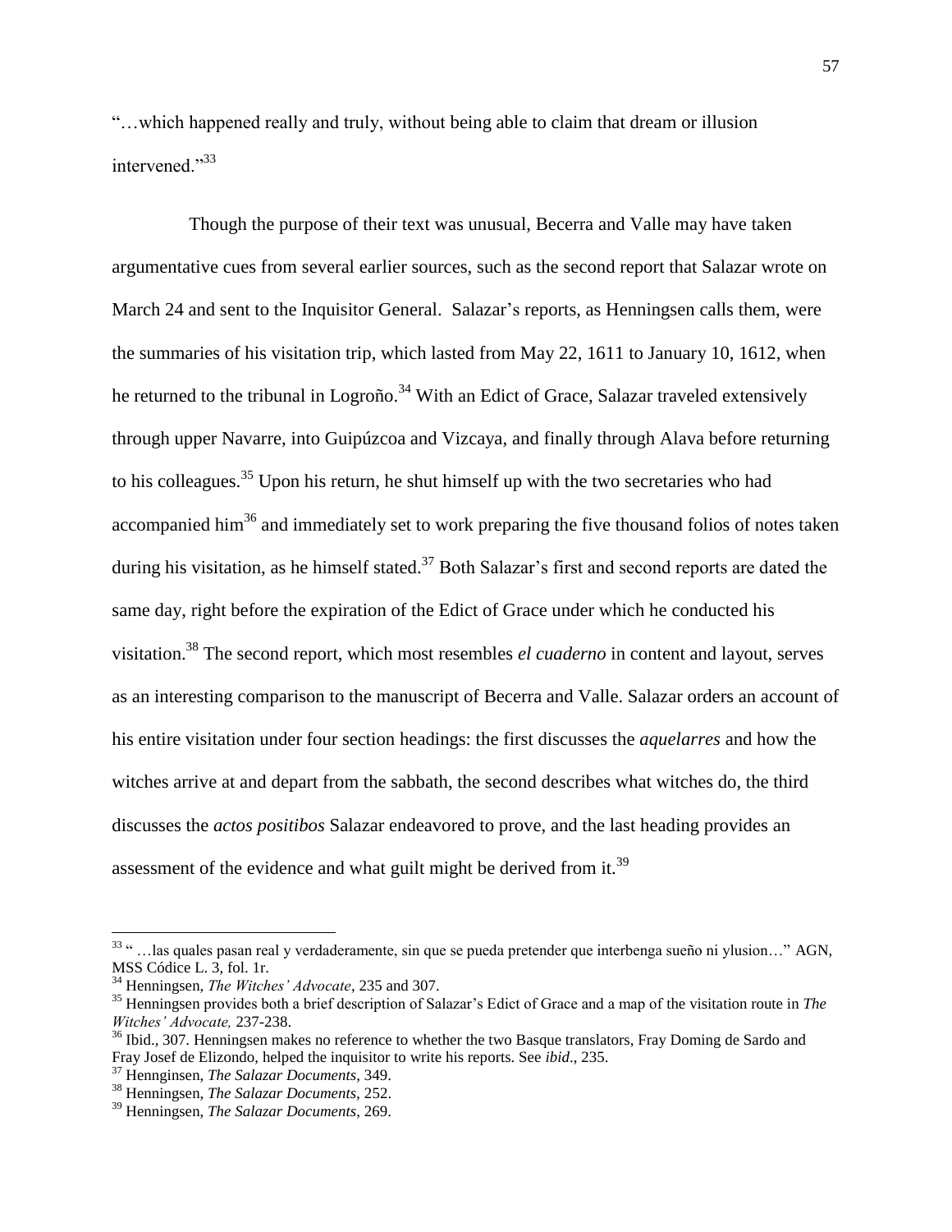"…which happened really and truly, without being able to claim that dream or illusion intervened."[33]

Though the purpose of their text was unusual, Becerra and Valle may have taken argumentative cues from several earlier sources, such as the second report that Salazar wrote on March 24 and sent to the Inquisitor General. Salazar's reports, as Henningsen calls them, were the summaries of his visitation trip, which lasted from May 22, 1611 to January 10, 1612, when he returned to the tribunal in Logroño.[34] With an Edict of Grace, Salazar traveled extensively through upper Navarre, into Guipúzcoa and Vizcaya, and finally through Alava before returning to his colleagues.[35] Upon his return, he shut himself up with the two secretaries who had accompanied him[36] and immediately set to work preparing the five thousand folios of notes taken during his visitation, as he himself stated.[37] Both Salazar's first and second reports are dated the same day, right before the expiration of the Edict of Grace under which he conducted his visitation.[38] The second report, which most resembles *el cuaderno* in content and layout, serves as an interesting comparison to the manuscript of Becerra and Valle. Salazar orders an account of his entire visitation under four section headings: the first discusses the *aquelarres* and how the witches arrive at and depart from the sabbath, the second describes what witches do, the third discusses the *actos positibos* Salazar endeavored to prove, and the last heading provides an assessment of the evidence and what guilt might be derived from it.[39]

---

[33] " …las quales pasan real y verdaderamente, sin que se pueda pretender que interbenga sueño ni ylusion…" AGN, MSS Códice L. 3, fol. 1r.

[34] Henningsen, *The Witches' Advocate*, 235 and 307.

[35] Henningsen provides both a brief description of Salazar's Edict of Grace and a map of the visitation route in *The Witches' Advocate,* 237-238.

[36] Ibid., 307. Henningsen makes no reference to whether the two Basque translators, Fray Doming de Sardo and Fray Josef de Elizondo, helped the inquisitor to write his reports. See *ibid*., 235.

[37] Hennginsen, *The Salazar Documents*, 349.

[38] Henningsen, *The Salazar Documents*, 252.

[39] Henningsen, *The Salazar Documents*, 269.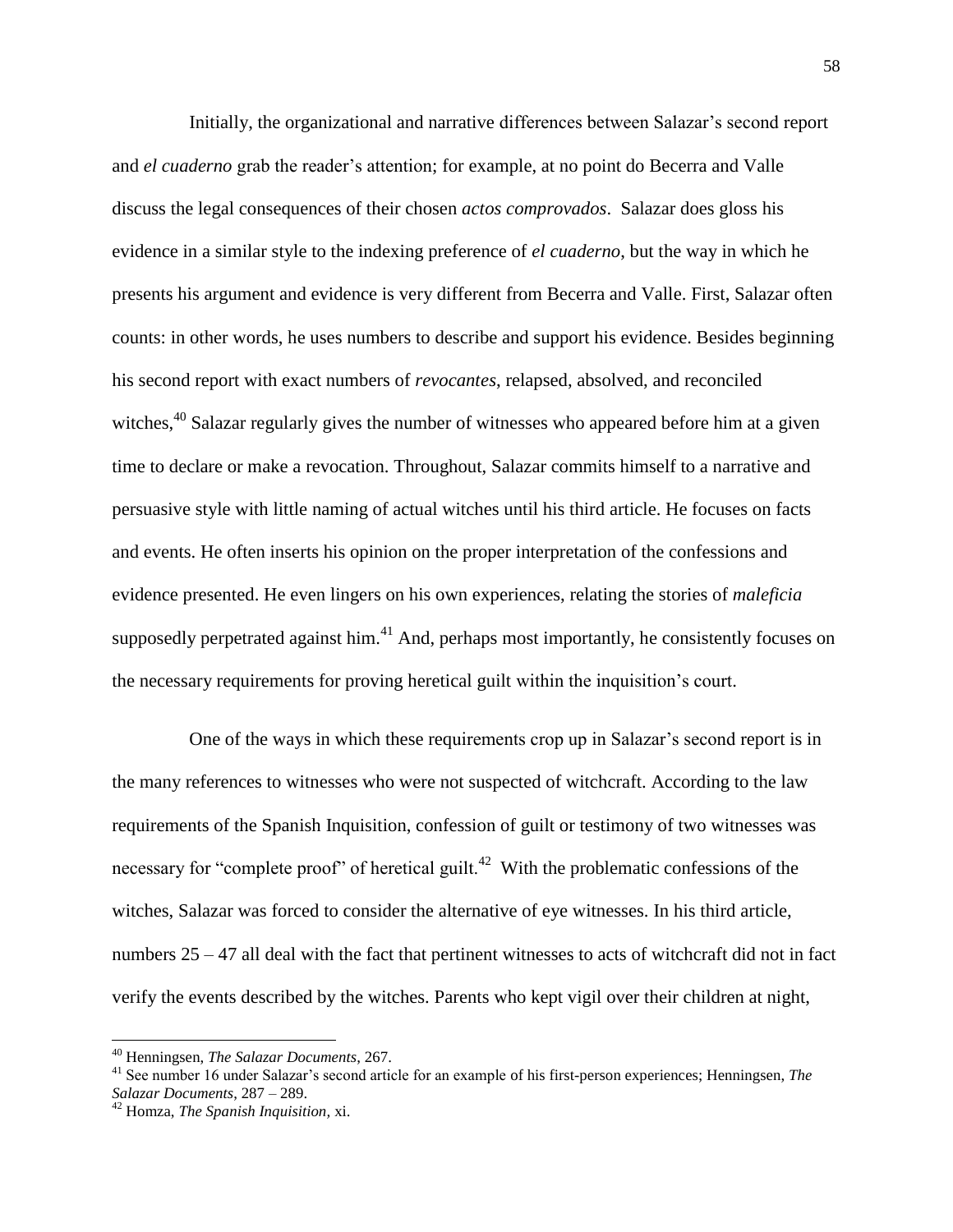Initially, the organizational and narrative differences between Salazar's second report and *el cuaderno* grab the reader's attention; for example, at no point do Becerra and Valle discuss the legal consequences of their chosen *actos comprovados*. Salazar does gloss his evidence in a similar style to the indexing preference of *el cuaderno*, but the way in which he presents his argument and evidence is very different from Becerra and Valle. First, Salazar often counts: in other words, he uses numbers to describe and support his evidence. Besides beginning his second report with exact numbers of *revocantes*, relapsed, absolved, and reconciled witches,[40] Salazar regularly gives the number of witnesses who appeared before him at a given time to declare or make a revocation. Throughout, Salazar commits himself to a narrative and persuasive style with little naming of actual witches until his third article. He focuses on facts and events. He often inserts his opinion on the proper interpretation of the confessions and evidence presented. He even lingers on his own experiences, relating the stories of *maleficia* supposedly perpetrated against him.[41] And, perhaps most importantly, he consistently focuses on the necessary requirements for proving heretical guilt within the inquisition's court.

One of the ways in which these requirements crop up in Salazar's second report is in the many references to witnesses who were not suspected of witchcraft. According to the law requirements of the Spanish Inquisition, confession of guilt or testimony of two witnesses was necessary for "complete proof" of heretical guilt.[42] With the problematic confessions of the witches, Salazar was forced to consider the alternative of eye witnesses. In his third article, numbers 25 – 47 all deal with the fact that pertinent witnesses to acts of witchcraft did not in fact verify the events described by the witches. Parents who kept vigil over their children at night,

---

[40] Henningsen, *The Salazar Documents*, 267.

[41] See number 16 under Salazar's second article for an example of his first-person experiences; Henningsen, *The Salazar Documents*, 287 – 289.

[42] Homza, *The Spanish Inquisition*, xi.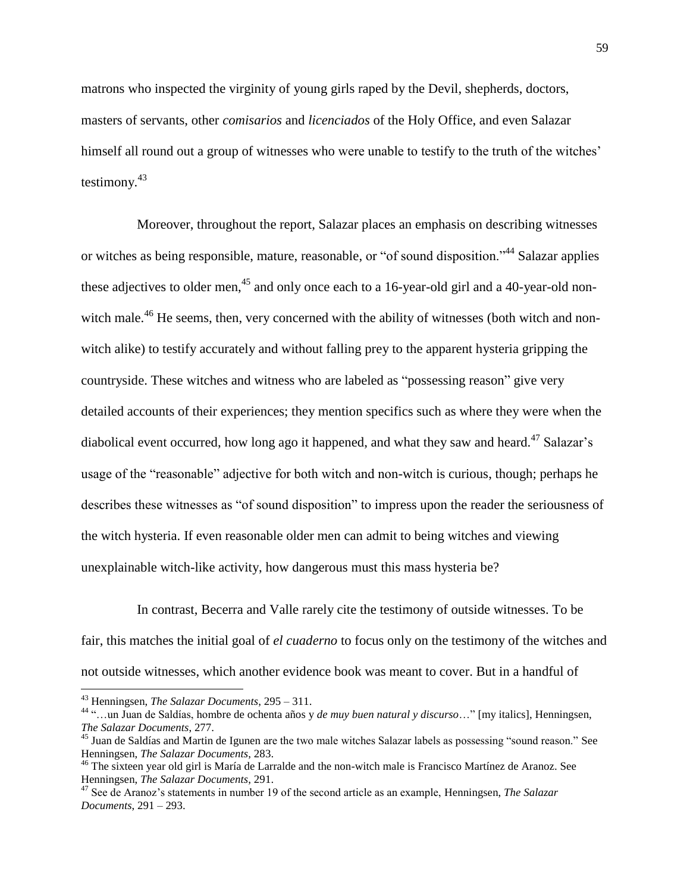matrons who inspected the virginity of young girls raped by the Devil, shepherds, doctors, masters of servants, other *comisarios* and *licenciados* of the Holy Office, and even Salazar himself all round out a group of witnesses who were unable to testify to the truth of the witches' testimony.[43]

Moreover, throughout the report, Salazar places an emphasis on describing witnesses or witches as being responsible, mature, reasonable, or "of sound disposition."[44] Salazar applies these adjectives to older men,[45] and only once each to a 16-year-old girl and a 40-year-old non-witch male.[46] He seems, then, very concerned with the ability of witnesses (both witch and non-witch alike) to testify accurately and without falling prey to the apparent hysteria gripping the countryside. These witches and witness who are labeled as "possessing reason" give very detailed accounts of their experiences; they mention specifics such as where they were when the diabolical event occurred, how long ago it happened, and what they saw and heard.[47] Salazar's usage of the "reasonable" adjective for both witch and non-witch is curious, though; perhaps he describes these witnesses as "of sound disposition" to impress upon the reader the seriousness of the witch hysteria. If even reasonable older men can admit to being witches and viewing unexplainable witch-like activity, how dangerous must this mass hysteria be?

In contrast, Becerra and Valle rarely cite the testimony of outside witnesses. To be fair, this matches the initial goal of *el cuaderno* to focus only on the testimony of the witches and not outside witnesses, which another evidence book was meant to cover. But in a handful of

---

[43] Henningsen, *The Salazar Documents*, 295 – 311.

[44] "…un Juan de Saldías, hombre de ochenta años y *de muy buen natural y discurso*…" [my italics], Henningsen, *The Salazar Documents*, 277.

[45] Juan de Saldías and Martin de Igunen are the two male witches Salazar labels as possessing "sound reason." See Henningsen, *The Salazar Documents*, 283.

[46] The sixteen year old girl is María de Larralde and the non-witch male is Francisco Martínez de Aranoz. See Henningsen, *The Salazar Documents*, 291.

[47] See de Aranoz's statements in number 19 of the second article as an example, Henningsen, *The Salazar Documents*, 291 – 293.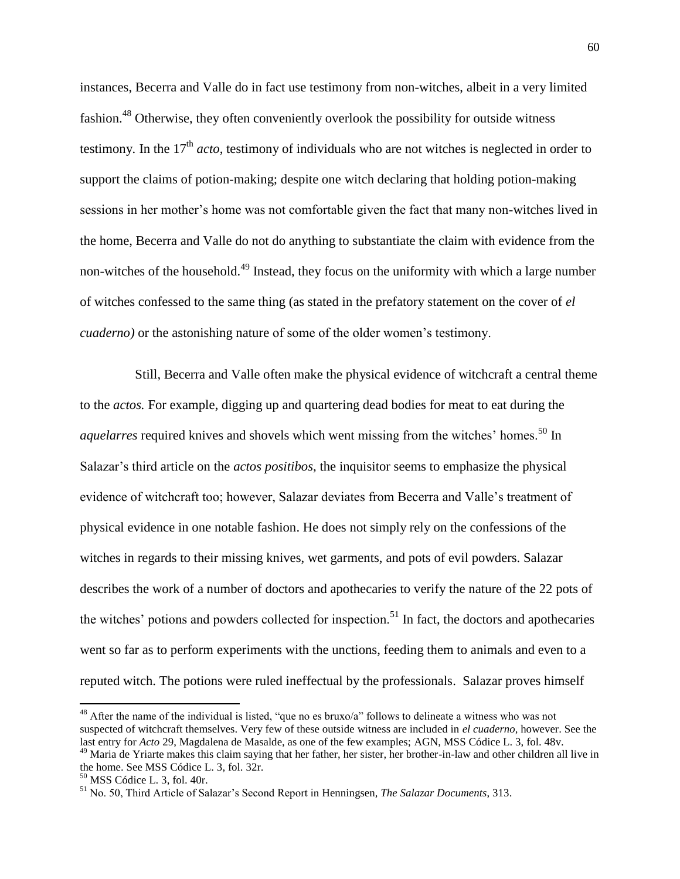instances, Becerra and Valle do in fact use testimony from non-witches, albeit in a very limited fashion.[48] Otherwise, they often conveniently overlook the possibility for outside witness testimony. In the 17th *acto*, testimony of individuals who are not witches is neglected in order to support the claims of potion-making; despite one witch declaring that holding potion-making sessions in her mother's home was not comfortable given the fact that many non-witches lived in the home, Becerra and Valle do not do anything to substantiate the claim with evidence from the non-witches of the household.[49] Instead, they focus on the uniformity with which a large number of witches confessed to the same thing (as stated in the prefatory statement on the cover of *el cuaderno)* or the astonishing nature of some of the older women's testimony.

Still, Becerra and Valle often make the physical evidence of witchcraft a central theme to the *actos.* For example, digging up and quartering dead bodies for meat to eat during the *aquelarres* required knives and shovels which went missing from the witches' homes.[50] In Salazar's third article on the *actos positibos*, the inquisitor seems to emphasize the physical evidence of witchcraft too; however, Salazar deviates from Becerra and Valle's treatment of physical evidence in one notable fashion. He does not simply rely on the confessions of the witches in regards to their missing knives, wet garments, and pots of evil powders. Salazar describes the work of a number of doctors and apothecaries to verify the nature of the 22 pots of the witches' potions and powders collected for inspection.[51] In fact, the doctors and apothecaries went so far as to perform experiments with the unctions, feeding them to animals and even to a reputed witch. The potions were ruled ineffectual by the professionals. Salazar proves himself

---

[48] After the name of the individual is listed, "que no es bruxo/a" follows to delineate a witness who was not suspected of witchcraft themselves. Very few of these outside witness are included in *el cuaderno*, however. See the last entry for *Acto* 29, Magdalena de Masalde, as one of the few examples; AGN, MSS Códice L. 3, fol. 48v.

[49] Maria de Yriarte makes this claim saying that her father, her sister, her brother-in-law and other children all live in the home. See MSS Códice L. 3, fol. 32r.

[50] MSS Códice L. 3, fol. 40r.

[51] No. 50, Third Article of Salazar's Second Report in Henningsen, *The Salazar Documents*, 313.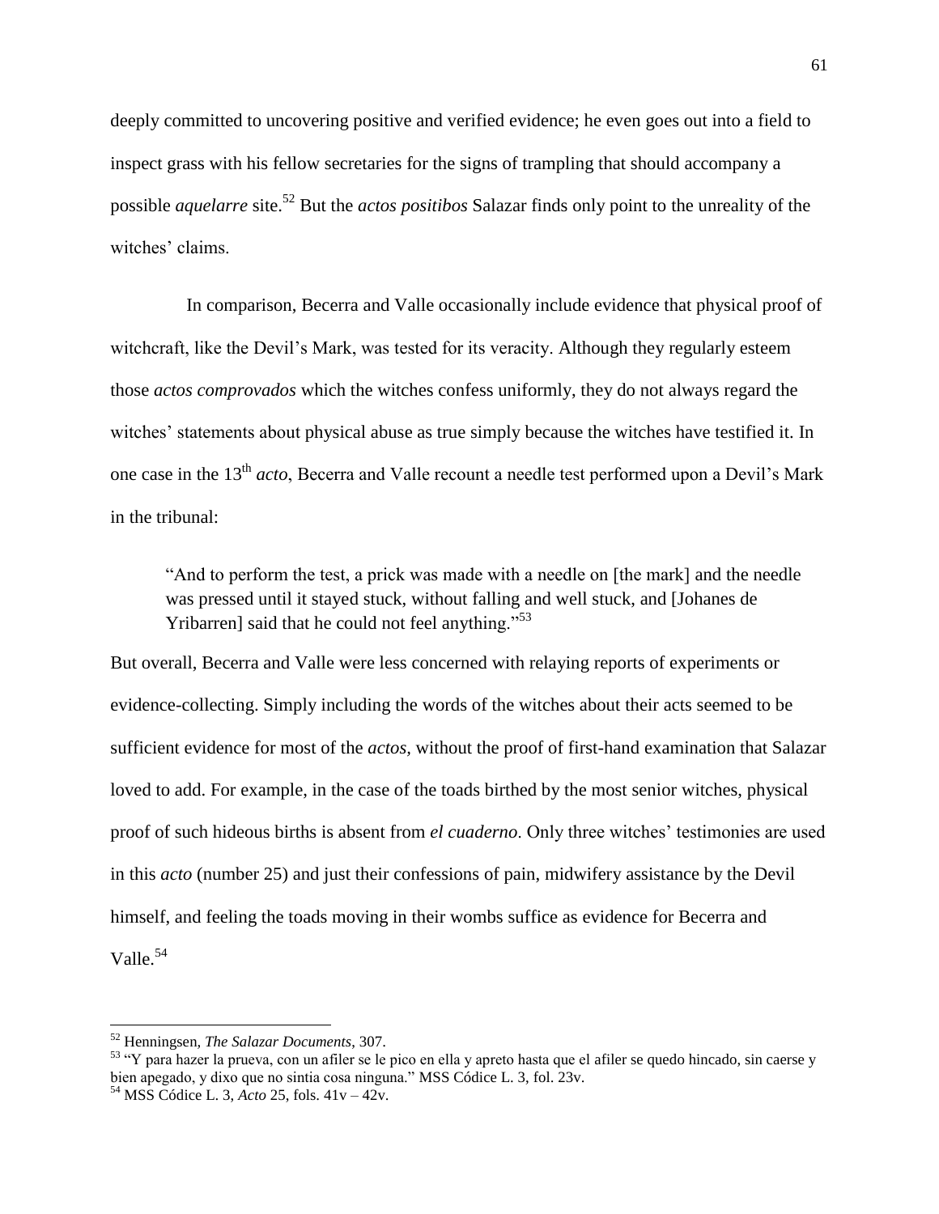deeply committed to uncovering positive and verified evidence; he even goes out into a field to inspect grass with his fellow secretaries for the signs of trampling that should accompany a possible *aquelarre* site.[52] But the *actos positibos* Salazar finds only point to the unreality of the witches' claims.

In comparison, Becerra and Valle occasionally include evidence that physical proof of witchcraft, like the Devil's Mark, was tested for its veracity. Although they regularly esteem those *actos comprovados* which the witches confess uniformly, they do not always regard the witches' statements about physical abuse as true simply because the witches have testified it. In one case in the 13th *acto*, Becerra and Valle recount a needle test performed upon a Devil's Mark in the tribunal:

> "And to perform the test, a prick was made with a needle on [the mark] and the needle was pressed until it stayed stuck, without falling and well stuck, and [Johanes de Yribarren] said that he could not feel anything."[53]

But overall, Becerra and Valle were less concerned with relaying reports of experiments or evidence-collecting. Simply including the words of the witches about their acts seemed to be sufficient evidence for most of the *actos,* without the proof of first-hand examination that Salazar loved to add. For example, in the case of the toads birthed by the most senior witches, physical proof of such hideous births is absent from *el cuaderno*. Only three witches' testimonies are used in this *acto* (number 25) and just their confessions of pain, midwifery assistance by the Devil himself, and feeling the toads moving in their wombs suffice as evidence for Becerra and Valle.[54]

---

[52] Henningsen, *The Salazar Documents*, 307.

[53] "Y para hazer la prueva, con un afiler se le pico en ella y apreto hasta que el afiler se quedo hincado, sin caerse y bien apegado, y dixo que no sintia cosa ninguna." MSS Códice L. 3, fol. 23v.

[54] MSS Códice L. 3, *Acto* 25, fols. 41v – 42v.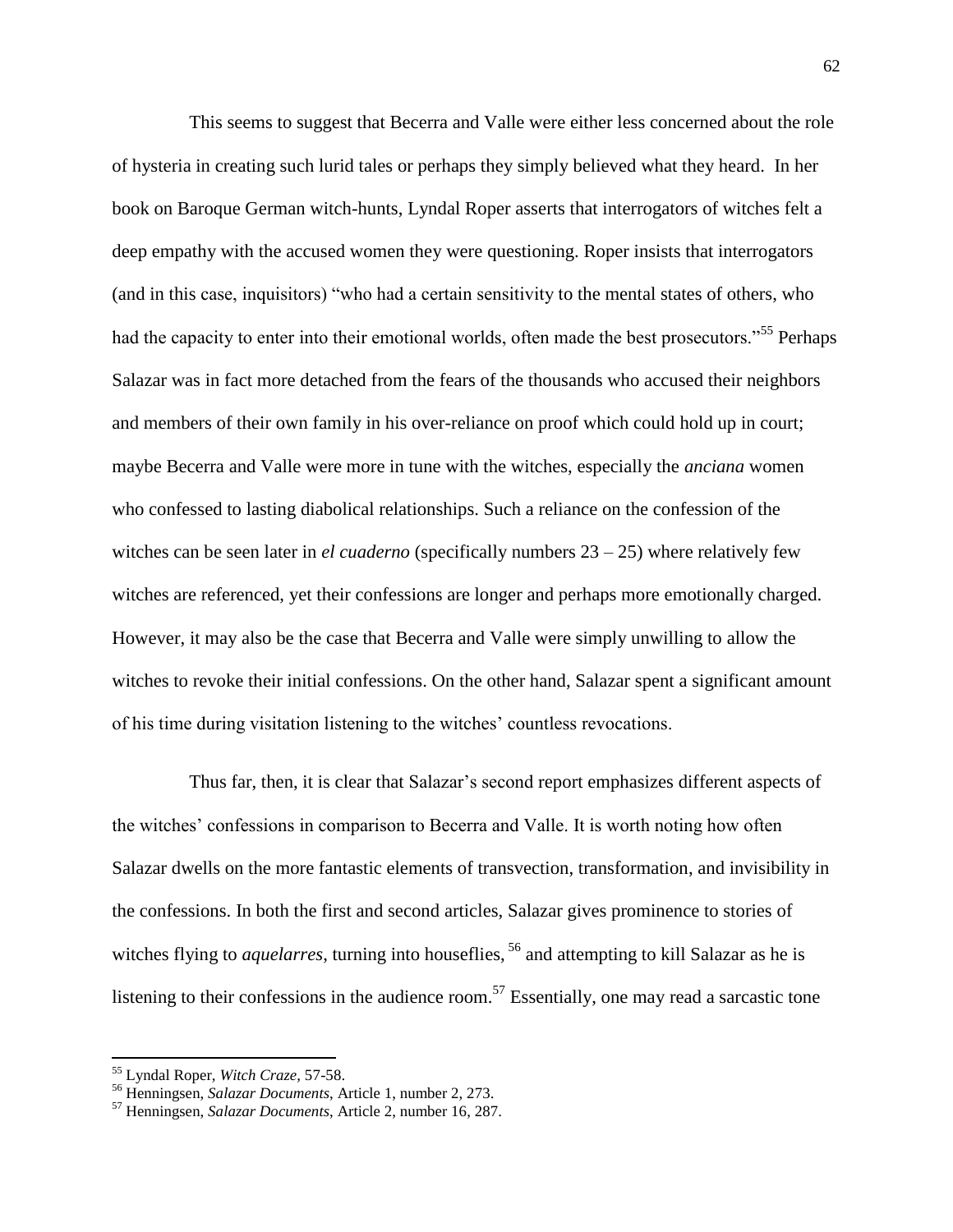This seems to suggest that Becerra and Valle were either less concerned about the role of hysteria in creating such lurid tales or perhaps they simply believed what they heard. In her book on Baroque German witch-hunts, Lyndal Roper asserts that interrogators of witches felt a deep empathy with the accused women they were questioning. Roper insists that interrogators (and in this case, inquisitors) "who had a certain sensitivity to the mental states of others, who had the capacity to enter into their emotional worlds, often made the best prosecutors."[55] Perhaps Salazar was in fact more detached from the fears of the thousands who accused their neighbors and members of their own family in his over-reliance on proof which could hold up in court; maybe Becerra and Valle were more in tune with the witches, especially the *anciana* women who confessed to lasting diabolical relationships. Such a reliance on the confession of the witches can be seen later in *el cuaderno* (specifically numbers 23 – 25) where relatively few witches are referenced, yet their confessions are longer and perhaps more emotionally charged. However, it may also be the case that Becerra and Valle were simply unwilling to allow the witches to revoke their initial confessions. On the other hand, Salazar spent a significant amount of his time during visitation listening to the witches' countless revocations.

Thus far, then, it is clear that Salazar's second report emphasizes different aspects of the witches' confessions in comparison to Becerra and Valle. It is worth noting how often Salazar dwells on the more fantastic elements of transvection, transformation, and invisibility in the confessions. In both the first and second articles, Salazar gives prominence to stories of witches flying to *aquelarres*, turning into houseflies, [56] and attempting to kill Salazar as he is listening to their confessions in the audience room.[57] Essentially, one may read a sarcastic tone

---

[55] Lyndal Roper, *Witch Craze*, 57-58.

[56] Henningsen, *Salazar Documents*, Article 1, number 2, 273.

[57] Henningsen, *Salazar Documents*, Article 2, number 16, 287.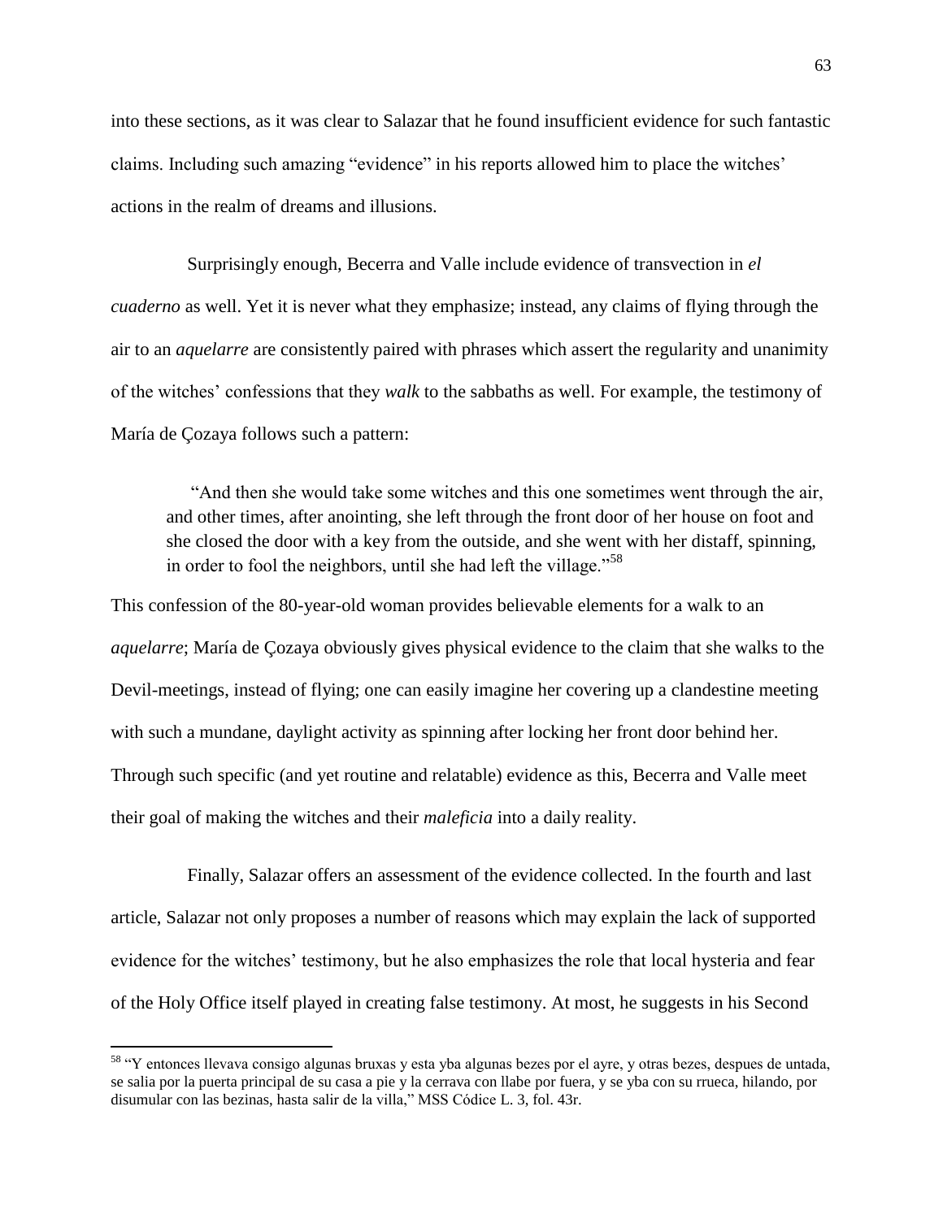into these sections, as it was clear to Salazar that he found insufficient evidence for such fantastic claims. Including such amazing "evidence" in his reports allowed him to place the witches' actions in the realm of dreams and illusions.

Surprisingly enough, Becerra and Valle include evidence of transvection in *el cuaderno* as well. Yet it is never what they emphasize; instead, any claims of flying through the air to an *aquelarre* are consistently paired with phrases which assert the regularity and unanimity of the witches' confessions that they *walk* to the sabbaths as well. For example, the testimony of María de Çozaya follows such a pattern:

> "And then she would take some witches and this one sometimes went through the air, and other times, after anointing, she left through the front door of her house on foot and she closed the door with a key from the outside, and she went with her distaff, spinning, in order to fool the neighbors, until she had left the village."[58]

This confession of the 80-year-old woman provides believable elements for a walk to an *aquelarre*; María de Çozaya obviously gives physical evidence to the claim that she walks to the Devil-meetings, instead of flying; one can easily imagine her covering up a clandestine meeting with such a mundane, daylight activity as spinning after locking her front door behind her. Through such specific (and yet routine and relatable) evidence as this, Becerra and Valle meet their goal of making the witches and their *maleficia* into a daily reality.

Finally, Salazar offers an assessment of the evidence collected. In the fourth and last article, Salazar not only proposes a number of reasons which may explain the lack of supported evidence for the witches' testimony, but he also emphasizes the role that local hysteria and fear of the Holy Office itself played in creating false testimony. At most, he suggests in his Second

---

[58] "Y entonces llevava consigo algunas bruxas y esta yba algunas bezes por el ayre, y otras bezes, despues de untada, se salia por la puerta principal de su casa a pie y la cerrava con llabe por fuera, y se yba con su rrueca, hilando, por disumular con las bezinas, hasta salir de la villa," MSS Códice L. 3, fol. 43r.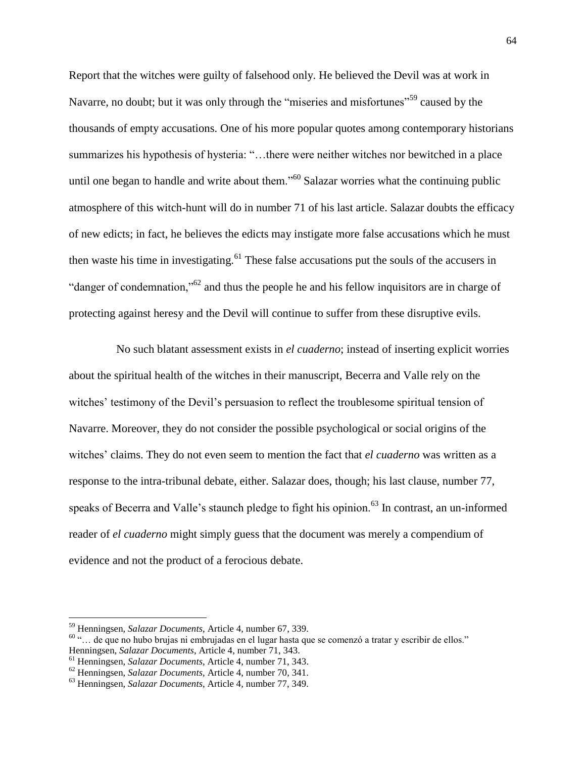Report that the witches were guilty of falsehood only. He believed the Devil was at work in Navarre, no doubt; but it was only through the "miseries and misfortunes"[59] caused by the thousands of empty accusations. One of his more popular quotes among contemporary historians summarizes his hypothesis of hysteria: "…there were neither witches nor bewitched in a place until one began to handle and write about them."[60] Salazar worries what the continuing public atmosphere of this witch-hunt will do in number 71 of his last article. Salazar doubts the efficacy of new edicts; in fact, he believes the edicts may instigate more false accusations which he must then waste his time in investigating.[61] These false accusations put the souls of the accusers in "danger of condemnation,"[62] and thus the people he and his fellow inquisitors are in charge of protecting against heresy and the Devil will continue to suffer from these disruptive evils.

No such blatant assessment exists in *el cuaderno*; instead of inserting explicit worries about the spiritual health of the witches in their manuscript, Becerra and Valle rely on the witches' testimony of the Devil's persuasion to reflect the troublesome spiritual tension of Navarre. Moreover, they do not consider the possible psychological or social origins of the witches' claims. They do not even seem to mention the fact that *el cuaderno* was written as a response to the intra-tribunal debate, either. Salazar does, though; his last clause, number 77, speaks of Becerra and Valle's staunch pledge to fight his opinion.[63] In contrast, an un-informed reader of *el cuaderno* might simply guess that the document was merely a compendium of evidence and not the product of a ferocious debate.

---

[59] Henningsen, *Salazar Documents*, Article 4, number 67, 339.

[60] "… de que no hubo brujas ni embrujadas en el lugar hasta que se comenzó a tratar y escribir de ellos." Henningsen, *Salazar Documents*, Article 4, number 71, 343.

[61] Henningsen, *Salazar Documents*, Article 4, number 71, 343.

[62] Henningsen, *Salazar Documents*, Article 4, number 70, 341.

[63] Henningsen, *Salazar Documents*, Article 4, number 77, 349.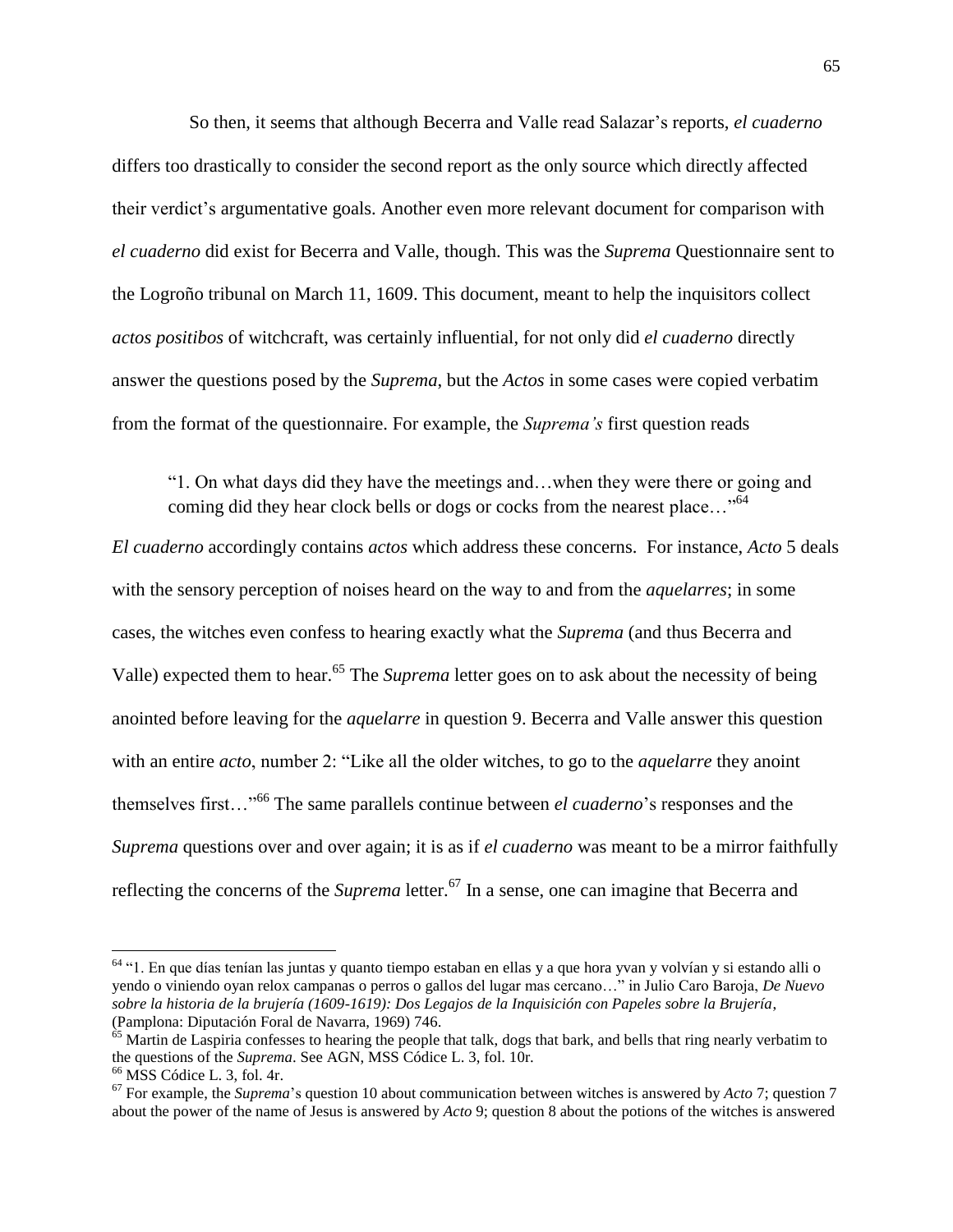So then, it seems that although Becerra and Valle read Salazar's reports, *el cuaderno* differs too drastically to consider the second report as the only source which directly affected their verdict's argumentative goals. Another even more relevant document for comparison with *el cuaderno* did exist for Becerra and Valle, though. This was the *Suprema* Questionnaire sent to the Logroño tribunal on March 11, 1609. This document, meant to help the inquisitors collect *actos positibos* of witchcraft, was certainly influential, for not only did *el cuaderno* directly answer the questions posed by the *Suprema*, but the *Actos* in some cases were copied verbatim from the format of the questionnaire. For example, the *Suprema's* first question reads

> "1. On what days did they have the meetings and…when they were there or going and coming did they hear clock bells or dogs or cocks from the nearest place…"[64]

*El cuaderno* accordingly contains *actos* which address these concerns. For instance, *Acto* 5 deals with the sensory perception of noises heard on the way to and from the *aquelarres*; in some cases, the witches even confess to hearing exactly what the *Suprema* (and thus Becerra and Valle) expected them to hear.[65] The *Suprema* letter goes on to ask about the necessity of being anointed before leaving for the *aquelarre* in question 9. Becerra and Valle answer this question with an entire *acto*, number 2: "Like all the older witches, to go to the *aquelarre* they anoint themselves first…"[66] The same parallels continue between *el cuaderno*'s responses and the *Suprema* questions over and over again; it is as if *el cuaderno* was meant to be a mirror faithfully reflecting the concerns of the *Suprema* letter.[67] In a sense, one can imagine that Becerra and

---

[64] "1. En que días tenían las juntas y quanto tiempo estaban en ellas y a que hora yvan y volvían y si estando alli o yendo o viniendo oyan relox campanas o perros o gallos del lugar mas cercano…" in Julio Caro Baroja, *De Nuevo sobre la historia de la brujería (1609-1619): Dos Legajos de la Inquisición con Papeles sobre la Brujería*, (Pamplona: Diputación Foral de Navarra, 1969) 746.

[65] Martin de Laspiria confesses to hearing the people that talk, dogs that bark, and bells that ring nearly verbatim to the questions of the *Suprema*. See AGN, MSS Códice L. 3, fol. 10r.

[66] MSS Códice L. 3, fol. 4r.

[67] For example, the *Suprema*'s question 10 about communication between witches is answered by *Acto* 7; question 7 about the power of the name of Jesus is answered by *Acto* 9; question 8 about the potions of the witches is answered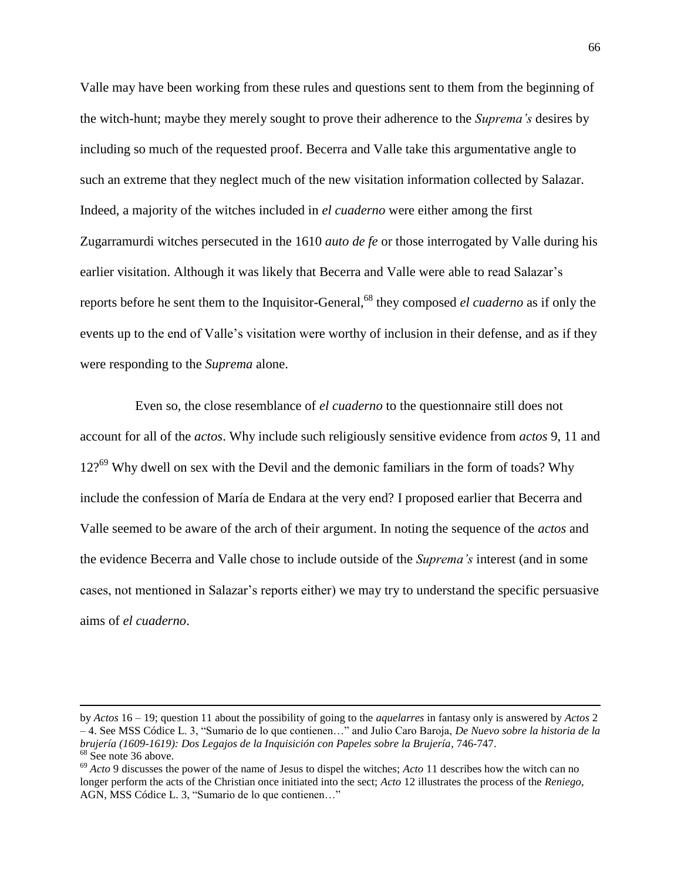Valle may have been working from these rules and questions sent to them from the beginning of the witch-hunt; maybe they merely sought to prove their adherence to the *Suprema's* desires by including so much of the requested proof. Becerra and Valle take this argumentative angle to such an extreme that they neglect much of the new visitation information collected by Salazar. Indeed, a majority of the witches included in *el cuaderno* were either among the first Zugarramurdi witches persecuted in the 1610 *auto de fe* or those interrogated by Valle during his earlier visitation. Although it was likely that Becerra and Valle were able to read Salazar's reports before he sent them to the Inquisitor-General,[68] they composed *el cuaderno* as if only the events up to the end of Valle's visitation were worthy of inclusion in their defense, and as if they were responding to the *Suprema* alone.

Even so, the close resemblance of *el cuaderno* to the questionnaire still does not account for all of the *actos*. Why include such religiously sensitive evidence from *actos* 9, 11 and 12?[69] Why dwell on sex with the Devil and the demonic familiars in the form of toads? Why include the confession of María de Endara at the very end? I proposed earlier that Becerra and Valle seemed to be aware of the arch of their argument. In noting the sequence of the *actos* and the evidence Becerra and Valle chose to include outside of the *Suprema's* interest (and in some cases, not mentioned in Salazar's reports either) we may try to understand the specific persuasive aims of *el cuaderno*.

---

by *Actos* 16 – 19; question 11 about the possibility of going to the *aquelarres* in fantasy only is answered by *Actos* 2 – 4. See MSS Códice L. 3, "Sumario de lo que contienen…" and Julio Caro Baroja, *De Nuevo sobre la historia de la brujería (1609-1619): Dos Legajos de la Inquisición con Papeles sobre la Brujería*, 746-747.

[68] See note 36 above.

[69] *Acto* 9 discusses the power of the name of Jesus to dispel the witches; *Acto* 11 describes how the witch can no longer perform the acts of the Christian once initiated into the sect; *Acto* 12 illustrates the process of the *Reniego*, AGN, MSS Códice L. 3, "Sumario de lo que contienen…"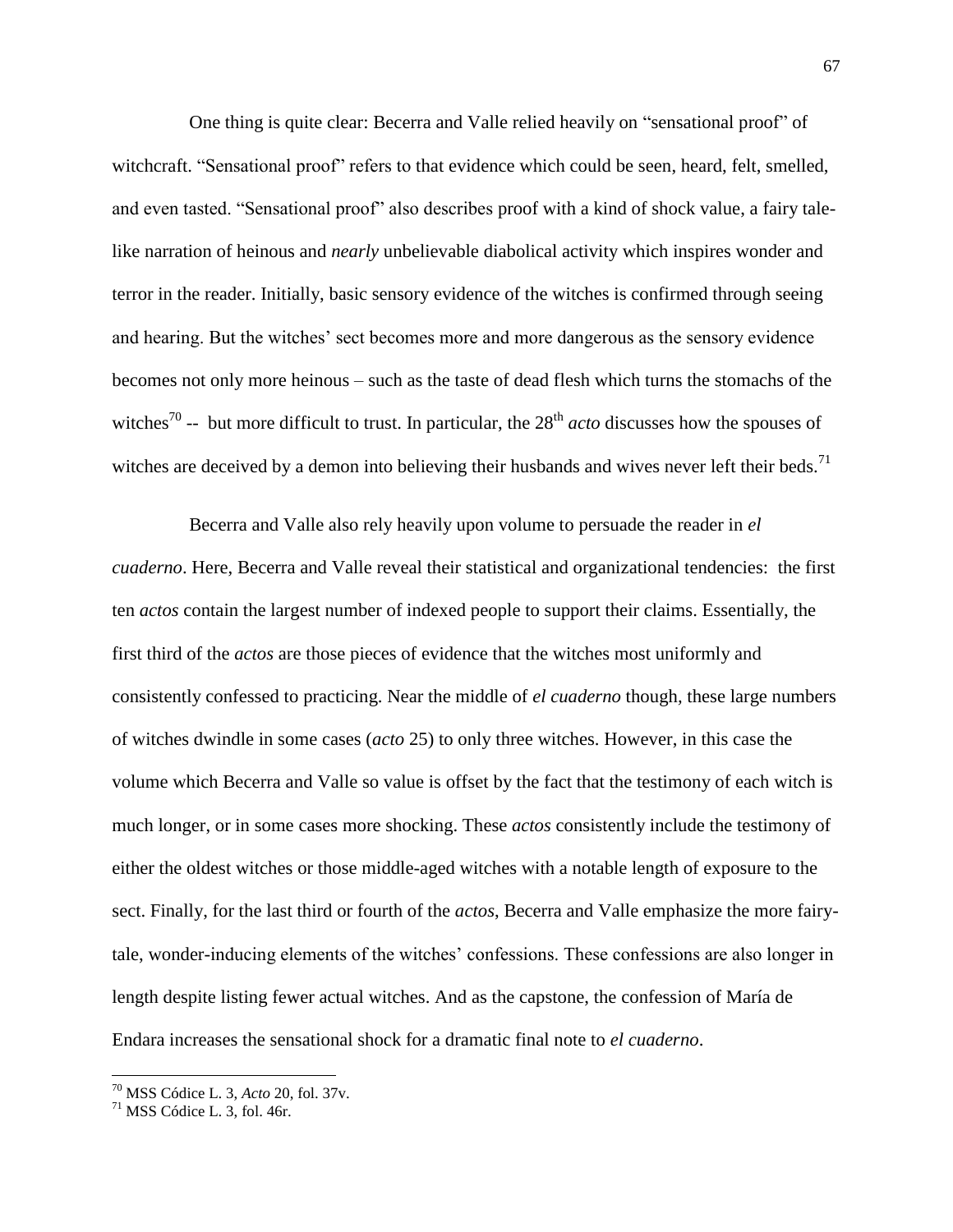One thing is quite clear: Becerra and Valle relied heavily on "sensational proof" of witchcraft. "Sensational proof" refers to that evidence which could be seen, heard, felt, smelled, and even tasted. "Sensational proof" also describes proof with a kind of shock value, a fairy tale-like narration of heinous and *nearly* unbelievable diabolical activity which inspires wonder and terror in the reader. Initially, basic sensory evidence of the witches is confirmed through seeing and hearing. But the witches' sect becomes more and more dangerous as the sensory evidence becomes not only more heinous – such as the taste of dead flesh which turns the stomachs of the witches[70] -- but more difficult to trust. In particular, the 28th *acto* discusses how the spouses of witches are deceived by a demon into believing their husbands and wives never left their beds.[71]

Becerra and Valle also rely heavily upon volume to persuade the reader in *el cuaderno*. Here, Becerra and Valle reveal their statistical and organizational tendencies: the first ten *actos* contain the largest number of indexed people to support their claims. Essentially, the first third of the *actos* are those pieces of evidence that the witches most uniformly and consistently confessed to practicing. Near the middle of *el cuaderno* though, these large numbers of witches dwindle in some cases (*acto* 25) to only three witches. However, in this case the volume which Becerra and Valle so value is offset by the fact that the testimony of each witch is much longer, or in some cases more shocking. These *actos* consistently include the testimony of either the oldest witches or those middle-aged witches with a notable length of exposure to the sect. Finally, for the last third or fourth of the *actos*, Becerra and Valle emphasize the more fairy-tale, wonder-inducing elements of the witches' confessions. These confessions are also longer in length despite listing fewer actual witches. And as the capstone, the confession of María de Endara increases the sensational shock for a dramatic final note to *el cuaderno*.

---

[70] MSS Códice L. 3, *Acto* 20, fol. 37v.

[71] MSS Códice L. 3, fol. 46r.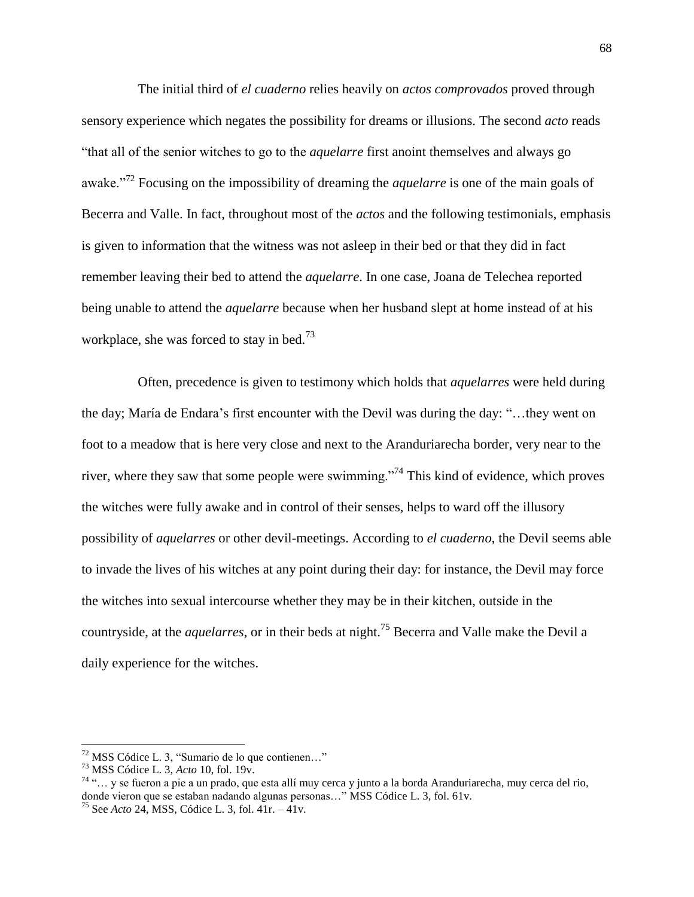The initial third of *el cuaderno* relies heavily on *actos comprovados* proved through sensory experience which negates the possibility for dreams or illusions. The second *acto* reads "that all of the senior witches to go to the *aquelarre* first anoint themselves and always go awake."[72] Focusing on the impossibility of dreaming the *aquelarre* is one of the main goals of Becerra and Valle. In fact, throughout most of the *actos* and the following testimonials, emphasis is given to information that the witness was not asleep in their bed or that they did in fact remember leaving their bed to attend the *aquelarre*. In one case, Joana de Telechea reported being unable to attend the *aquelarre* because when her husband slept at home instead of at his workplace, she was forced to stay in bed.[73]

Often, precedence is given to testimony which holds that *aquelarres* were held during the day; María de Endara's first encounter with the Devil was during the day: "…they went on foot to a meadow that is here very close and next to the Aranduriarecha border, very near to the river, where they saw that some people were swimming."[74] This kind of evidence, which proves the witches were fully awake and in control of their senses, helps to ward off the illusory possibility of *aquelarres* or other devil-meetings. According to *el cuaderno*, the Devil seems able to invade the lives of his witches at any point during their day: for instance, the Devil may force the witches into sexual intercourse whether they may be in their kitchen, outside in the countryside, at the *aquelarres*, or in their beds at night.[75] Becerra and Valle make the Devil a daily experience for the witches.

---

[72] MSS Códice L. 3, "Sumario de lo que contienen…"

[73] MSS Códice L. 3, *Acto* 10, fol. 19v.

[74] "… y se fueron a pie a un prado, que esta allí muy cerca y junto a la borda Aranduriarecha, muy cerca del rio, donde vieron que se estaban nadando algunas personas…" MSS Códice L. 3, fol. 61v.

[75] See *Acto* 24, MSS, Códice L. 3, fol. 41r. – 41v.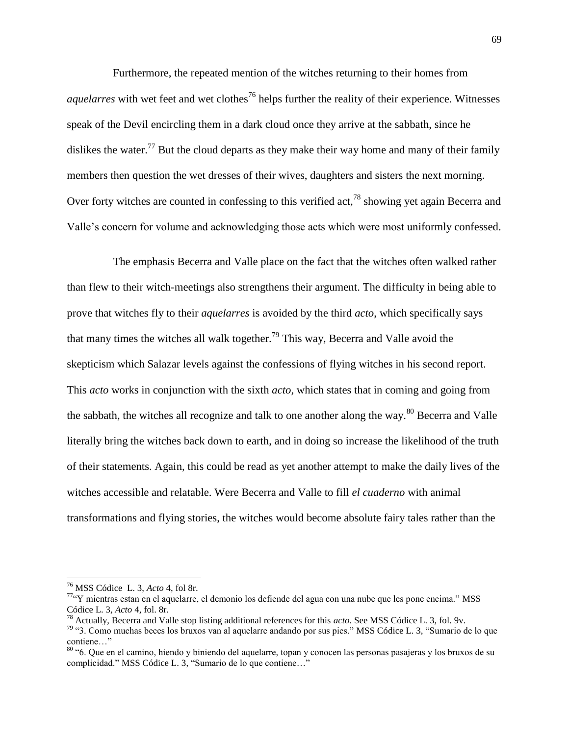Furthermore, the repeated mention of the witches returning to their homes from *aquelarres* with wet feet and wet clothes[76] helps further the reality of their experience. Witnesses speak of the Devil encircling them in a dark cloud once they arrive at the sabbath, since he dislikes the water.[77] But the cloud departs as they make their way home and many of their family members then question the wet dresses of their wives, daughters and sisters the next morning. Over forty witches are counted in confessing to this verified act,[78] showing yet again Becerra and Valle's concern for volume and acknowledging those acts which were most uniformly confessed.

The emphasis Becerra and Valle place on the fact that the witches often walked rather than flew to their witch-meetings also strengthens their argument. The difficulty in being able to prove that witches fly to their *aquelarres* is avoided by the third *acto*, which specifically says that many times the witches all walk together.[79] This way, Becerra and Valle avoid the skepticism which Salazar levels against the confessions of flying witches in his second report. This *acto* works in conjunction with the sixth *acto*, which states that in coming and going from the sabbath, the witches all recognize and talk to one another along the way.[80] Becerra and Valle literally bring the witches back down to earth, and in doing so increase the likelihood of the truth of their statements. Again, this could be read as yet another attempt to make the daily lives of the witches accessible and relatable. Were Becerra and Valle to fill *el cuaderno* with animal transformations and flying stories, the witches would become absolute fairy tales rather than the

---

[76] MSS Códice L. 3, *Acto* 4, fol 8r.

[77] "Y mientras estan en el aquelarre, el demonio los defiende del agua con una nube que les pone encima." MSS Códice L. 3, *Acto* 4, fol. 8r.

[78] Actually, Becerra and Valle stop listing additional references for this *acto*. See MSS Códice L. 3, fol. 9v.

[79] "3. Como muchas beces los bruxos van al aquelarre andando por sus pies." MSS Códice L. 3, "Sumario de lo que contiene…"

[80] "6. Que en el camino, hiendo y biniendo del aquelarre, topan y conocen las personas pasajeras y los bruxos de su complicidad." MSS Códice L. 3, "Sumario de lo que contiene…"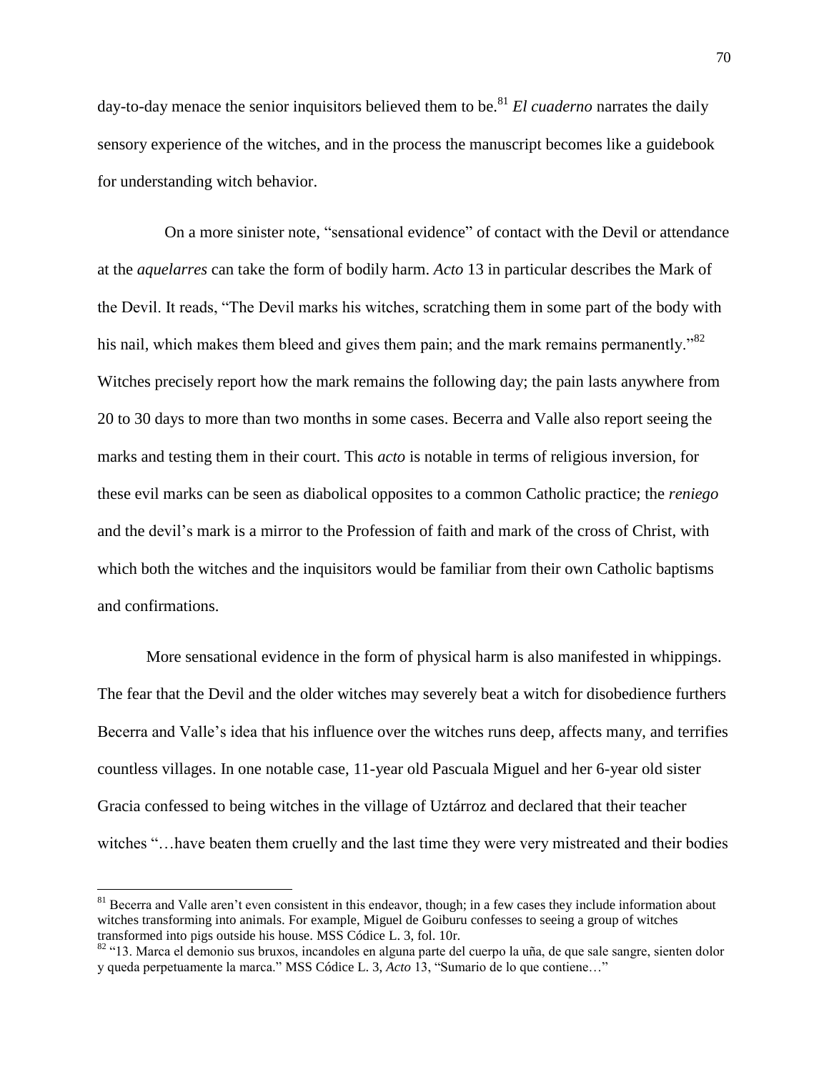day-to-day menace the senior inquisitors believed them to be.[81] *El cuaderno* narrates the daily sensory experience of the witches, and in the process the manuscript becomes like a guidebook for understanding witch behavior.

On a more sinister note, "sensational evidence" of contact with the Devil or attendance at the *aquelarres* can take the form of bodily harm. *Acto* 13 in particular describes the Mark of the Devil. It reads, "The Devil marks his witches, scratching them in some part of the body with his nail, which makes them bleed and gives them pain; and the mark remains permanently."[82] Witches precisely report how the mark remains the following day; the pain lasts anywhere from 20 to 30 days to more than two months in some cases. Becerra and Valle also report seeing the marks and testing them in their court. This *acto* is notable in terms of religious inversion, for these evil marks can be seen as diabolical opposites to a common Catholic practice; the *reniego* and the devil's mark is a mirror to the Profession of faith and mark of the cross of Christ, with which both the witches and the inquisitors would be familiar from their own Catholic baptisms and confirmations.

More sensational evidence in the form of physical harm is also manifested in whippings. The fear that the Devil and the older witches may severely beat a witch for disobedience furthers Becerra and Valle's idea that his influence over the witches runs deep, affects many, and terrifies countless villages. In one notable case, 11-year old Pascuala Miguel and her 6-year old sister Gracia confessed to being witches in the village of Uztárroz and declared that their teacher witches "…have beaten them cruelly and the last time they were very mistreated and their bodies

---

[81] Becerra and Valle aren't even consistent in this endeavor, though; in a few cases they include information about witches transforming into animals. For example, Miguel de Goiburu confesses to seeing a group of witches transformed into pigs outside his house. MSS Códice L. 3, fol. 10r.

[82] "13. Marca el demonio sus bruxos, incandoles en alguna parte del cuerpo la uña, de que sale sangre, sienten dolor y queda perpetuamente la marca." MSS Códice L. 3, *Acto* 13, "Sumario de lo que contiene…"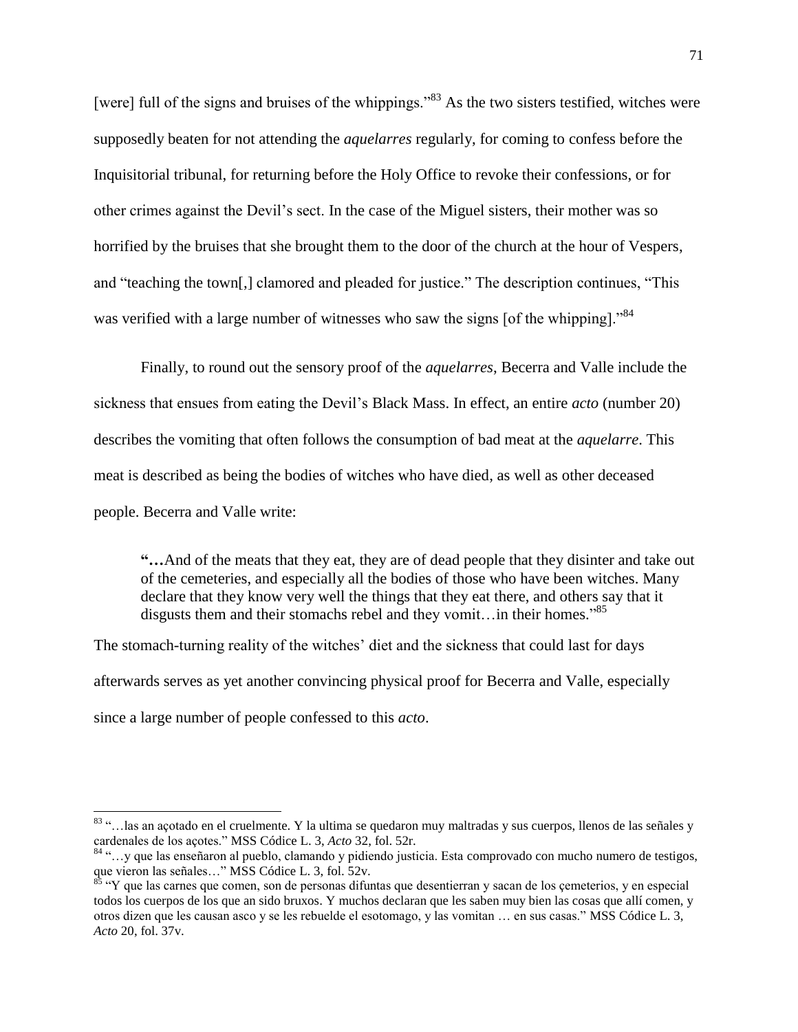[were] full of the signs and bruises of the whippings."[83] As the two sisters testified, witches were supposedly beaten for not attending the *aquelarres* regularly, for coming to confess before the Inquisitorial tribunal, for returning before the Holy Office to revoke their confessions, or for other crimes against the Devil's sect. In the case of the Miguel sisters, their mother was so horrified by the bruises that she brought them to the door of the church at the hour of Vespers, and "teaching the town[,] clamored and pleaded for justice." The description continues, "This was verified with a large number of witnesses who saw the signs [of the whipping]."[84]

Finally, to round out the sensory proof of the *aquelarres*, Becerra and Valle include the sickness that ensues from eating the Devil's Black Mass. In effect, an entire *acto* (number 20) describes the vomiting that often follows the consumption of bad meat at the *aquelarre*. This meat is described as being the bodies of witches who have died, as well as other deceased people. Becerra and Valle write:

> **"…**And of the meats that they eat, they are of dead people that they disinter and take out of the cemeteries, and especially all the bodies of those who have been witches. Many declare that they know very well the things that they eat there, and others say that it disgusts them and their stomachs rebel and they vomit…in their homes."[85]

The stomach-turning reality of the witches' diet and the sickness that could last for days afterwards serves as yet another convincing physical proof for Becerra and Valle, especially since a large number of people confessed to this *acto*.

---

[83] "…las an açotado en el cruelmente. Y la ultima se quedaron muy maltradas y sus cuerpos, llenos de las señales y cardenales de los açotes." MSS Códice L. 3, *Acto* 32, fol. 52r.

[84] "…y que las enseñaron al pueblo, clamando y pidiendo justicia. Esta comprovado con mucho numero de testigos, que vieron las señales…" MSS Códice L. 3, fol. 52v.

[85] "Y que las carnes que comen, son de personas difuntas que desentierran y sacan de los çemeterios, y en especial todos los cuerpos de los que an sido bruxos. Y muchos declaran que les saben muy bien las cosas que allí comen, y otros dizen que les causan asco y se les rebuelde el esotomago, y las vomitan … en sus casas." MSS Códice L. 3, *Acto* 20, fol. 37v.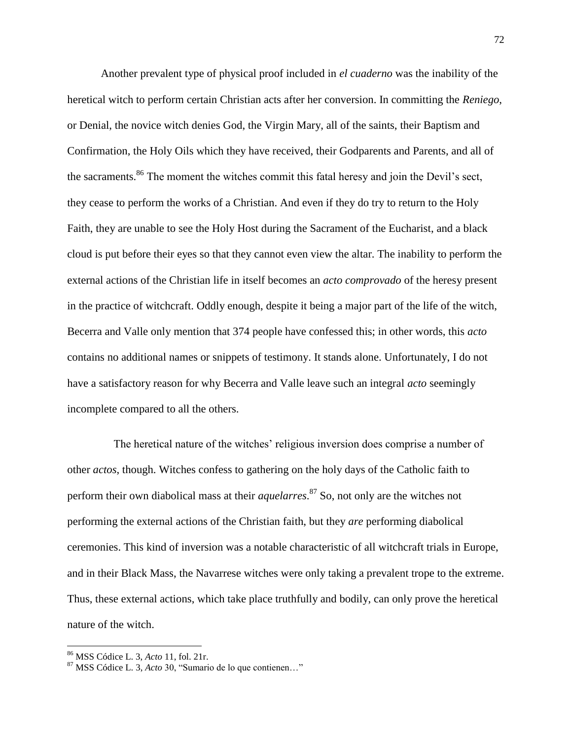Another prevalent type of physical proof included in *el cuaderno* was the inability of the heretical witch to perform certain Christian acts after her conversion. In committing the *Reniego*, or Denial, the novice witch denies God, the Virgin Mary, all of the saints, their Baptism and Confirmation, the Holy Oils which they have received, their Godparents and Parents, and all of the sacraments.[86] The moment the witches commit this fatal heresy and join the Devil's sect, they cease to perform the works of a Christian. And even if they do try to return to the Holy Faith, they are unable to see the Holy Host during the Sacrament of the Eucharist, and a black cloud is put before their eyes so that they cannot even view the altar. The inability to perform the external actions of the Christian life in itself becomes an *acto comprovado* of the heresy present in the practice of witchcraft. Oddly enough, despite it being a major part of the life of the witch, Becerra and Valle only mention that 374 people have confessed this; in other words, this *acto* contains no additional names or snippets of testimony. It stands alone. Unfortunately, I do not have a satisfactory reason for why Becerra and Valle leave such an integral *acto* seemingly incomplete compared to all the others.

The heretical nature of the witches' religious inversion does comprise a number of other *actos*, though. Witches confess to gathering on the holy days of the Catholic faith to perform their own diabolical mass at their *aquelarres*.[87] So, not only are the witches not performing the external actions of the Christian faith, but they *are* performing diabolical ceremonies. This kind of inversion was a notable characteristic of all witchcraft trials in Europe, and in their Black Mass, the Navarrese witches were only taking a prevalent trope to the extreme. Thus, these external actions, which take place truthfully and bodily, can only prove the heretical nature of the witch.

[86] MSS Códice L. 3, *Acto* 11, fol. 21r.

[87] MSS Códice L. 3, *Acto* 30, "Sumario de lo que contienen…"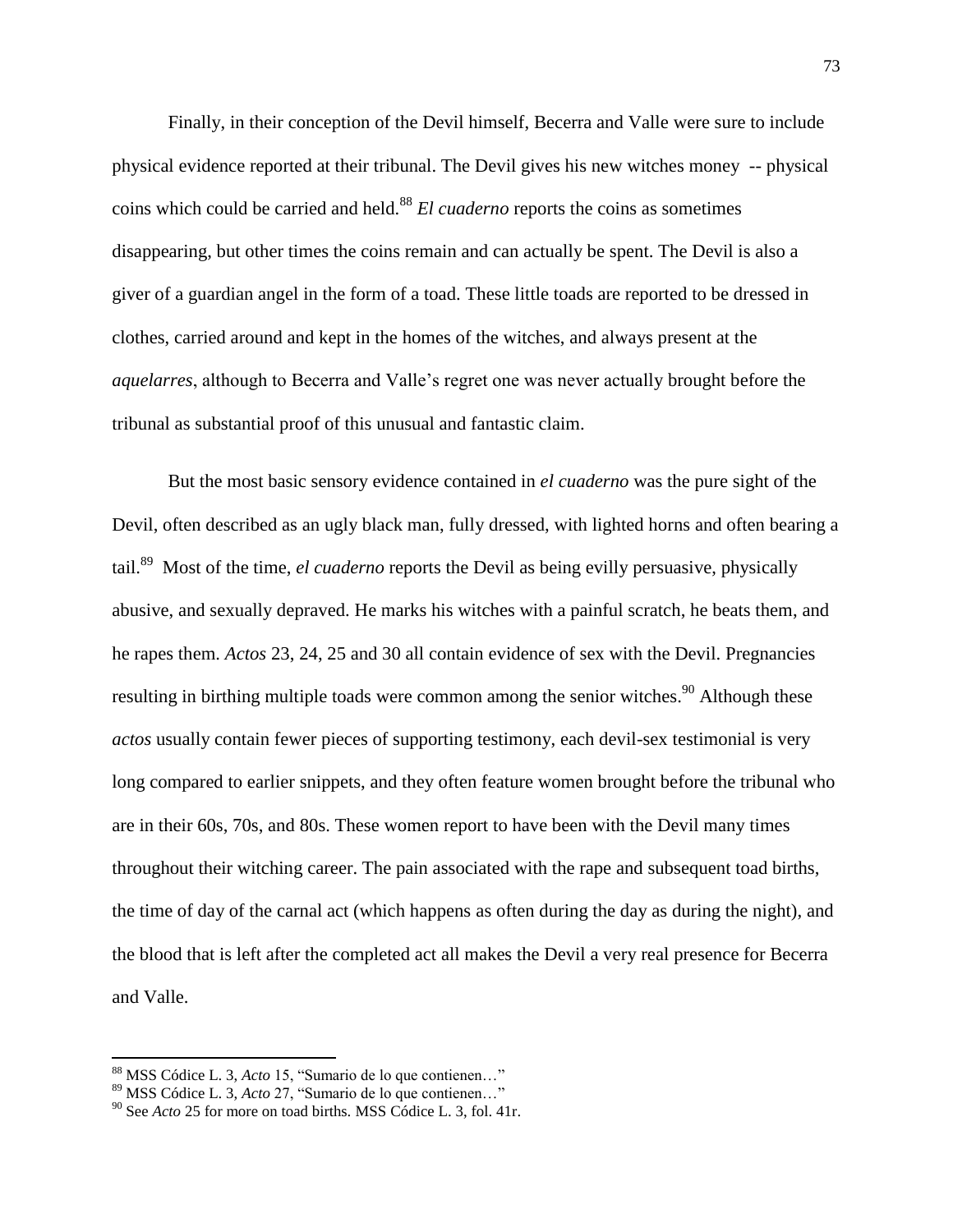Finally, in their conception of the Devil himself, Becerra and Valle were sure to include physical evidence reported at their tribunal. The Devil gives his new witches money -- physical coins which could be carried and held.[88] *El cuaderno* reports the coins as sometimes disappearing, but other times the coins remain and can actually be spent. The Devil is also a giver of a guardian angel in the form of a toad. These little toads are reported to be dressed in clothes, carried around and kept in the homes of the witches, and always present at the *aquelarres*, although to Becerra and Valle's regret one was never actually brought before the tribunal as substantial proof of this unusual and fantastic claim.

But the most basic sensory evidence contained in *el cuaderno* was the pure sight of the Devil, often described as an ugly black man, fully dressed, with lighted horns and often bearing a tail.[89] Most of the time, *el cuaderno* reports the Devil as being evilly persuasive, physically abusive, and sexually depraved. He marks his witches with a painful scratch, he beats them, and he rapes them. *Actos* 23, 24, 25 and 30 all contain evidence of sex with the Devil. Pregnancies resulting in birthing multiple toads were common among the senior witches.[90] Although these *actos* usually contain fewer pieces of supporting testimony, each devil-sex testimonial is very long compared to earlier snippets, and they often feature women brought before the tribunal who are in their 60s, 70s, and 80s. These women report to have been with the Devil many times throughout their witching career. The pain associated with the rape and subsequent toad births, the time of day of the carnal act (which happens as often during the day as during the night), and the blood that is left after the completed act all makes the Devil a very real presence for Becerra and Valle.

---

[88] MSS Códice L. 3, *Acto* 15, "Sumario de lo que contienen…"

[89] MSS Códice L. 3, *Acto* 27, "Sumario de lo que contienen…"

[90] See *Acto* 25 for more on toad births. MSS Códice L. 3, fol. 41r.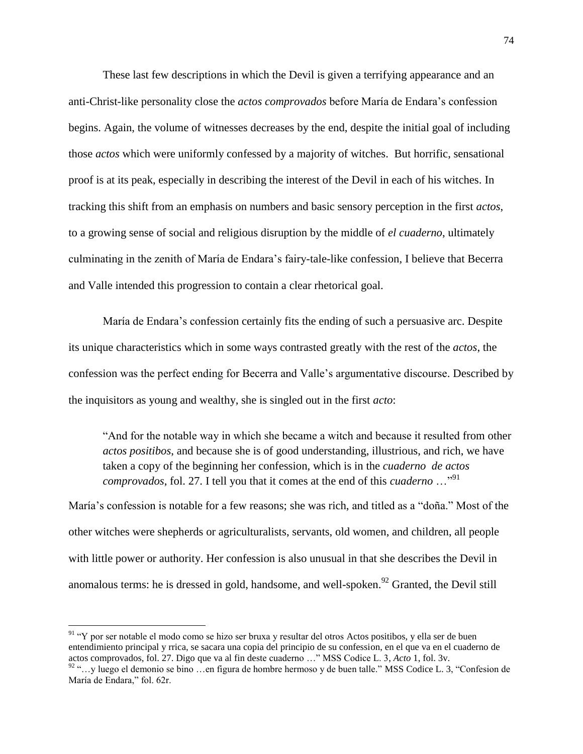These last few descriptions in which the Devil is given a terrifying appearance and an anti-Christ-like personality close the *actos comprovados* before María de Endara's confession begins. Again, the volume of witnesses decreases by the end, despite the initial goal of including those *actos* which were uniformly confessed by a majority of witches. But horrific, sensational proof is at its peak, especially in describing the interest of the Devil in each of his witches. In tracking this shift from an emphasis on numbers and basic sensory perception in the first *actos*, to a growing sense of social and religious disruption by the middle of *el cuaderno*, ultimately culminating in the zenith of María de Endara's fairy-tale-like confession, I believe that Becerra and Valle intended this progression to contain a clear rhetorical goal.

María de Endara's confession certainly fits the ending of such a persuasive arc. Despite its unique characteristics which in some ways contrasted greatly with the rest of the *actos*, the confession was the perfect ending for Becerra and Valle's argumentative discourse. Described by the inquisitors as young and wealthy, she is singled out in the first *acto*:

> "And for the notable way in which she became a witch and because it resulted from other *actos positibos*, and because she is of good understanding, illustrious, and rich, we have taken a copy of the beginning her confession, which is in the *cuaderno de actos comprovados*, fol. 27. I tell you that it comes at the end of this *cuaderno* …"[91]

María's confession is notable for a few reasons; she was rich, and titled as a "doña." Most of the other witches were shepherds or agriculturalists, servants, old women, and children, all people with little power or authority. Her confession is also unusual in that she describes the Devil in anomalous terms: he is dressed in gold, handsome, and well-spoken.[92] Granted, the Devil still

---

[91] "Y por ser notable el modo como se hizo ser bruxa y resultar del otros Actos positibos, y ella ser de buen entendimiento principal y rrica, se sacara una copia del principio de su confession, en el que va en el cuaderno de actos comprovados, fol. 27. Digo que va al fin deste cuaderno …" MSS Codice L. 3, *Acto* 1, fol. 3v.

[92] "…y luego el demonio se bino …en figura de hombre hermoso y de buen talle." MSS Codice L. 3, "Confesion de María de Endara," fol. 62r.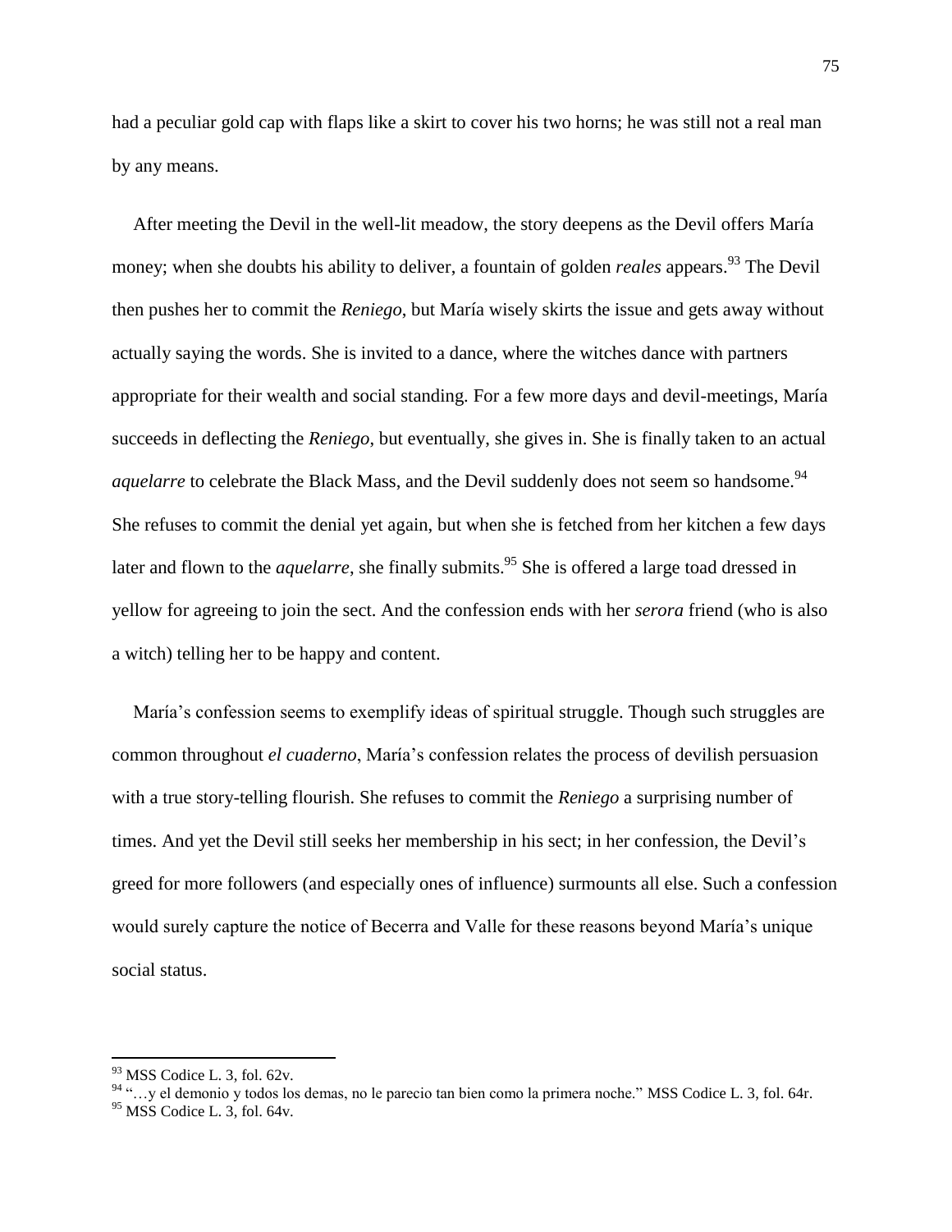had a peculiar gold cap with flaps like a skirt to cover his two horns; he was still not a real man by any means.

After meeting the Devil in the well-lit meadow, the story deepens as the Devil offers María money; when she doubts his ability to deliver, a fountain of golden *reales* appears.[93] The Devil then pushes her to commit the *Reniego*, but María wisely skirts the issue and gets away without actually saying the words. She is invited to a dance, where the witches dance with partners appropriate for their wealth and social standing. For a few more days and devil-meetings, María succeeds in deflecting the *Reniego*, but eventually, she gives in. She is finally taken to an actual *aquelarre* to celebrate the Black Mass, and the Devil suddenly does not seem so handsome.[94] She refuses to commit the denial yet again, but when she is fetched from her kitchen a few days later and flown to the *aquelarre*, she finally submits.[95] She is offered a large toad dressed in yellow for agreeing to join the sect. And the confession ends with her *serora* friend (who is also a witch) telling her to be happy and content.

María's confession seems to exemplify ideas of spiritual struggle. Though such struggles are common throughout *el cuaderno*, María's confession relates the process of devilish persuasion with a true story-telling flourish. She refuses to commit the *Reniego* a surprising number of times. And yet the Devil still seeks her membership in his sect; in her confession, the Devil's greed for more followers (and especially ones of influence) surmounts all else. Such a confession would surely capture the notice of Becerra and Valle for these reasons beyond María's unique social status.

---

[93] MSS Codice L. 3, fol. 62v.

[94] "…y el demonio y todos los demas, no le parecio tan bien como la primera noche." MSS Codice L. 3, fol. 64r.

[95] MSS Codice L. 3, fol. 64v.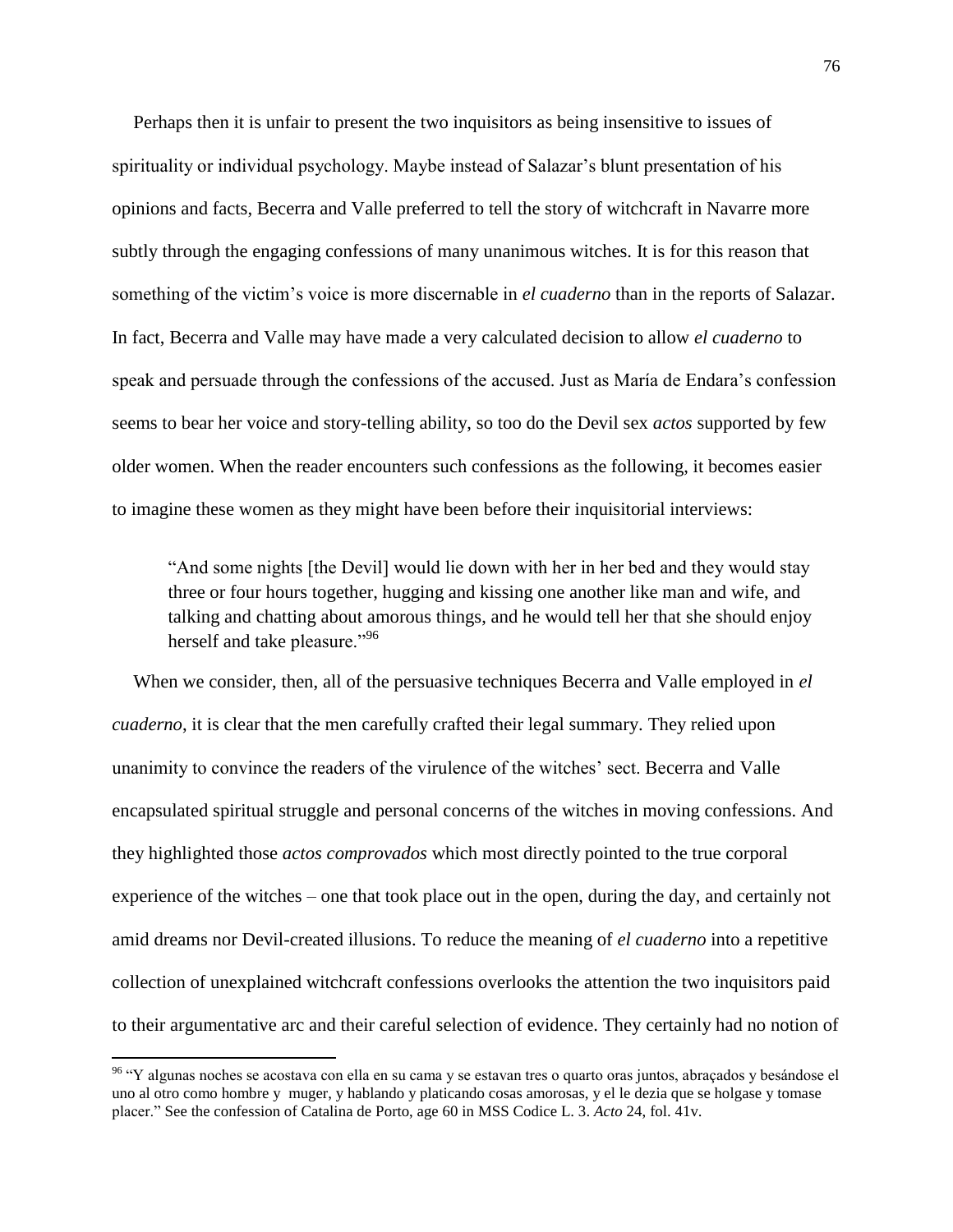Perhaps then it is unfair to present the two inquisitors as being insensitive to issues of spirituality or individual psychology. Maybe instead of Salazar's blunt presentation of his opinions and facts, Becerra and Valle preferred to tell the story of witchcraft in Navarre more subtly through the engaging confessions of many unanimous witches. It is for this reason that something of the victim's voice is more discernable in *el cuaderno* than in the reports of Salazar. In fact, Becerra and Valle may have made a very calculated decision to allow *el cuaderno* to speak and persuade through the confessions of the accused. Just as María de Endara's confession seems to bear her voice and story-telling ability, so too do the Devil sex *actos* supported by few older women. When the reader encounters such confessions as the following, it becomes easier to imagine these women as they might have been before their inquisitorial interviews:

> "And some nights [the Devil] would lie down with her in her bed and they would stay three or four hours together, hugging and kissing one another like man and wife, and talking and chatting about amorous things, and he would tell her that she should enjoy herself and take pleasure."[96]

When we consider, then, all of the persuasive techniques Becerra and Valle employed in *el cuaderno*, it is clear that the men carefully crafted their legal summary. They relied upon unanimity to convince the readers of the virulence of the witches' sect. Becerra and Valle encapsulated spiritual struggle and personal concerns of the witches in moving confessions. And they highlighted those *actos comprovados* which most directly pointed to the true corporal experience of the witches – one that took place out in the open, during the day, and certainly not amid dreams nor Devil-created illusions. To reduce the meaning of *el cuaderno* into a repetitive collection of unexplained witchcraft confessions overlooks the attention the two inquisitors paid to their argumentative arc and their careful selection of evidence. They certainly had no notion of

---

[96] "Y algunas noches se acostava con ella en su cama y se estavan tres o quarto oras juntos, abraçados y besándose el uno al otro como hombre y muger, y hablando y platicando cosas amorosas, y el le dezia que se holgase y tomase placer." See the confession of Catalina de Porto, age 60 in MSS Codice L. 3. *Acto* 24, fol. 41v.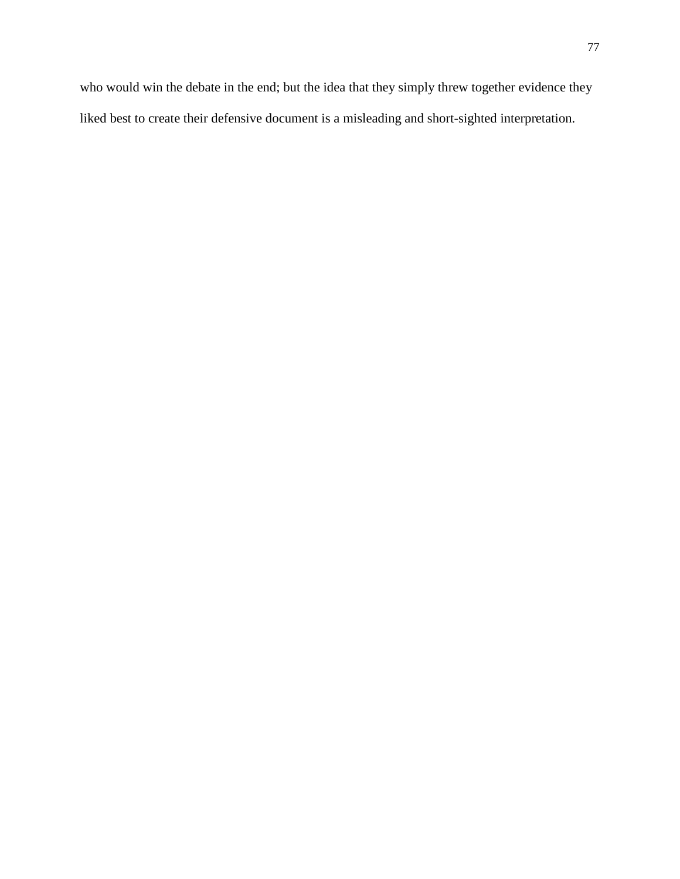who would win the debate in the end; but the idea that they simply threw together evidence they liked best to create their defensive document is a misleading and short-sighted interpretation.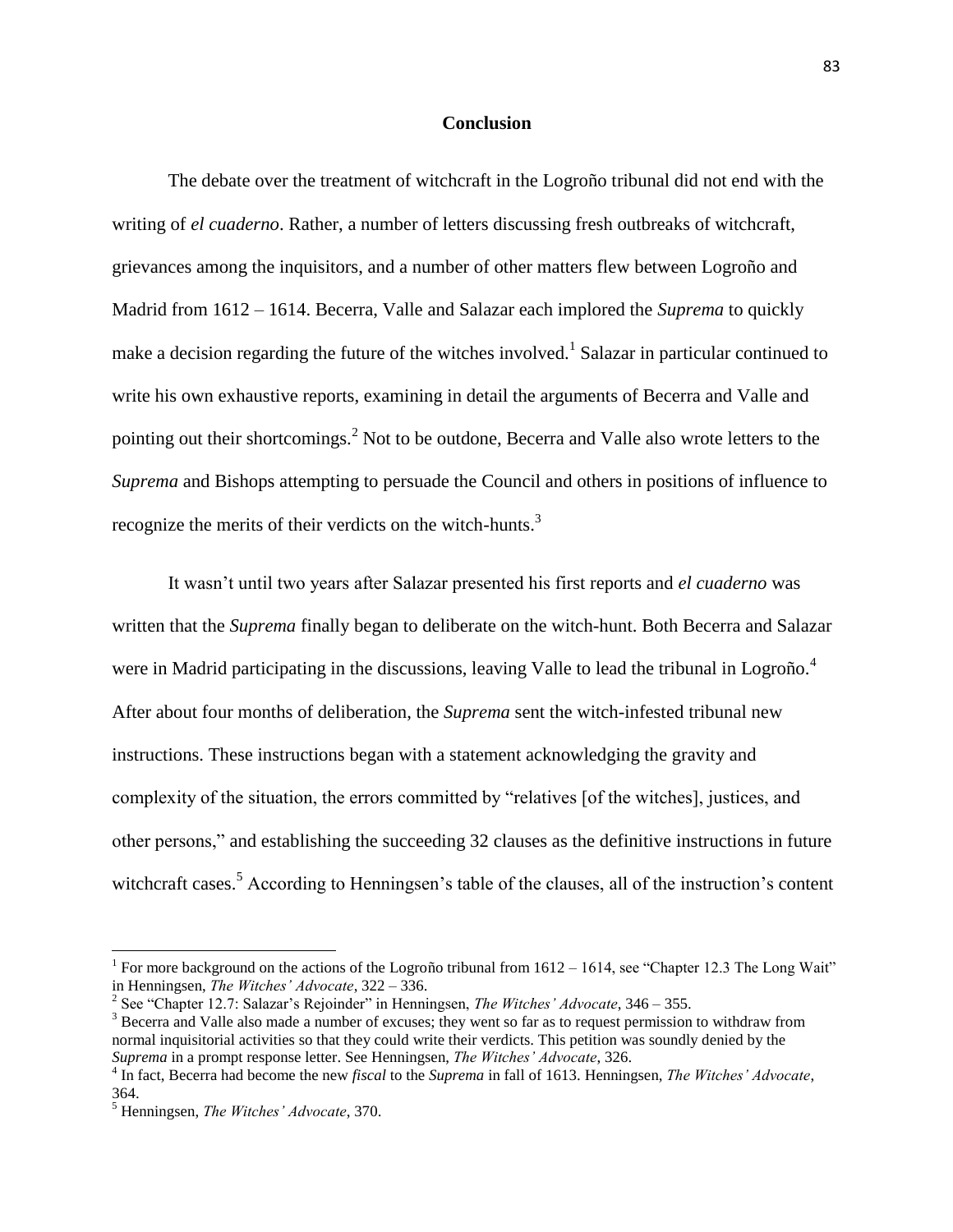## Conclusion

The debate over the treatment of witchcraft in the Logroño tribunal did not end with the writing of *el cuaderno*. Rather, a number of letters discussing fresh outbreaks of witchcraft, grievances among the inquisitors, and a number of other matters flew between Logroño and Madrid from 1612 – 1614. Becerra, Valle and Salazar each implored the *Suprema* to quickly make a decision regarding the future of the witches involved.[1] Salazar in particular continued to write his own exhaustive reports, examining in detail the arguments of Becerra and Valle and pointing out their shortcomings.[2] Not to be outdone, Becerra and Valle also wrote letters to the *Suprema* and Bishops attempting to persuade the Council and others in positions of influence to recognize the merits of their verdicts on the witch-hunts.[3]

It wasn't until two years after Salazar presented his first reports and *el cuaderno* was written that the *Suprema* finally began to deliberate on the witch-hunt. Both Becerra and Salazar were in Madrid participating in the discussions, leaving Valle to lead the tribunal in Logroño.[4] After about four months of deliberation, the *Suprema* sent the witch-infested tribunal new instructions. These instructions began with a statement acknowledging the gravity and complexity of the situation, the errors committed by "relatives [of the witches], justices, and other persons," and establishing the succeeding 32 clauses as the definitive instructions in future witchcraft cases.[5] According to Henningsen's table of the clauses, all of the instruction's content

---

[1] For more background on the actions of the Logroño tribunal from 1612 – 1614, see "Chapter 12.3 The Long Wait" in Henningsen, *The Witches' Advocate*, 322 – 336.

[2] See "Chapter 12.7: Salazar's Rejoinder" in Henningsen, *The Witches' Advocate*, 346 – 355.

[3] Becerra and Valle also made a number of excuses; they went so far as to request permission to withdraw from normal inquisitorial activities so that they could write their verdicts. This petition was soundly denied by the *Suprema* in a prompt response letter. See Henningsen, *The Witches' Advocate*, 326.

[4] In fact, Becerra had become the new *fiscal* to the *Suprema* in fall of 1613. Henningsen, *The Witches' Advocate*, 364.

[5] Henningsen, *The Witches' Advocate*, 370.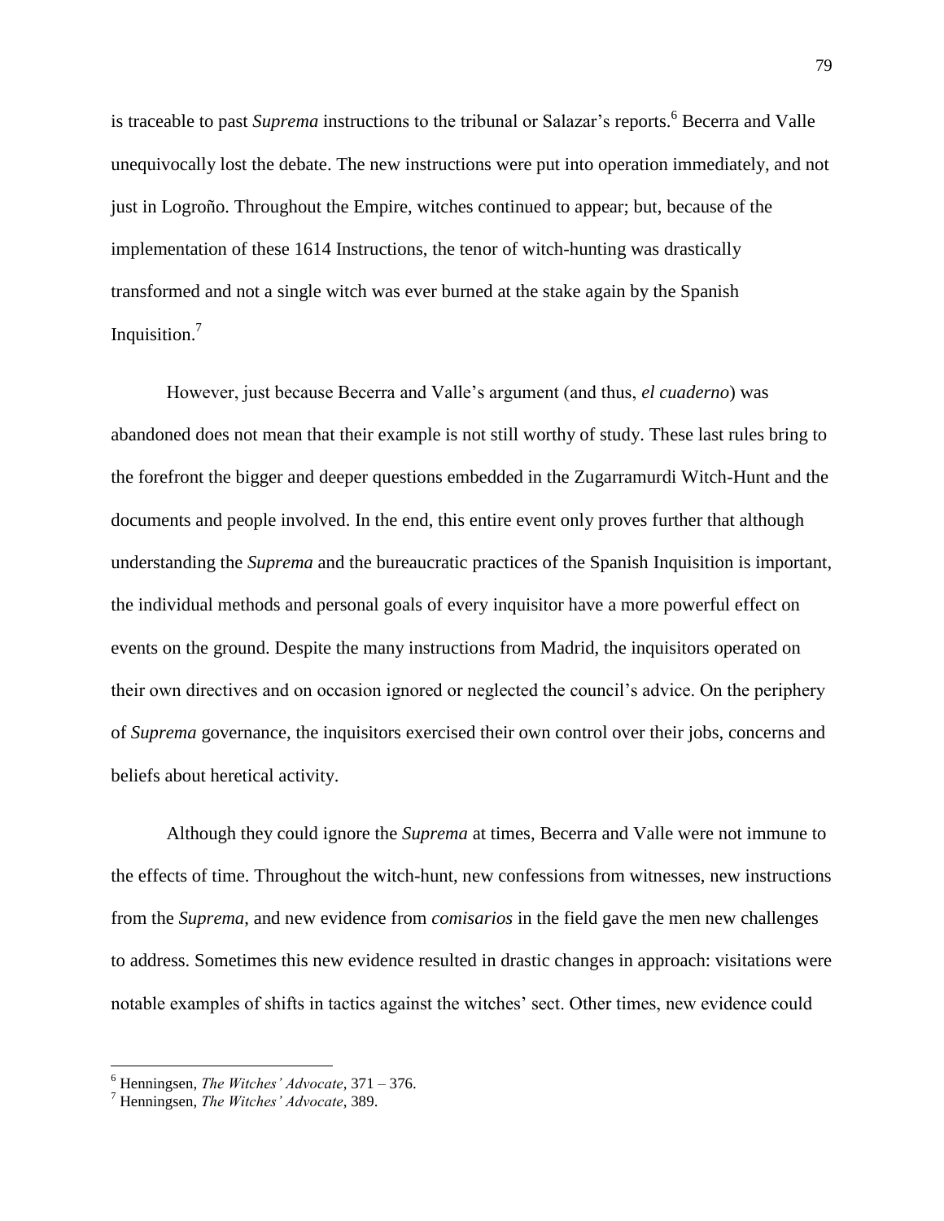is traceable to past *Suprema* instructions to the tribunal or Salazar's reports.[6] Becerra and Valle unequivocally lost the debate. The new instructions were put into operation immediately, and not just in Logroño. Throughout the Empire, witches continued to appear; but, because of the implementation of these 1614 Instructions, the tenor of witch-hunting was drastically transformed and not a single witch was ever burned at the stake again by the Spanish Inquisition.[7]

However, just because Becerra and Valle's argument (and thus, *el cuaderno*) was abandoned does not mean that their example is not still worthy of study. These last rules bring to the forefront the bigger and deeper questions embedded in the Zugarramurdi Witch-Hunt and the documents and people involved. In the end, this entire event only proves further that although understanding the *Suprema* and the bureaucratic practices of the Spanish Inquisition is important, the individual methods and personal goals of every inquisitor have a more powerful effect on events on the ground. Despite the many instructions from Madrid, the inquisitors operated on their own directives and on occasion ignored or neglected the council's advice. On the periphery of *Suprema* governance, the inquisitors exercised their own control over their jobs, concerns and beliefs about heretical activity.

Although they could ignore the *Suprema* at times, Becerra and Valle were not immune to the effects of time. Throughout the witch-hunt, new confessions from witnesses, new instructions from the *Suprema*, and new evidence from *comisarios* in the field gave the men new challenges to address. Sometimes this new evidence resulted in drastic changes in approach: visitations were notable examples of shifts in tactics against the witches' sect. Other times, new evidence could

---

[6] Henningsen, *The Witches' Advocate*, 371 – 376.

[7] Henningsen, *The Witches' Advocate*, 389.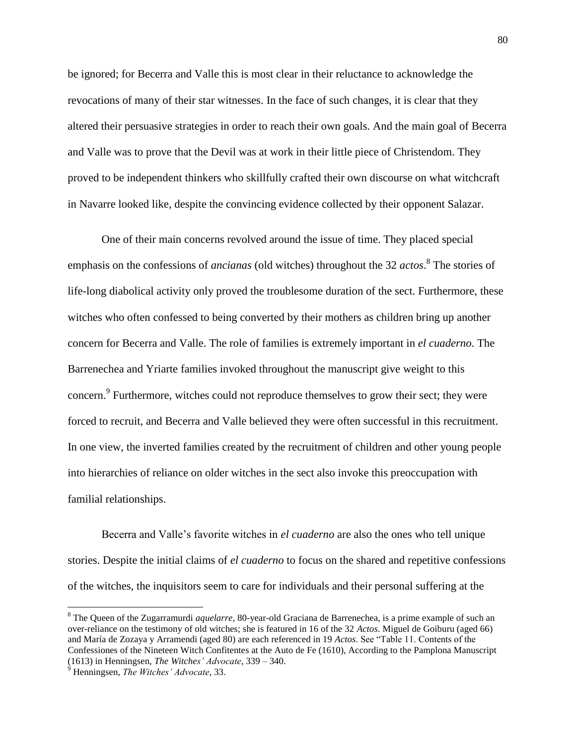be ignored; for Becerra and Valle this is most clear in their reluctance to acknowledge the revocations of many of their star witnesses. In the face of such changes, it is clear that they altered their persuasive strategies in order to reach their own goals. And the main goal of Becerra and Valle was to prove that the Devil was at work in their little piece of Christendom. They proved to be independent thinkers who skillfully crafted their own discourse on what witchcraft in Navarre looked like, despite the convincing evidence collected by their opponent Salazar.

One of their main concerns revolved around the issue of time. They placed special emphasis on the confessions of *ancianas* (old witches) throughout the 32 *actos*.[8] The stories of life-long diabolical activity only proved the troublesome duration of the sect. Furthermore, these witches who often confessed to being converted by their mothers as children bring up another concern for Becerra and Valle. The role of families is extremely important in *el cuaderno.* The Barrenechea and Yriarte families invoked throughout the manuscript give weight to this concern.[9] Furthermore, witches could not reproduce themselves to grow their sect; they were forced to recruit, and Becerra and Valle believed they were often successful in this recruitment. In one view, the inverted families created by the recruitment of children and other young people into hierarchies of reliance on older witches in the sect also invoke this preoccupation with familial relationships.

Becerra and Valle's favorite witches in *el cuaderno* are also the ones who tell unique stories. Despite the initial claims of *el cuaderno* to focus on the shared and repetitive confessions of the witches, the inquisitors seem to care for individuals and their personal suffering at the

---

[8] The Queen of the Zugarramurdi *aquelarre*, 80-year-old Graciana de Barrenechea, is a prime example of such an over-reliance on the testimony of old witches; she is featured in 16 of the 32 *Actos*. Miguel de Goiburu (aged 66) and María de Zozaya y Arramendi (aged 80) are each referenced in 19 *Actos*. See "Table 11. Contents of the Confessiones of the Nineteen Witch Confitentes at the Auto de Fe (1610), According to the Pamplona Manuscript (1613) in Henningsen, *The Witches' Advocate*, 339 – 340.

[9] Henningsen, *The Witches' Advocate*, 33.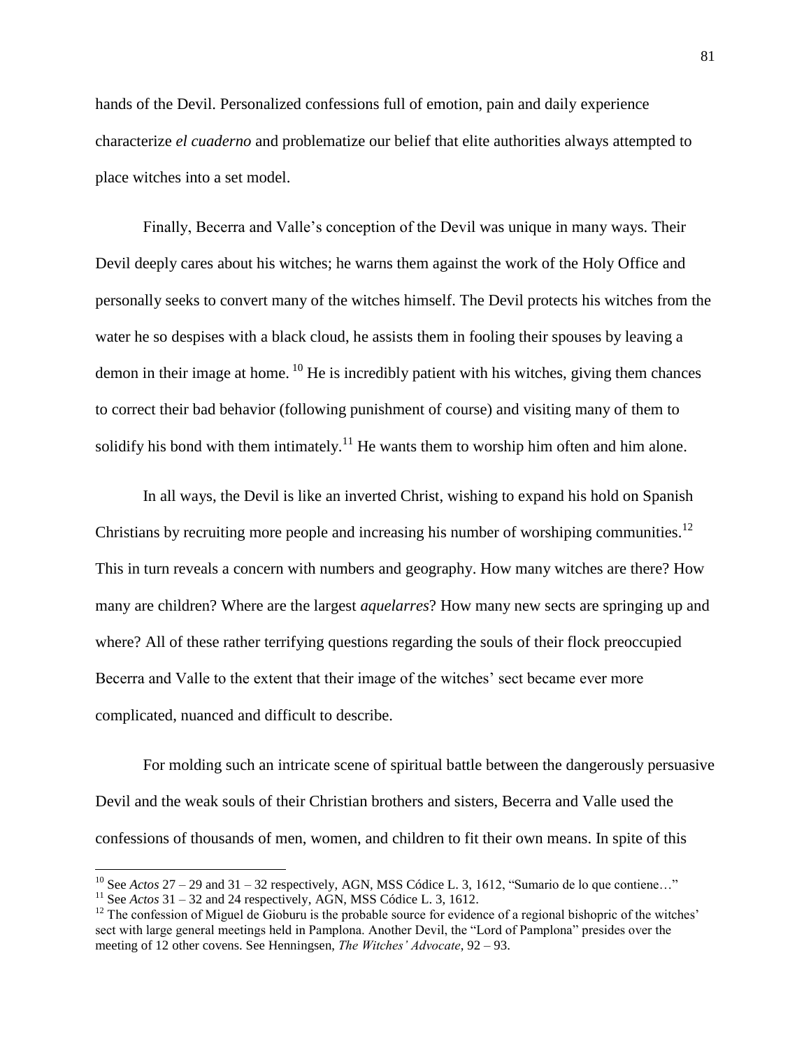hands of the Devil. Personalized confessions full of emotion, pain and daily experience characterize *el cuaderno* and problematize our belief that elite authorities always attempted to place witches into a set model.

Finally, Becerra and Valle's conception of the Devil was unique in many ways. Their Devil deeply cares about his witches; he warns them against the work of the Holy Office and personally seeks to convert many of the witches himself. The Devil protects his witches from the water he so despises with a black cloud, he assists them in fooling their spouses by leaving a demon in their image at home.[10] He is incredibly patient with his witches, giving them chances to correct their bad behavior (following punishment of course) and visiting many of them to solidify his bond with them intimately.[11] He wants them to worship him often and him alone.

In all ways, the Devil is like an inverted Christ, wishing to expand his hold on Spanish Christians by recruiting more people and increasing his number of worshiping communities.[12] This in turn reveals a concern with numbers and geography. How many witches are there? How many are children? Where are the largest *aquelarres*? How many new sects are springing up and where? All of these rather terrifying questions regarding the souls of their flock preoccupied Becerra and Valle to the extent that their image of the witches' sect became ever more complicated, nuanced and difficult to describe.

For molding such an intricate scene of spiritual battle between the dangerously persuasive Devil and the weak souls of their Christian brothers and sisters, Becerra and Valle used the confessions of thousands of men, women, and children to fit their own means. In spite of this

---

[10] See *Actos* 27 – 29 and 31 – 32 respectively, AGN, MSS Códice L. 3, 1612, "Sumario de lo que contiene…"

[11] See *Actos* 31 – 32 and 24 respectively, AGN, MSS Códice L. 3, 1612.

[12] The confession of Miguel de Gioburu is the probable source for evidence of a regional bishopric of the witches' sect with large general meetings held in Pamplona. Another Devil, the "Lord of Pamplona" presides over the meeting of 12 other covens. See Henningsen, *The Witches' Advocate*, 92 – 93.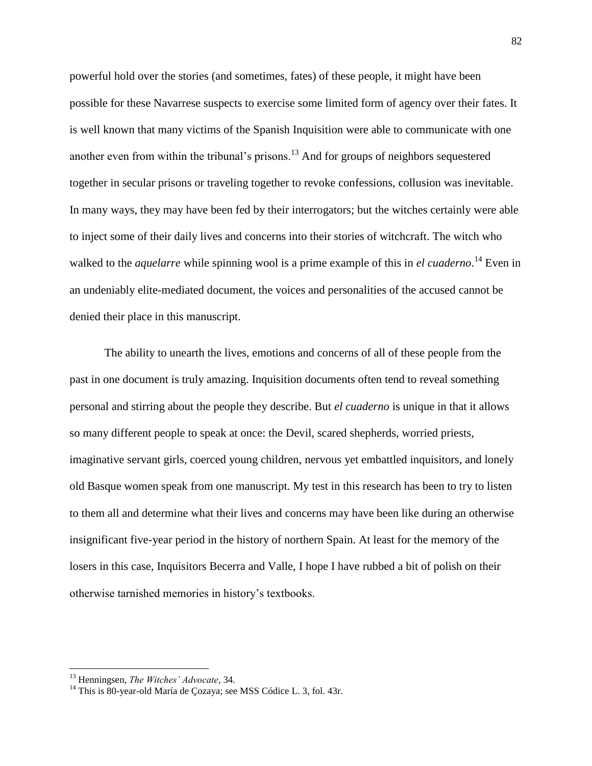powerful hold over the stories (and sometimes, fates) of these people, it might have been possible for these Navarrese suspects to exercise some limited form of agency over their fates. It is well known that many victims of the Spanish Inquisition were able to communicate with one another even from within the tribunal's prisons.[13] And for groups of neighbors sequestered together in secular prisons or traveling together to revoke confessions, collusion was inevitable. In many ways, they may have been fed by their interrogators; but the witches certainly were able to inject some of their daily lives and concerns into their stories of witchcraft. The witch who walked to the *aquelarre* while spinning wool is a prime example of this in *el cuaderno*.[14] Even in an undeniably elite-mediated document, the voices and personalities of the accused cannot be denied their place in this manuscript.

The ability to unearth the lives, emotions and concerns of all of these people from the past in one document is truly amazing. Inquisition documents often tend to reveal something personal and stirring about the people they describe. But *el cuaderno* is unique in that it allows so many different people to speak at once: the Devil, scared shepherds, worried priests, imaginative servant girls, coerced young children, nervous yet embattled inquisitors, and lonely old Basque women speak from one manuscript. My test in this research has been to try to listen to them all and determine what their lives and concerns may have been like during an otherwise insignificant five-year period in the history of northern Spain. At least for the memory of the losers in this case, Inquisitors Becerra and Valle, I hope I have rubbed a bit of polish on their otherwise tarnished memories in history's textbooks.

---

[13] Henningsen, *The Witches' Advocate*, 34.

[14] This is 80-year-old María de Çozaya; see MSS Códice L. 3, fol. 43r.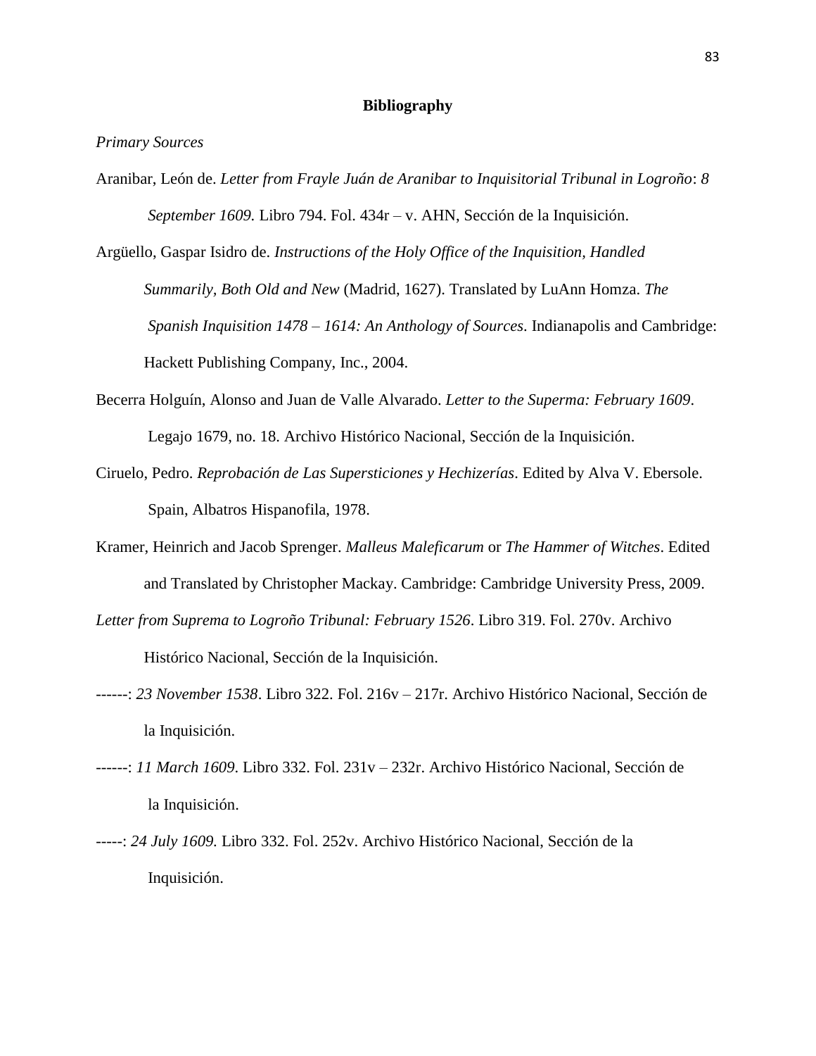**Bibliography**

*Primary Sources*

Aranibar, León de. *Letter from Frayle Juán de Aranibar to Inquisitorial Tribunal in Logroño*: *8 September 1609.* Libro 794. Fol. 434r – v. AHN, Sección de la Inquisición.

Argüello, Gaspar Isidro de. *Instructions of the Holy Office of the Inquisition, Handled Summarily, Both Old and New* (Madrid, 1627). Translated by LuAnn Homza. *The Spanish Inquisition 1478 – 1614: An Anthology of Sources*. Indianapolis and Cambridge: Hackett Publishing Company, Inc., 2004.

Becerra Holguín, Alonso and Juan de Valle Alvarado. *Letter to the Superma: February 1609*. Legajo 1679, no. 18. Archivo Histórico Nacional, Sección de la Inquisición.

Ciruelo, Pedro. *Reprobación de Las Supersticiones y Hechizerías*. Edited by Alva V. Ebersole. Spain, Albatros Hispanofila, 1978.

Kramer, Heinrich and Jacob Sprenger. *Malleus Maleficarum* or *The Hammer of Witches*. Edited and Translated by Christopher Mackay. Cambridge: Cambridge University Press, 2009.

*Letter from Suprema to Logroño Tribunal: February 1526*. Libro 319. Fol. 270v. Archivo Histórico Nacional, Sección de la Inquisición.

------: *23 November 1538*. Libro 322. Fol. 216v – 217r. Archivo Histórico Nacional, Sección de la Inquisición.

------: *11 March 1609*. Libro 332. Fol. 231v – 232r. Archivo Histórico Nacional, Sección de la Inquisición.

-----: *24 July 1609.* Libro 332. Fol. 252v. Archivo Histórico Nacional, Sección de la Inquisición.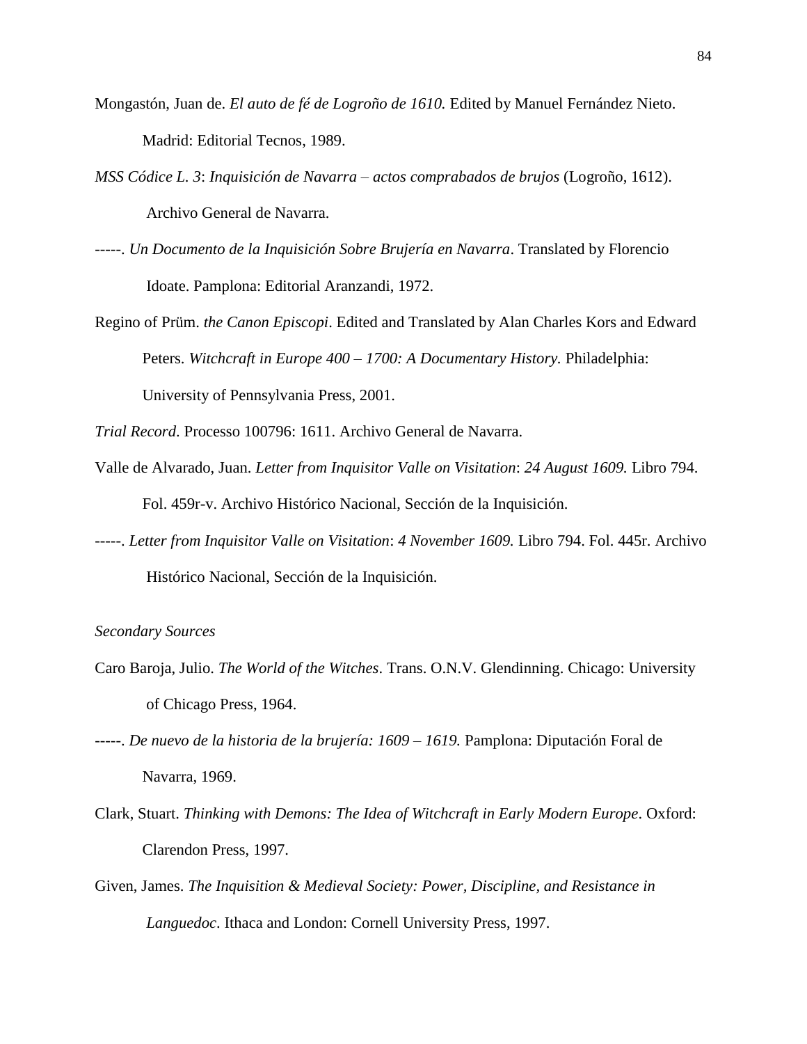Mongastón, Juan de. *El auto de fé de Logroño de 1610.* Edited by Manuel Fernández Nieto. Madrid: Editorial Tecnos, 1989.

*MSS Códice L. 3*: *Inquisición de Navarra – actos comprabados de brujos* (Logroño, 1612). Archivo General de Navarra.

-----. *Un Documento de la Inquisición Sobre Brujería en Navarra*. Translated by Florencio Idoate. Pamplona: Editorial Aranzandi, 1972.

Regino of Prüm. *the Canon Episcopi*. Edited and Translated by Alan Charles Kors and Edward Peters. *Witchcraft in Europe 400 – 1700: A Documentary History.* Philadelphia: University of Pennsylvania Press, 2001.

*Trial Record.* Processo 100796: 1611. Archivo General de Navarra.

Valle de Alvarado, Juan. *Letter from Inquisitor Valle on Visitation*: *24 August 1609.* Libro 794. Fol. 459r-v. Archivo Histórico Nacional, Sección de la Inquisición.

-----. *Letter from Inquisitor Valle on Visitation*: *4 November 1609.* Libro 794. Fol. 445r. Archivo Histórico Nacional, Sección de la Inquisición.

*Secondary Sources*

Caro Baroja, Julio. *The World of the Witches*. Trans. O.N.V. Glendinning. Chicago: University of Chicago Press, 1964.

-----. *De nuevo de la historia de la brujería: 1609 – 1619.* Pamplona: Diputación Foral de Navarra, 1969.

Clark, Stuart. *Thinking with Demons: The Idea of Witchcraft in Early Modern Europe*. Oxford: Clarendon Press, 1997.

Given, James. *The Inquisition & Medieval Society: Power, Discipline, and Resistance in Languedoc*. Ithaca and London: Cornell University Press, 1997.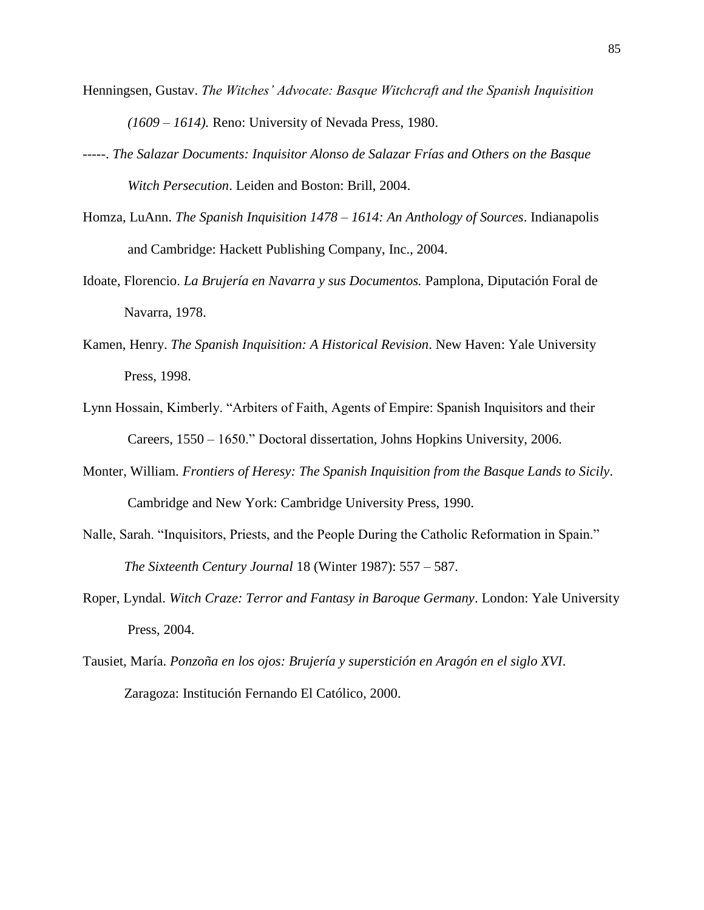Henningsen, Gustav. *The Witches' Advocate: Basque Witchcraft and the Spanish Inquisition (1609 – 1614).* Reno: University of Nevada Press, 1980.

-----. *The Salazar Documents: Inquisitor Alonso de Salazar Frías and Others on the Basque Witch Persecution*. Leiden and Boston: Brill, 2004.

Homza, LuAnn. *The Spanish Inquisition 1478 – 1614: An Anthology of Sources*. Indianapolis and Cambridge: Hackett Publishing Company, Inc., 2004.

Idoate, Florencio. *La Brujería en Navarra y sus Documentos.* Pamplona, Diputación Foral de Navarra, 1978.

Kamen, Henry. *The Spanish Inquisition: A Historical Revision*. New Haven: Yale University Press, 1998.

Lynn Hossain, Kimberly. "Arbiters of Faith, Agents of Empire: Spanish Inquisitors and their Careers, 1550 – 1650." Doctoral dissertation, Johns Hopkins University, 2006.

Monter, William. *Frontiers of Heresy: The Spanish Inquisition from the Basque Lands to Sicily*. Cambridge and New York: Cambridge University Press, 1990.

Nalle, Sarah. "Inquisitors, Priests, and the People During the Catholic Reformation in Spain." *The Sixteenth Century Journal* 18 (Winter 1987): 557 – 587.

Roper, Lyndal. *Witch Craze: Terror and Fantasy in Baroque Germany*. London: Yale University Press, 2004.

Tausiet, María. *Ponzoña en los ojos: Brujería y superstición en Aragón en el siglo XVI*. Zaragoza: Institución Fernando El Católico, 2000.